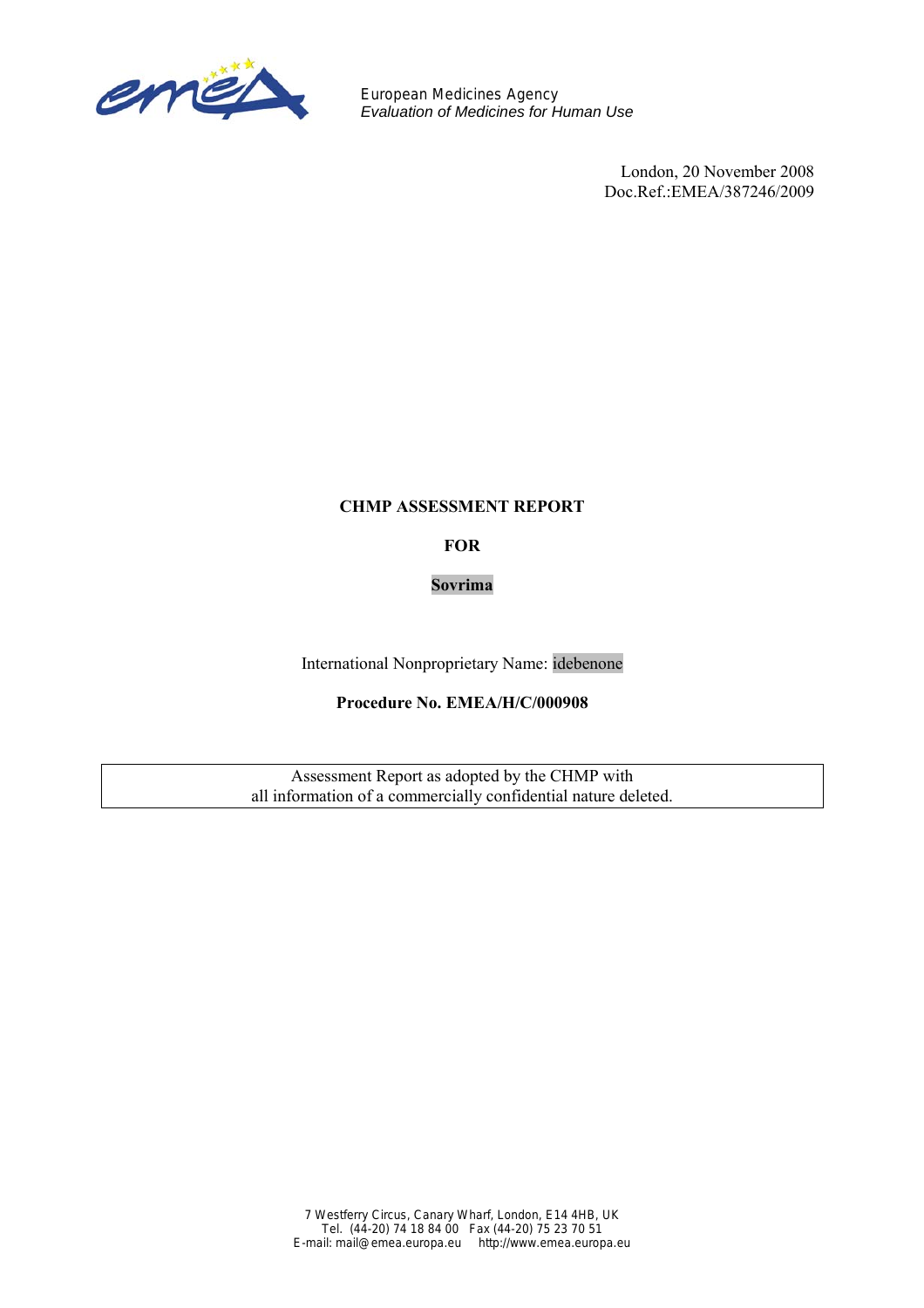European Medicines Agency
*Evaluation of Medicines for Human Use*

London, 20 November 2008
Doc.Ref.:EMEA/387246/2009

**CHMP ASSESSMENT REPORT**

**FOR**

**Sovrima**

International Nonproprietary Name: idebenone

**Procedure No. EMEA/H/C/000908**

Assessment Report as adopted by the CHMP with
all information of a commercially confidential nature deleted.

7 Westferry Circus, Canary Wharf, London, E14 4HB, UK
Tel. (44-20) 74 18 84 00 Fax (44-20) 75 23 70 51
E-mail: mail@emea.europa.eu http://www.emea.europa.eu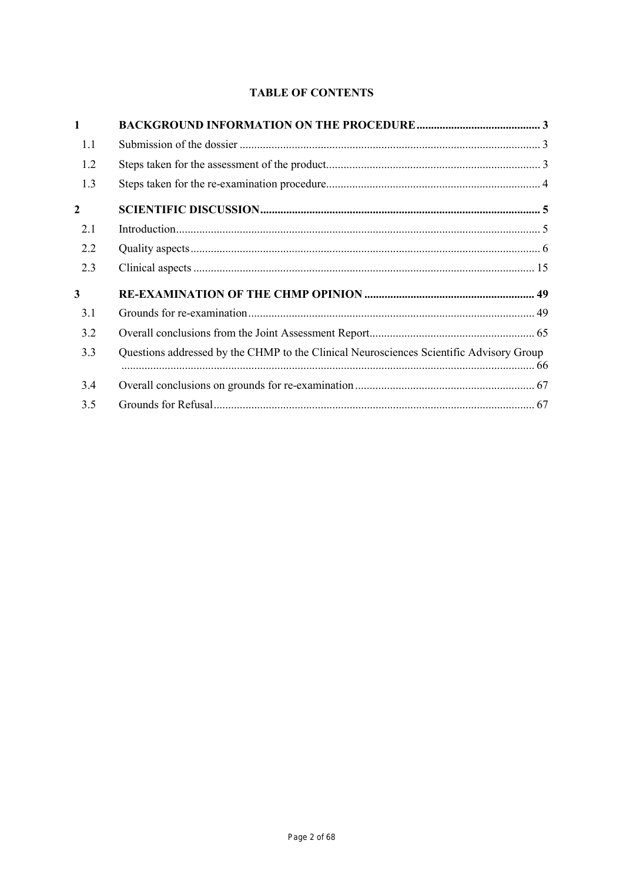**TABLE OF CONTENTS**

| | | |
|---|---|---|
| **1** | **BACKGROUND INFORMATION ON THE PROCEDURE** | **3** |
| 1.1 | Submission of the dossier | 3 |
| 1.2 | Steps taken for the assessment of the product | 3 |
| 1.3 | Steps taken for the re-examination procedure | 4 |
| **2** | **SCIENTIFIC DISCUSSION** | **5** |
| 2.1 | Introduction | 5 |
| 2.2 | Quality aspects | 6 |
| 2.3 | Clinical aspects | 15 |
| **3** | **RE-EXAMINATION OF THE CHMP OPINION** | **49** |
| 3.1 | Grounds for re-examination | 49 |
| 3.2 | Overall conclusions from the Joint Assessment Report | 65 |
| 3.3 | Questions addressed by the CHMP to the Clinical Neurosciences Scientific Advisory Group | 66 |
| 3.4 | Overall conclusions on grounds for re-examination | 67 |
| 3.5 | Grounds for Refusal | 67 |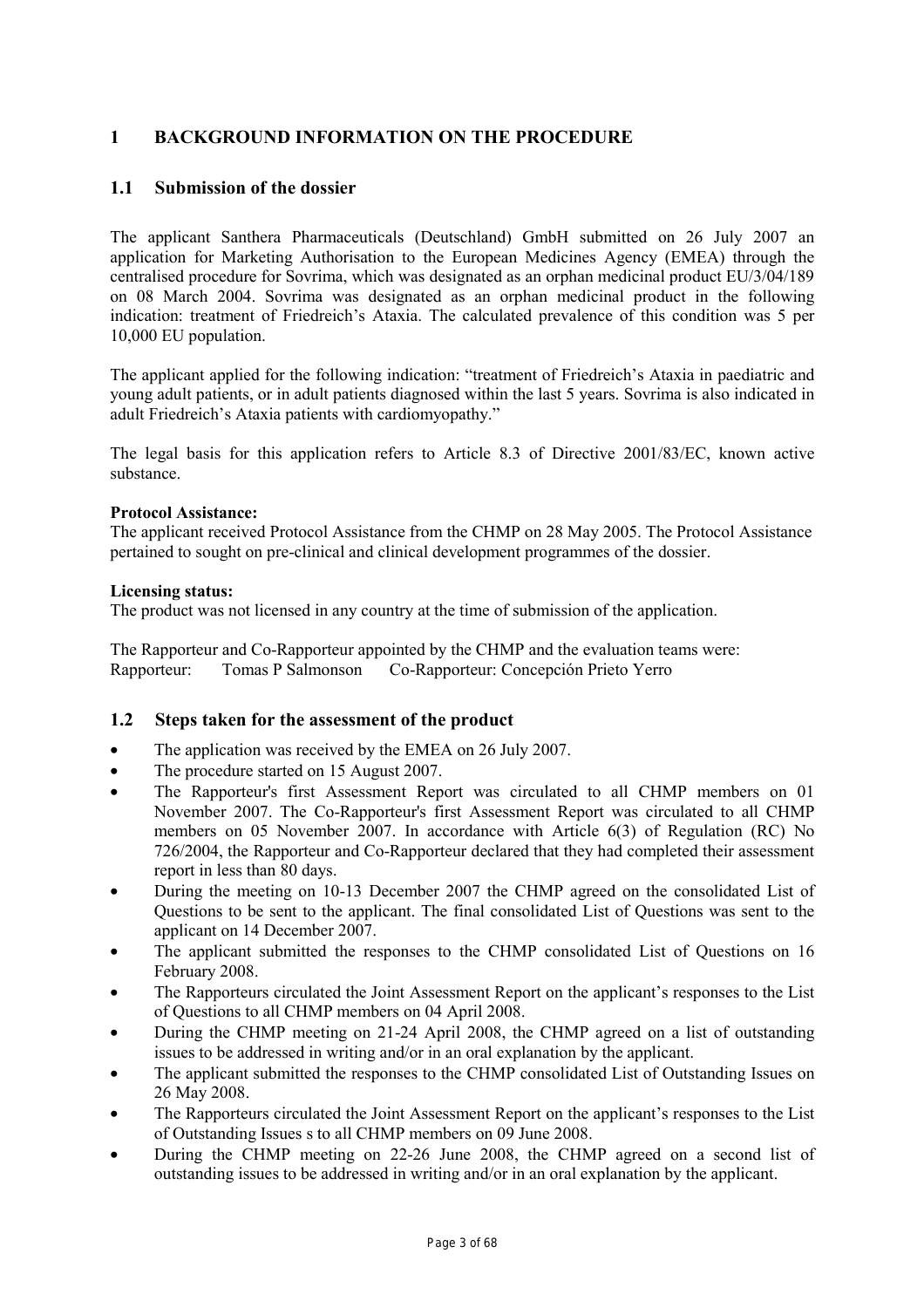# 1 BACKGROUND INFORMATION ON THE PROCEDURE

## 1.1 Submission of the dossier

The applicant Santhera Pharmaceuticals (Deutschland) GmbH submitted on 26 July 2007 an application for Marketing Authorisation to the European Medicines Agency (EMEA) through the centralised procedure for Sovrima, which was designated as an orphan medicinal product EU/3/04/189 on 08 March 2004. Sovrima was designated as an orphan medicinal product in the following indication: treatment of Friedreich's Ataxia. The calculated prevalence of this condition was 5 per 10,000 EU population.

The applicant applied for the following indication: "treatment of Friedreich's Ataxia in paediatric and young adult patients, or in adult patients diagnosed within the last 5 years. Sovrima is also indicated in adult Friedreich's Ataxia patients with cardiomyopathy."

The legal basis for this application refers to Article 8.3 of Directive 2001/83/EC, known active substance.

**Protocol Assistance:**
The applicant received Protocol Assistance from the CHMP on 28 May 2005. The Protocol Assistance pertained to sought on pre-clinical and clinical development programmes of the dossier.

**Licensing status:**
The product was not licensed in any country at the time of submission of the application.

The Rapporteur and Co-Rapporteur appointed by the CHMP and the evaluation teams were:
Rapporteur: Tomas P Salmonson Co-Rapporteur: Concepción Prieto Yerro

## 1.2 Steps taken for the assessment of the product

- The application was received by the EMEA on 26 July 2007.
- The procedure started on 15 August 2007.
- The Rapporteur's first Assessment Report was circulated to all CHMP members on 01 November 2007. The Co-Rapporteur's first Assessment Report was circulated to all CHMP members on 05 November 2007. In accordance with Article 6(3) of Regulation (RC) No 726/2004, the Rapporteur and Co-Rapporteur declared that they had completed their assessment report in less than 80 days.
- During the meeting on 10-13 December 2007 the CHMP agreed on the consolidated List of Questions to be sent to the applicant. The final consolidated List of Questions was sent to the applicant on 14 December 2007.
- The applicant submitted the responses to the CHMP consolidated List of Questions on 16 February 2008.
- The Rapporteurs circulated the Joint Assessment Report on the applicant's responses to the List of Questions to all CHMP members on 04 April 2008.
- During the CHMP meeting on 21-24 April 2008, the CHMP agreed on a list of outstanding issues to be addressed in writing and/or in an oral explanation by the applicant.
- The applicant submitted the responses to the CHMP consolidated List of Outstanding Issues on 26 May 2008.
- The Rapporteurs circulated the Joint Assessment Report on the applicant's responses to the List of Outstanding Issues s to all CHMP members on 09 June 2008.
- During the CHMP meeting on 22-26 June 2008, the CHMP agreed on a second list of outstanding issues to be addressed in writing and/or in an oral explanation by the applicant.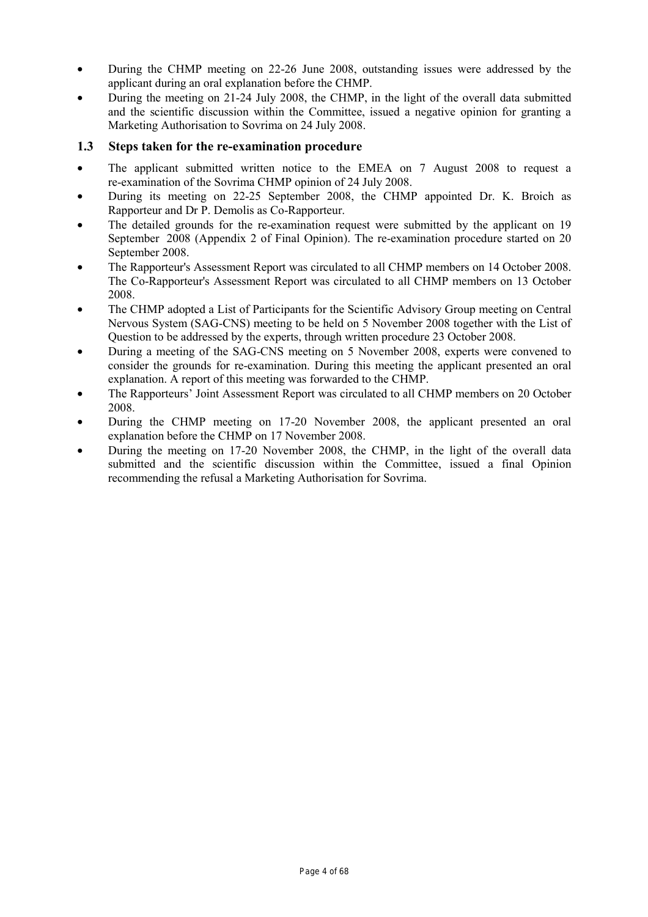- During the CHMP meeting on 22-26 June 2008, outstanding issues were addressed by the applicant during an oral explanation before the CHMP.
- During the meeting on 21-24 July 2008, the CHMP, in the light of the overall data submitted and the scientific discussion within the Committee, issued a negative opinion for granting a Marketing Authorisation to Sovrima on 24 July 2008.

### 1.3 Steps taken for the re-examination procedure

- The applicant submitted written notice to the EMEA on 7 August 2008 to request a re-examination of the Sovrima CHMP opinion of 24 July 2008.
- During its meeting on 22-25 September 2008, the CHMP appointed Dr. K. Broich as Rapporteur and Dr P. Demolis as Co-Rapporteur.
- The detailed grounds for the re-examination request were submitted by the applicant on 19 September 2008 (Appendix 2 of Final Opinion). The re-examination procedure started on 20 September 2008.
- The Rapporteur's Assessment Report was circulated to all CHMP members on 14 October 2008. The Co-Rapporteur's Assessment Report was circulated to all CHMP members on 13 October 2008.
- The CHMP adopted a List of Participants for the Scientific Advisory Group meeting on Central Nervous System (SAG-CNS) meeting to be held on 5 November 2008 together with the List of Question to be addressed by the experts, through written procedure 23 October 2008.
- During a meeting of the SAG-CNS meeting on 5 November 2008, experts were convened to consider the grounds for re-examination. During this meeting the applicant presented an oral explanation. A report of this meeting was forwarded to the CHMP.
- The Rapporteurs' Joint Assessment Report was circulated to all CHMP members on 20 October 2008.
- During the CHMP meeting on 17-20 November 2008, the applicant presented an oral explanation before the CHMP on 17 November 2008.
- During the meeting on 17-20 November 2008, the CHMP, in the light of the overall data submitted and the scientific discussion within the Committee, issued a final Opinion recommending the refusal a Marketing Authorisation for Sovrima.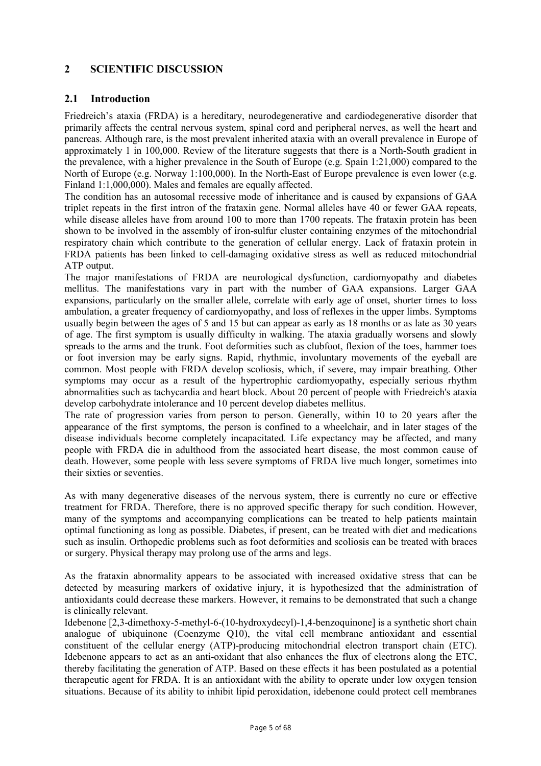## 2 SCIENTIFIC DISCUSSION

### 2.1 Introduction

Friedreich's ataxia (FRDA) is a hereditary, neurodegenerative and cardiodegenerative disorder that primarily affects the central nervous system, spinal cord and peripheral nerves, as well the heart and pancreas. Although rare, is the most prevalent inherited ataxia with an overall prevalence in Europe of approximately 1 in 100,000. Review of the literature suggests that there is a North-South gradient in the prevalence, with a higher prevalence in the South of Europe (e.g. Spain 1:21,000) compared to the North of Europe (e.g. Norway 1:100,000). In the North-East of Europe prevalence is even lower (e.g. Finland 1:1,000,000). Males and females are equally affected.

The condition has an autosomal recessive mode of inheritance and is caused by expansions of GAA triplet repeats in the first intron of the frataxin gene. Normal alleles have 40 or fewer GAA repeats, while disease alleles have from around 100 to more than 1700 repeats. The frataxin protein has been shown to be involved in the assembly of iron-sulfur cluster containing enzymes of the mitochondrial respiratory chain which contribute to the generation of cellular energy. Lack of frataxin protein in FRDA patients has been linked to cell-damaging oxidative stress as well as reduced mitochondrial ATP output.

The major manifestations of FRDA are neurological dysfunction, cardiomyopathy and diabetes mellitus. The manifestations vary in part with the number of GAA expansions. Larger GAA expansions, particularly on the smaller allele, correlate with early age of onset, shorter times to loss ambulation, a greater frequency of cardiomyopathy, and loss of reflexes in the upper limbs. Symptoms usually begin between the ages of 5 and 15 but can appear as early as 18 months or as late as 30 years of age. The first symptom is usually difficulty in walking. The ataxia gradually worsens and slowly spreads to the arms and the trunk. Foot deformities such as clubfoot, flexion of the toes, hammer toes or foot inversion may be early signs. Rapid, rhythmic, involuntary movements of the eyeball are common. Most people with FRDA develop scoliosis, which, if severe, may impair breathing. Other symptoms may occur as a result of the hypertrophic cardiomyopathy, especially serious rhythm abnormalities such as tachycardia and heart block. About 20 percent of people with Friedreich's ataxia develop carbohydrate intolerance and 10 percent develop diabetes mellitus.

The rate of progression varies from person to person. Generally, within 10 to 20 years after the appearance of the first symptoms, the person is confined to a wheelchair, and in later stages of the disease individuals become completely incapacitated. Life expectancy may be affected, and many people with FRDA die in adulthood from the associated heart disease, the most common cause of death. However, some people with less severe symptoms of FRDA live much longer, sometimes into their sixties or seventies.

As with many degenerative diseases of the nervous system, there is currently no cure or effective treatment for FRDA. Therefore, there is no approved specific therapy for such condition. However, many of the symptoms and accompanying complications can be treated to help patients maintain optimal functioning as long as possible. Diabetes, if present, can be treated with diet and medications such as insulin. Orthopedic problems such as foot deformities and scoliosis can be treated with braces or surgery. Physical therapy may prolong use of the arms and legs.

As the frataxin abnormality appears to be associated with increased oxidative stress that can be detected by measuring markers of oxidative injury, it is hypothesized that the administration of antioxidants could decrease these markers. However, it remains to be demonstrated that such a change is clinically relevant.

Idebenone [2,3-dimethoxy-5-methyl-6-(10-hydroxydecyl)-1,4-benzoquinone] is a synthetic short chain analogue of ubiquinone (Coenzyme Q10), the vital cell membrane antioxidant and essential constituent of the cellular energy (ATP)-producing mitochondrial electron transport chain (ETC). Idebenone appears to act as an anti-oxidant that also enhances the flux of electrons along the ETC, thereby facilitating the generation of ATP. Based on these effects it has been postulated as a potential therapeutic agent for FRDA. It is an antioxidant with the ability to operate under low oxygen tension situations. Because of its ability to inhibit lipid peroxidation, idebenone could protect cell membranes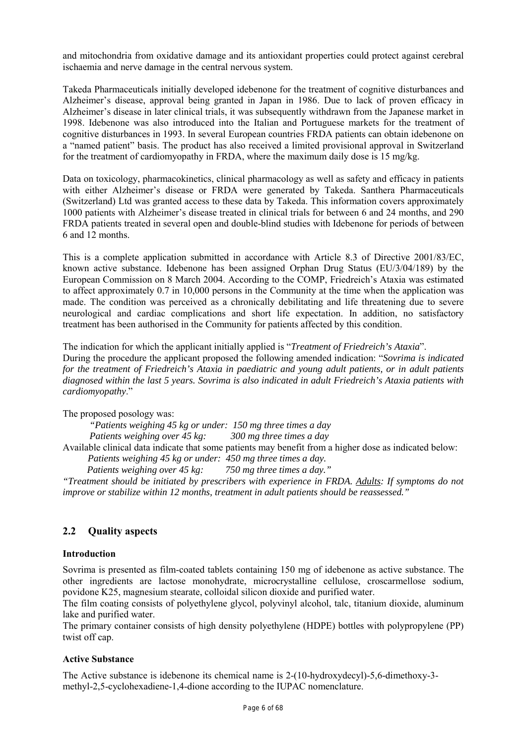and mitochondria from oxidative damage and its antioxidant properties could protect against cerebral ischaemia and nerve damage in the central nervous system.

Takeda Pharmaceuticals initially developed idebenone for the treatment of cognitive disturbances and Alzheimer's disease, approval being granted in Japan in 1986. Due to lack of proven efficacy in Alzheimer's disease in later clinical trials, it was subsequently withdrawn from the Japanese market in 1998. Idebenone was also introduced into the Italian and Portuguese markets for the treatment of cognitive disturbances in 1993. In several European countries FRDA patients can obtain idebenone on a "named patient" basis. The product has also received a limited provisional approval in Switzerland for the treatment of cardiomyopathy in FRDA, where the maximum daily dose is 15 mg/kg.

Data on toxicology, pharmacokinetics, clinical pharmacology as well as safety and efficacy in patients with either Alzheimer's disease or FRDA were generated by Takeda. Santhera Pharmaceuticals (Switzerland) Ltd was granted access to these data by Takeda. This information covers approximately 1000 patients with Alzheimer's disease treated in clinical trials for between 6 and 24 months, and 290 FRDA patients treated in several open and double-blind studies with Idebenone for periods of between 6 and 12 months.

This is a complete application submitted in accordance with Article 8.3 of Directive 2001/83/EC, known active substance. Idebenone has been assigned Orphan Drug Status (EU/3/04/189) by the European Commission on 8 March 2004. According to the COMP, Friedreich's Ataxia was estimated to affect approximately 0.7 in 10,000 persons in the Community at the time when the application was made. The condition was perceived as a chronically debilitating and life threatening due to severe neurological and cardiac complications and short life expectation. In addition, no satisfactory treatment has been authorised in the Community for patients affected by this condition.

The indication for which the applicant initially applied is "*Treatment of Friedreich's Ataxia*".
During the procedure the applicant proposed the following amended indication: "*Sovrima is indicated for the treatment of Friedreich's Ataxia in paediatric and young adult patients, or in adult patients diagnosed within the last 5 years. Sovrima is also indicated in adult Friedreich's Ataxia patients with cardiomyopathy*."

The proposed posology was:

*"Patients weighing 45 kg or under: 150 mg three times a day*
*Patients weighing over 45 kg: 300 mg three times a day*

Available clinical data indicate that some patients may benefit from a higher dose as indicated below:

*Patients weighing 45 kg or under: 450 mg three times a day.*
*Patients weighing over 45 kg: 750 mg three times a day."*

*"Treatment should be initiated by prescribers with experience in FRDA. Adults: If symptoms do not improve or stabilize within 12 months, treatment in adult patients should be reassessed."*

## 2.2 Quality aspects

### Introduction

Sovrima is presented as film-coated tablets containing 150 mg of idebenone as active substance. The other ingredients are lactose monohydrate, microcrystalline cellulose, croscarmellose sodium, povidone K25, magnesium stearate, colloidal silicon dioxide and purified water.
The film coating consists of polyethylene glycol, polyvinyl alcohol, talc, titanium dioxide, aluminum lake and purified water.
The primary container consists of high density polyethylene (HDPE) bottles with polypropylene (PP) twist off cap.

### Active Substance

The Active substance is idebenone its chemical name is 2-(10-hydroxydecyl)-5,6-dimethoxy-3-methyl-2,5-cyclohexadiene-1,4-dione according to the IUPAC nomenclature.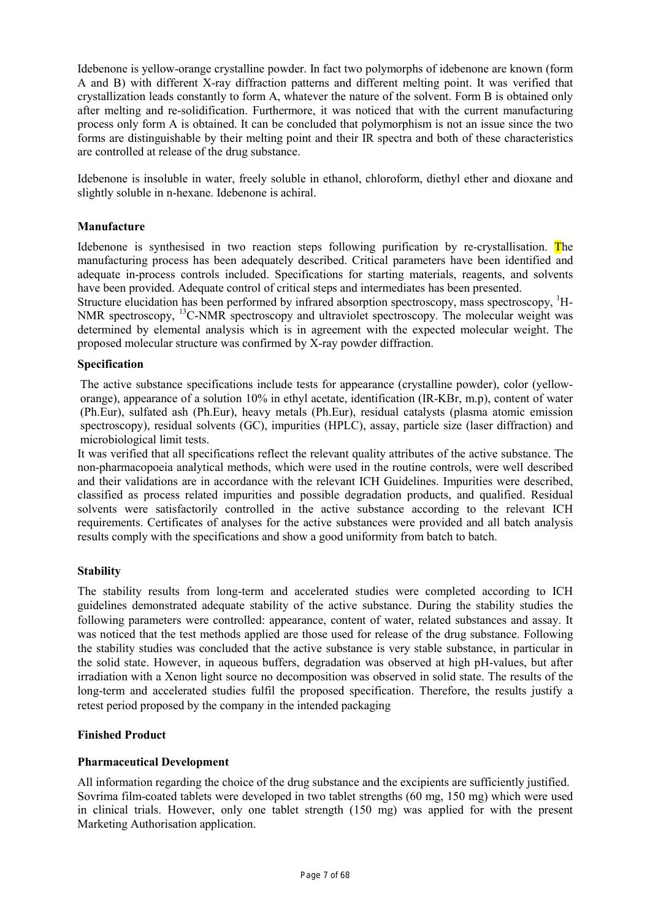Idebenone is yellow-orange crystalline powder. In fact two polymorphs of idebenone are known (form A and B) with different X-ray diffraction patterns and different melting point. It was verified that crystallization leads constantly to form A, whatever the nature of the solvent. Form B is obtained only after melting and re-solidification. Furthermore, it was noticed that with the current manufacturing process only form A is obtained. It can be concluded that polymorphism is not an issue since the two forms are distinguishable by their melting point and their IR spectra and both of these characteristics are controlled at release of the drug substance.

Idebenone is insoluble in water, freely soluble in ethanol, chloroform, diethyl ether and dioxane and slightly soluble in n-hexane. Idebenone is achiral.

**Manufacture**

Idebenone is synthesised in two reaction steps following purification by re-crystallisation. The manufacturing process has been adequately described. Critical parameters have been identified and adequate in-process controls included. Specifications for starting materials, reagents, and solvents have been provided. Adequate control of critical steps and intermediates has been presented.
Structure elucidation has been performed by infrared absorption spectroscopy, mass spectroscopy, $^{1}$H-NMR spectroscopy, $^{13}$C-NMR spectroscopy and ultraviolet spectroscopy. The molecular weight was determined by elemental analysis which is in agreement with the expected molecular weight. The proposed molecular structure was confirmed by X-ray powder diffraction.

**Specification**

The active substance specifications include tests for appearance (crystalline powder), color (yellow-orange), appearance of a solution 10% in ethyl acetate, identification (IR-KBr, m.p), content of water (Ph.Eur), sulfated ash (Ph.Eur), heavy metals (Ph.Eur), residual catalysts (plasma atomic emission spectroscopy), residual solvents (GC), impurities (HPLC), assay, particle size (laser diffraction) and microbiological limit tests.
It was verified that all specifications reflect the relevant quality attributes of the active substance. The non-pharmacopoeia analytical methods, which were used in the routine controls, were well described and their validations are in accordance with the relevant ICH Guidelines. Impurities were described, classified as process related impurities and possible degradation products, and qualified. Residual solvents were satisfactorily controlled in the active substance according to the relevant ICH requirements. Certificates of analyses for the active substances were provided and all batch analysis results comply with the specifications and show a good uniformity from batch to batch.

**Stability**

The stability results from long-term and accelerated studies were completed according to ICH guidelines demonstrated adequate stability of the active substance. During the stability studies the following parameters were controlled: appearance, content of water, related substances and assay. It was noticed that the test methods applied are those used for release of the drug substance. Following the stability studies was concluded that the active substance is very stable substance, in particular in the solid state. However, in aqueous buffers, degradation was observed at high pH-values, but after irradiation with a Xenon light source no decomposition was observed in solid state. The results of the long-term and accelerated studies fulfil the proposed specification. Therefore, the results justify a retest period proposed by the company in the intended packaging

**Finished Product**

**Pharmaceutical Development**

All information regarding the choice of the drug substance and the excipients are sufficiently justified. Sovrima film-coated tablets were developed in two tablet strengths (60 mg, 150 mg) which were used in clinical trials. However, only one tablet strength (150 mg) was applied for with the present Marketing Authorisation application.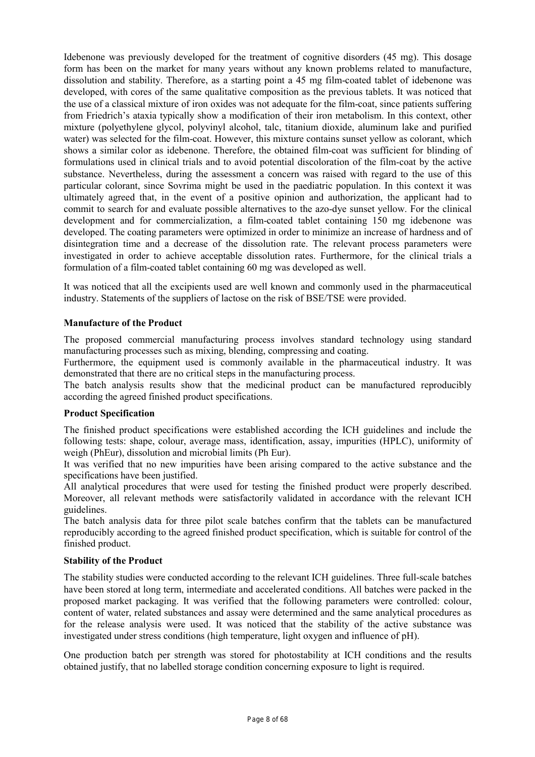Idebenone was previously developed for the treatment of cognitive disorders (45 mg). This dosage form has been on the market for many years without any known problems related to manufacture, dissolution and stability. Therefore, as a starting point a 45 mg film-coated tablet of idebenone was developed, with cores of the same qualitative composition as the previous tablets. It was noticed that the use of a classical mixture of iron oxides was not adequate for the film-coat, since patients suffering from Friedrich's ataxia typically show a modification of their iron metabolism. In this context, other mixture (polyethylene glycol, polyvinyl alcohol, talc, titanium dioxide, aluminum lake and purified water) was selected for the film-coat. However, this mixture contains sunset yellow as colorant, which shows a similar color as idebenone. Therefore, the obtained film-coat was sufficient for blinding of formulations used in clinical trials and to avoid potential discoloration of the film-coat by the active substance. Nevertheless, during the assessment a concern was raised with regard to the use of this particular colorant, since Sovrima might be used in the paediatric population. In this context it was ultimately agreed that, in the event of a positive opinion and authorization, the applicant had to commit to search for and evaluate possible alternatives to the azo-dye sunset yellow. For the clinical development and for commercialization, a film-coated tablet containing 150 mg idebenone was developed. The coating parameters were optimized in order to minimize an increase of hardness and of disintegration time and a decrease of the dissolution rate. The relevant process parameters were investigated in order to achieve acceptable dissolution rates. Furthermore, for the clinical trials a formulation of a film-coated tablet containing 60 mg was developed as well.

It was noticed that all the excipients used are well known and commonly used in the pharmaceutical industry. Statements of the suppliers of lactose on the risk of BSE/TSE were provided.

**Manufacture of the Product**

The proposed commercial manufacturing process involves standard technology using standard manufacturing processes such as mixing, blending, compressing and coating.
Furthermore, the equipment used is commonly available in the pharmaceutical industry. It was demonstrated that there are no critical steps in the manufacturing process.
The batch analysis results show that the medicinal product can be manufactured reproducibly according the agreed finished product specifications.

**Product Specification**

The finished product specifications were established according the ICH guidelines and include the following tests: shape, colour, average mass, identification, assay, impurities (HPLC), uniformity of weigh (PhEur), dissolution and microbial limits (Ph Eur).
It was verified that no new impurities have been arising compared to the active substance and the specifications have been justified.
All analytical procedures that were used for testing the finished product were properly described. Moreover, all relevant methods were satisfactorily validated in accordance with the relevant ICH guidelines.
The batch analysis data for three pilot scale batches confirm that the tablets can be manufactured reproducibly according to the agreed finished product specification, which is suitable for control of the finished product.

**Stability of the Product**

The stability studies were conducted according to the relevant ICH guidelines. Three full-scale batches have been stored at long term, intermediate and accelerated conditions. All batches were packed in the proposed market packaging. It was verified that the following parameters were controlled: colour, content of water, related substances and assay were determined and the same analytical procedures as for the release analysis were used. It was noticed that the stability of the active substance was investigated under stress conditions (high temperature, light oxygen and influence of pH).

One production batch per strength was stored for photostability at ICH conditions and the results obtained justify, that no labelled storage condition concerning exposure to light is required.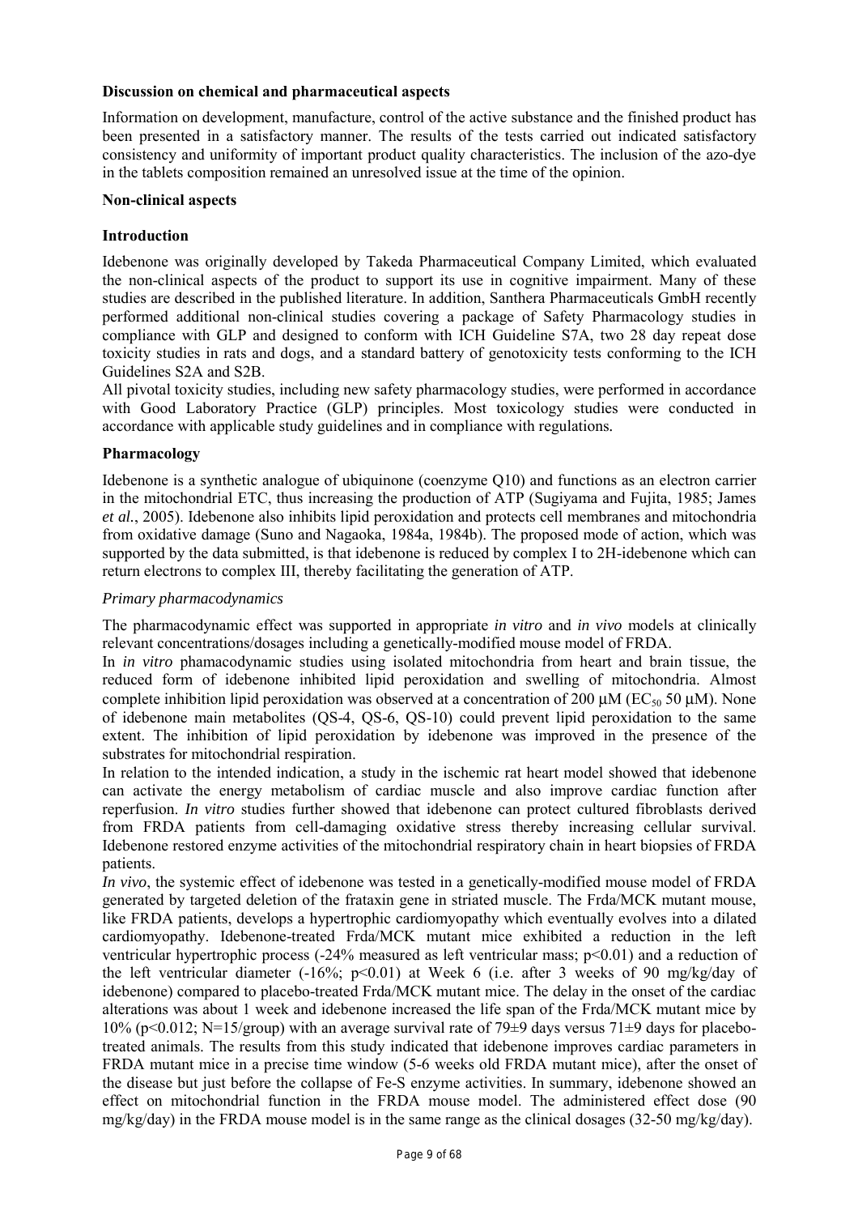**Discussion on chemical and pharmaceutical aspects**

Information on development, manufacture, control of the active substance and the finished product has been presented in a satisfactory manner. The results of the tests carried out indicated satisfactory consistency and uniformity of important product quality characteristics. The inclusion of the azo-dye in the tablets composition remained an unresolved issue at the time of the opinion.

**Non-clinical aspects**

**Introduction**

Idebenone was originally developed by Takeda Pharmaceutical Company Limited, which evaluated the non-clinical aspects of the product to support its use in cognitive impairment. Many of these studies are described in the published literature. In addition, Santhera Pharmaceuticals GmbH recently performed additional non-clinical studies covering a package of Safety Pharmacology studies in compliance with GLP and designed to conform with ICH Guideline S7A, two 28 day repeat dose toxicity studies in rats and dogs, and a standard battery of genotoxicity tests conforming to the ICH Guidelines S2A and S2B.

All pivotal toxicity studies, including new safety pharmacology studies, were performed in accordance with Good Laboratory Practice (GLP) principles. Most toxicology studies were conducted in accordance with applicable study guidelines and in compliance with regulations.

**Pharmacology**

Idebenone is a synthetic analogue of ubiquinone (coenzyme Q10) and functions as an electron carrier in the mitochondrial ETC, thus increasing the production of ATP (Sugiyama and Fujita, 1985; James *et al.*, 2005). Idebenone also inhibits lipid peroxidation and protects cell membranes and mitochondria from oxidative damage (Suno and Nagaoka, 1984a, 1984b). The proposed mode of action, which was supported by the data submitted, is that idebenone is reduced by complex I to 2H-idebenone which can return electrons to complex III, thereby facilitating the generation of ATP.

*Primary pharmacodynamics*

The pharmacodynamic effect was supported in appropriate *in vitro* and *in vivo* models at clinically relevant concentrations/dosages including a genetically-modified mouse model of FRDA.

In *in vitro* phamacodynamic studies using isolated mitochondria from heart and brain tissue, the reduced form of idebenone inhibited lipid peroxidation and swelling of mitochondria. Almost complete inhibition lipid peroxidation was observed at a concentration of 200 μM ($EC_{50}$ 50 μM). None of idebenone main metabolites (QS-4, QS-6, QS-10) could prevent lipid peroxidation to the same extent. The inhibition of lipid peroxidation by idebenone was improved in the presence of the substrates for mitochondrial respiration.

In relation to the intended indication, a study in the ischemic rat heart model showed that idebenone can activate the energy metabolism of cardiac muscle and also improve cardiac function after reperfusion. *In vitro* studies further showed that idebenone can protect cultured fibroblasts derived from FRDA patients from cell-damaging oxidative stress thereby increasing cellular survival. Idebenone restored enzyme activities of the mitochondrial respiratory chain in heart biopsies of FRDA patients.

*In vivo*, the systemic effect of idebenone was tested in a genetically-modified mouse model of FRDA generated by targeted deletion of the frataxin gene in striated muscle. The Frda/MCK mutant mouse, like FRDA patients, develops a hypertrophic cardiomyopathy which eventually evolves into a dilated cardiomyopathy. Idebenone-treated Frda/MCK mutant mice exhibited a reduction in the left ventricular hypertrophic process (-24% measured as left ventricular mass; $p<0.01$) and a reduction of the left ventricular diameter (-16%; $p<0.01$) at Week 6 (i.e. after 3 weeks of 90 mg/kg/day of idebenone) compared to placebo-treated Frda/MCK mutant mice. The delay in the onset of the cardiac alterations was about 1 week and idebenone increased the life span of the Frda/MCK mutant mice by 10% ($p<0.012$; N=15/group) with an average survival rate of 79±9 days versus 71±9 days for placebo-treated animals. The results from this study indicated that idebenone improves cardiac parameters in FRDA mutant mice in a precise time window (5-6 weeks old FRDA mutant mice), after the onset of the disease but just before the collapse of Fe-S enzyme activities. In summary, idebenone showed an effect on mitochondrial function in the FRDA mouse model. The administered effect dose (90 mg/kg/day) in the FRDA mouse model is in the same range as the clinical dosages (32-50 mg/kg/day).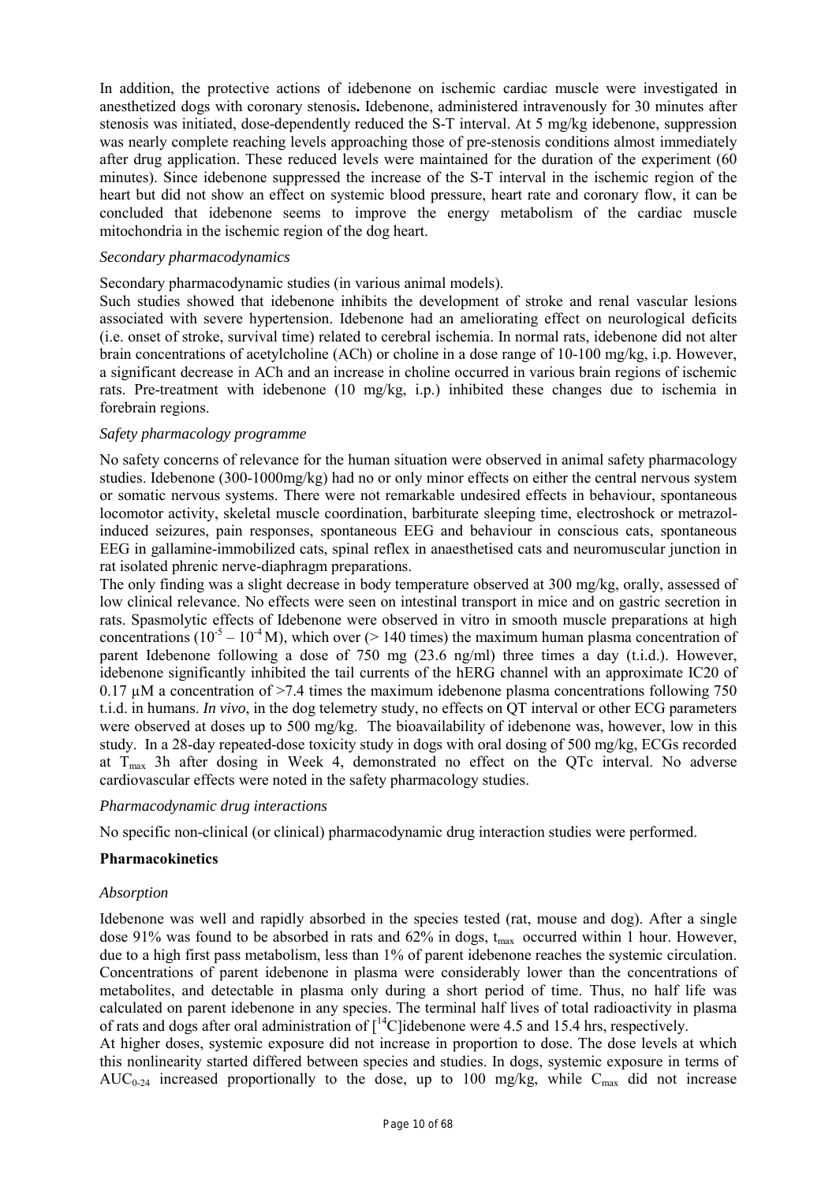In addition, the protective actions of idebenone on ischemic cardiac muscle were investigated in anesthetized dogs with coronary stenosis**.** Idebenone, administered intravenously for 30 minutes after stenosis was initiated, dose-dependently reduced the S-T interval. At 5 mg/kg idebenone, suppression was nearly complete reaching levels approaching those of pre-stenosis conditions almost immediately after drug application. These reduced levels were maintained for the duration of the experiment (60 minutes). Since idebenone suppressed the increase of the S-T interval in the ischemic region of the heart but did not show an effect on systemic blood pressure, heart rate and coronary flow, it can be concluded that idebenone seems to improve the energy metabolism of the cardiac muscle mitochondria in the ischemic region of the dog heart.

*Secondary pharmacodynamics*

Secondary pharmacodynamic studies (in various animal models).

Such studies showed that idebenone inhibits the development of stroke and renal vascular lesions associated with severe hypertension. Idebenone had an ameliorating effect on neurological deficits (i.e. onset of stroke, survival time) related to cerebral ischemia. In normal rats, idebenone did not alter brain concentrations of acetylcholine (ACh) or choline in a dose range of 10-100 mg/kg, i.p. However, a significant decrease in ACh and an increase in choline occurred in various brain regions of ischemic rats. Pre-treatment with idebenone (10 mg/kg, i.p.) inhibited these changes due to ischemia in forebrain regions.

*Safety pharmacology programme*

No safety concerns of relevance for the human situation were observed in animal safety pharmacology studies. Idebenone (300-1000mg/kg) had no or only minor effects on either the central nervous system or somatic nervous systems. There were not remarkable undesired effects in behaviour, spontaneous locomotor activity, skeletal muscle coordination, barbiturate sleeping time, electroshock or metrazol-induced seizures, pain responses, spontaneous EEG and behaviour in conscious cats, spontaneous EEG in gallamine-immobilized cats, spinal reflex in anaesthetised cats and neuromuscular junction in rat isolated phrenic nerve-diaphragm preparations.

The only finding was a slight decrease in body temperature observed at 300 mg/kg, orally, assessed of low clinical relevance. No effects were seen on intestinal transport in mice and on gastric secretion in rats. Spasmolytic effects of Idebenone were observed in vitro in smooth muscle preparations at high concentrations ($10^{-5}$ – $10^{-4}$ M), which over (> 140 times) the maximum human plasma concentration of parent Idebenone following a dose of 750 mg (23.6 ng/ml) three times a day (t.i.d.). However, idebenone significantly inhibited the tail currents of the hERG channel with an approximate IC20 of 0.17 µM a concentration of >7.4 times the maximum idebenone plasma concentrations following 750 t.i.d. in humans. *In vivo*, in the dog telemetry study, no effects on QT interval or other ECG parameters were observed at doses up to 500 mg/kg. The bioavailability of idebenone was, however, low in this study. In a 28-day repeated-dose toxicity study in dogs with oral dosing of 500 mg/kg, ECGs recorded at $T_{max}$ 3h after dosing in Week 4, demonstrated no effect on the QTc interval. No adverse cardiovascular effects were noted in the safety pharmacology studies.

*Pharmacodynamic drug interactions*

No specific non-clinical (or clinical) pharmacodynamic drug interaction studies were performed.

**Pharmacokinetics**

*Absorption*

Idebenone was well and rapidly absorbed in the species tested (rat, mouse and dog). After a single dose 91% was found to be absorbed in rats and 62% in dogs, $t_{max}$ occurred within 1 hour. However, due to a high first pass metabolism, less than 1% of parent idebenone reaches the systemic circulation. Concentrations of parent idebenone in plasma were considerably lower than the concentrations of metabolites, and detectable in plasma only during a short period of time. Thus, no half life was calculated on parent idebenone in any species. The terminal half lives of total radioactivity in plasma of rats and dogs after oral administration of [$^{14}$C]idebenone were 4.5 and 15.4 hrs, respectively.

At higher doses, systemic exposure did not increase in proportion to dose. The dose levels at which this nonlinearity started differed between species and studies. In dogs, systemic exposure in terms of $AUC_{0\text{-}24}$ increased proportionally to the dose, up to 100 mg/kg, while $C_{max}$ did not increase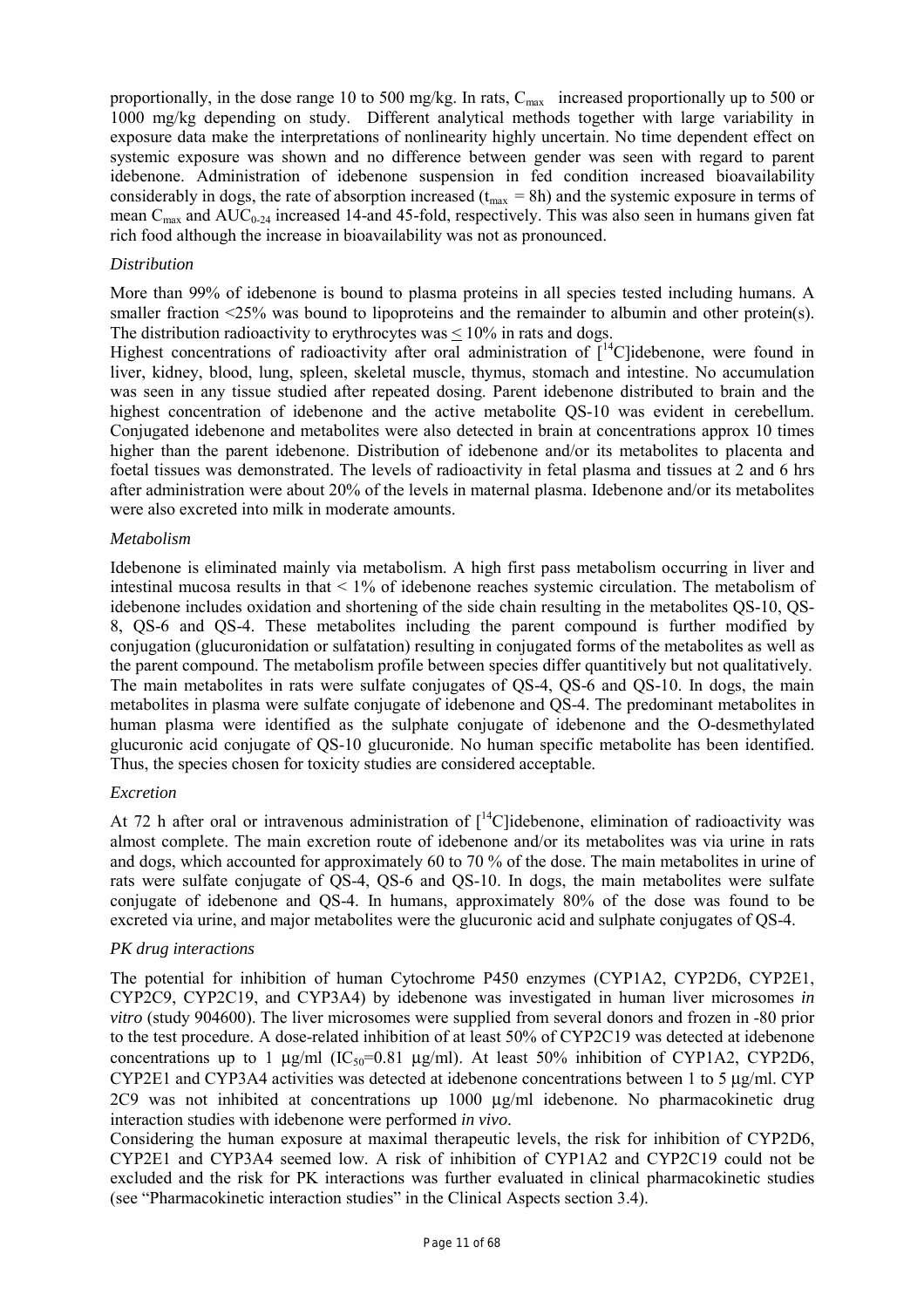proportionally, in the dose range 10 to 500 mg/kg. In rats, $C_{max}$ increased proportionally up to 500 or 1000 mg/kg depending on study. Different analytical methods together with large variability in exposure data make the interpretations of nonlinearity highly uncertain. No time dependent effect on systemic exposure was shown and no difference between gender was seen with regard to parent idebenone. Administration of idebenone suspension in fed condition increased bioavailability considerably in dogs, the rate of absorption increased ($t_{max}$ = 8h) and the systemic exposure in terms of mean $C_{max}$ and $AUC_{0-24}$ increased 14-and 45-fold, respectively. This was also seen in humans given fat rich food although the increase in bioavailability was not as pronounced.

*Distribution*

More than 99% of idebenone is bound to plasma proteins in all species tested including humans. A smaller fraction <25% was bound to lipoproteins and the remainder to albumin and other protein(s). The distribution radioactivity to erythrocytes was $\leq$ 10% in rats and dogs.
Highest concentrations of radioactivity after oral administration of [$^{14}$C]idebenone, were found in liver, kidney, blood, lung, spleen, skeletal muscle, thymus, stomach and intestine. No accumulation was seen in any tissue studied after repeated dosing. Parent idebenone distributed to brain and the highest concentration of idebenone and the active metabolite QS-10 was evident in cerebellum. Conjugated idebenone and metabolites were also detected in brain at concentrations approx 10 times higher than the parent idebenone. Distribution of idebenone and/or its metabolites to placenta and foetal tissues was demonstrated. The levels of radioactivity in fetal plasma and tissues at 2 and 6 hrs after administration were about 20% of the levels in maternal plasma. Idebenone and/or its metabolites were also excreted into milk in moderate amounts.

*Metabolism*

Idebenone is eliminated mainly via metabolism. A high first pass metabolism occurring in liver and intestinal mucosa results in that < 1% of idebenone reaches systemic circulation. The metabolism of idebenone includes oxidation and shortening of the side chain resulting in the metabolites QS-10, QS-8, QS-6 and QS-4. These metabolites including the parent compound is further modified by conjugation (glucuronidation or sulfatation) resulting in conjugated forms of the metabolites as well as the parent compound. The metabolism profile between species differ quantitatively but not qualitatively. The main metabolites in rats were sulfate conjugates of QS-4, QS-6 and QS-10. In dogs, the main metabolites in plasma were sulfate conjugate of idebenone and QS-4. The predominant metabolites in human plasma were identified as the sulphate conjugate of idebenone and the O-desmethylated glucuronic acid conjugate of QS-10 glucuronide. No human specific metabolite has been identified. Thus, the species chosen for toxicity studies are considered acceptable.

*Excretion*

At 72 h after oral or intravenous administration of [$^{14}$C]idebenone, elimination of radioactivity was almost complete. The main excretion route of idebenone and/or its metabolites was via urine in rats and dogs, which accounted for approximately 60 to 70 % of the dose. The main metabolites in urine of rats were sulfate conjugate of QS-4, QS-6 and QS-10. In dogs, the main metabolites were sulfate conjugate of idebenone and QS-4. In humans, approximately 80% of the dose was found to be excreted via urine, and major metabolites were the glucuronic acid and sulphate conjugates of QS-4.

*PK drug interactions*

The potential for inhibition of human Cytochrome P450 enzymes (CYP1A2, CYP2D6, CYP2E1, CYP2C9, CYP2C19, and CYP3A4) by idebenone was investigated in human liver microsomes *in vitro* (study 904600). The liver microsomes were supplied from several donors and frozen in -80 prior to the test procedure. A dose-related inhibition of at least 50% of CYP2C19 was detected at idebenone concentrations up to 1 µg/ml ($IC_{50}$=0.81 µg/ml). At least 50% inhibition of CYP1A2, CYP2D6, CYP2E1 and CYP3A4 activities was detected at idebenone concentrations between 1 to 5 µg/ml. CYP 2C9 was not inhibited at concentrations up 1000 µg/ml idebenone. No pharmacokinetic drug interaction studies with idebenone were performed *in vivo*.
Considering the human exposure at maximal therapeutic levels, the risk for inhibition of CYP2D6, CYP2E1 and CYP3A4 seemed low. A risk of inhibition of CYP1A2 and CYP2C19 could not be excluded and the risk for PK interactions was further evaluated in clinical pharmacokinetic studies (see "Pharmacokinetic interaction studies" in the Clinical Aspects section 3.4).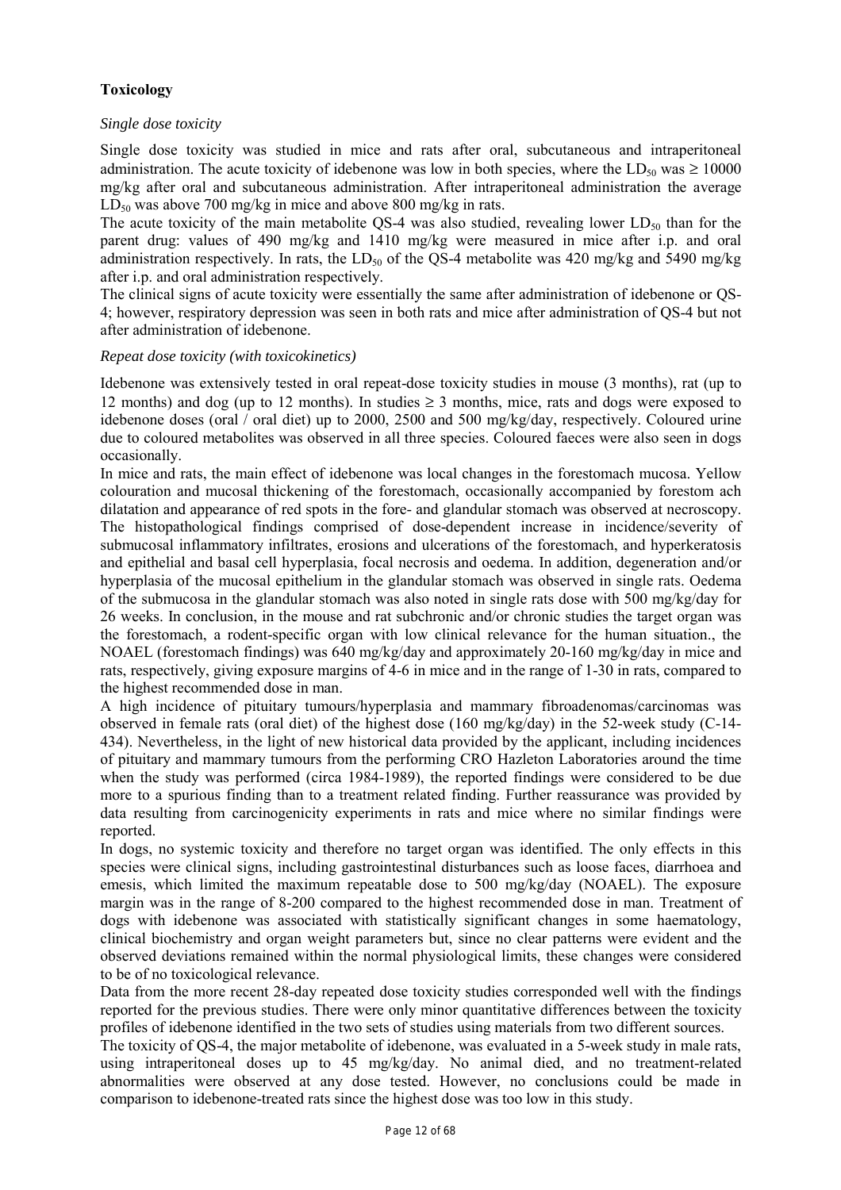**Toxicology**

*Single dose toxicity*

Single dose toxicity was studied in mice and rats after oral, subcutaneous and intraperitoneal administration. The acute toxicity of idebenone was low in both species, where the $LD_{50}$ was ≥ 10000 mg/kg after oral and subcutaneous administration. After intraperitoneal administration the average $LD_{50}$ was above 700 mg/kg in mice and above 800 mg/kg in rats.
The acute toxicity of the main metabolite QS-4 was also studied, revealing lower $LD_{50}$ than for the parent drug: values of 490 mg/kg and 1410 mg/kg were measured in mice after i.p. and oral administration respectively. In rats, the $LD_{50}$ of the QS-4 metabolite was 420 mg/kg and 5490 mg/kg after i.p. and oral administration respectively.
The clinical signs of acute toxicity were essentially the same after administration of idebenone or QS-4; however, respiratory depression was seen in both rats and mice after administration of QS-4 but not after administration of idebenone.

*Repeat dose toxicity (with toxicokinetics)*

Idebenone was extensively tested in oral repeat-dose toxicity studies in mouse (3 months), rat (up to 12 months) and dog (up to 12 months). In studies ≥ 3 months, mice, rats and dogs were exposed to idebenone doses (oral / oral diet) up to 2000, 2500 and 500 mg/kg/day, respectively. Coloured urine due to coloured metabolites was observed in all three species. Coloured faeces were also seen in dogs occasionally.
In mice and rats, the main effect of idebenone was local changes in the forestomach mucosa. Yellow colouration and mucosal thickening of the forestomach, occasionally accompanied by forestom ach dilatation and appearance of red spots in the fore- and glandular stomach was observed at necroscopy. The histopathological findings comprised of dose-dependent increase in incidence/severity of submucosal inflammatory infiltrates, erosions and ulcerations of the forestomach, and hyperkeratosis and epithelial and basal cell hyperplasia, focal necrosis and oedema. In addition, degeneration and/or hyperplasia of the mucosal epithelium in the glandular stomach was observed in single rats. Oedema of the submucosa in the glandular stomach was also noted in single rats dose with 500 mg/kg/day for 26 weeks. In conclusion, in the mouse and rat subchronic and/or chronic studies the target organ was the forestomach, a rodent-specific organ with low clinical relevance for the human situation., the NOAEL (forestomach findings) was 640 mg/kg/day and approximately 20-160 mg/kg/day in mice and rats, respectively, giving exposure margins of 4-6 in mice and in the range of 1-30 in rats, compared to the highest recommended dose in man.
A high incidence of pituitary tumours/hyperplasia and mammary fibroadenomas/carcinomas was observed in female rats (oral diet) of the highest dose (160 mg/kg/day) in the 52-week study (C-14-434). Nevertheless, in the light of new historical data provided by the applicant, including incidences of pituitary and mammary tumours from the performing CRO Hazleton Laboratories around the time when the study was performed (circa 1984-1989), the reported findings were considered to be due more to a spurious finding than to a treatment related finding. Further reassurance was provided by data resulting from carcinogenicity experiments in rats and mice where no similar findings were reported.
In dogs, no systemic toxicity and therefore no target organ was identified. The only effects in this species were clinical signs, including gastrointestinal disturbances such as loose faces, diarrhoea and emesis, which limited the maximum repeatable dose to 500 mg/kg/day (NOAEL). The exposure margin was in the range of 8-200 compared to the highest recommended dose in man. Treatment of dogs with idebenone was associated with statistically significant changes in some haematology, clinical biochemistry and organ weight parameters but, since no clear patterns were evident and the observed deviations remained within the normal physiological limits, these changes were considered to be of no toxicological relevance.
Data from the more recent 28-day repeated dose toxicity studies corresponded well with the findings reported for the previous studies. There were only minor quantitative differences between the toxicity profiles of idebenone identified in the two sets of studies using materials from two different sources.
The toxicity of QS-4, the major metabolite of idebenone, was evaluated in a 5-week study in male rats, using intraperitoneal doses up to 45 mg/kg/day. No animal died, and no treatment-related abnormalities were observed at any dose tested. However, no conclusions could be made in comparison to idebenone-treated rats since the highest dose was too low in this study.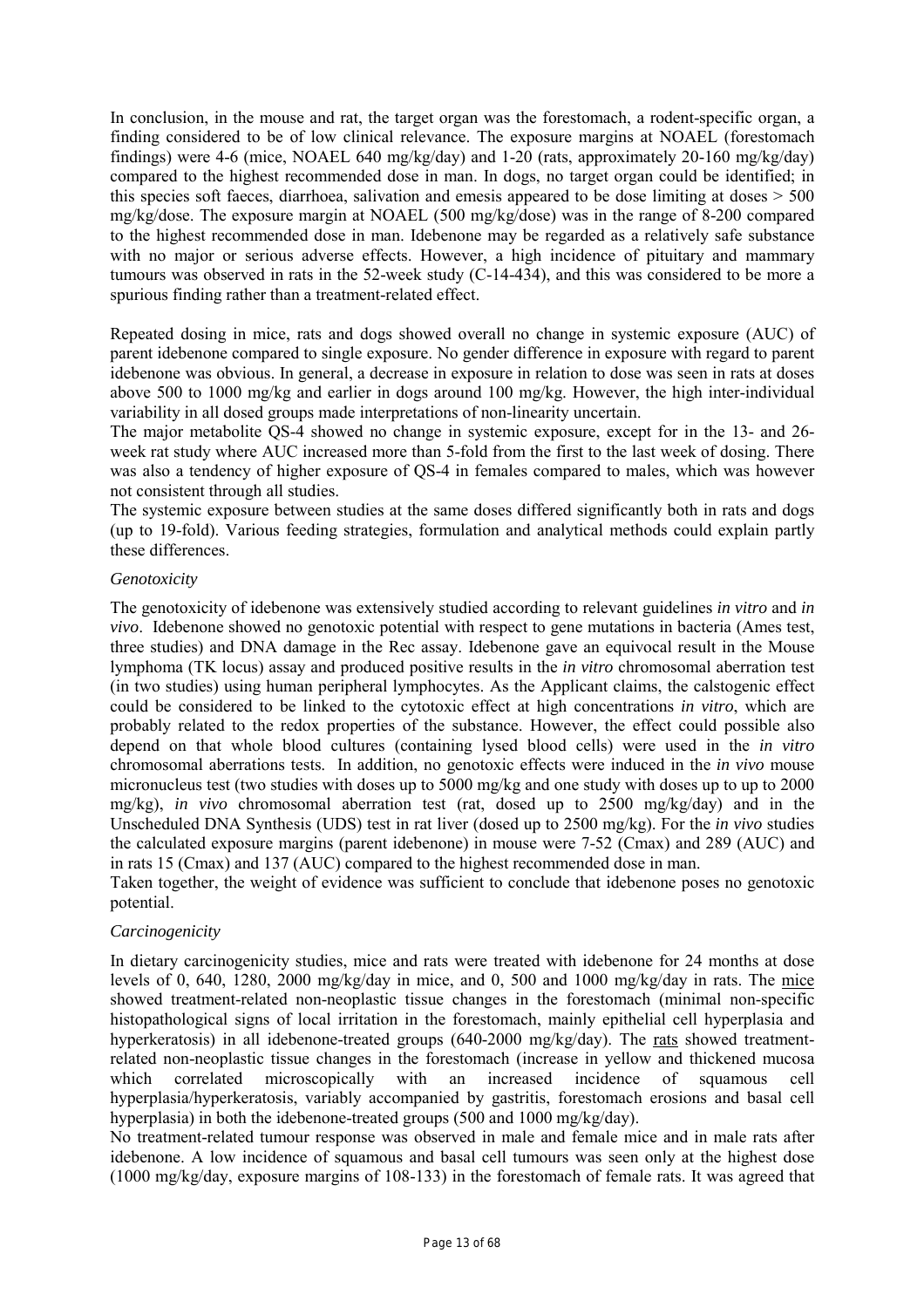In conclusion, in the mouse and rat, the target organ was the forestomach, a rodent-specific organ, a finding considered to be of low clinical relevance. The exposure margins at NOAEL (forestomach findings) were 4-6 (mice, NOAEL 640 mg/kg/day) and 1-20 (rats, approximately 20-160 mg/kg/day) compared to the highest recommended dose in man. In dogs, no target organ could be identified; in this species soft faeces, diarrhoea, salivation and emesis appeared to be dose limiting at doses > 500 mg/kg/dose. The exposure margin at NOAEL (500 mg/kg/dose) was in the range of 8-200 compared to the highest recommended dose in man. Idebenone may be regarded as a relatively safe substance with no major or serious adverse effects. However, a high incidence of pituitary and mammary tumours was observed in rats in the 52-week study (C-14-434), and this was considered to be more a spurious finding rather than a treatment-related effect.

Repeated dosing in mice, rats and dogs showed overall no change in systemic exposure (AUC) of parent idebenone compared to single exposure. No gender difference in exposure with regard to parent idebenone was obvious. In general, a decrease in exposure in relation to dose was seen in rats at doses above 500 to 1000 mg/kg and earlier in dogs around 100 mg/kg. However, the high inter-individual variability in all dosed groups made interpretations of non-linearity uncertain.
The major metabolite QS-4 showed no change in systemic exposure, except for in the 13- and 26-week rat study where AUC increased more than 5-fold from the first to the last week of dosing. There was also a tendency of higher exposure of QS-4 in females compared to males, which was however not consistent through all studies.
The systemic exposure between studies at the same doses differed significantly both in rats and dogs (up to 19-fold). Various feeding strategies, formulation and analytical methods could explain partly these differences.

*Genotoxicity*

The genotoxicity of idebenone was extensively studied according to relevant guidelines *in vitro* and *in vivo*. Idebenone showed no genotoxic potential with respect to gene mutations in bacteria (Ames test, three studies) and DNA damage in the Rec assay. Idebenone gave an equivocal result in the Mouse lymphoma (TK locus) assay and produced positive results in the *in vitro* chromosomal aberration test (in two studies) using human peripheral lymphocytes. As the Applicant claims, the calstogenic effect could be considered to be linked to the cytotoxic effect at high concentrations *in vitro*, which are probably related to the redox properties of the substance. However, the effect could possible also depend on that whole blood cultures (containing lysed blood cells) were used in the *in vitro* chromosomal aberrations tests. In addition, no genotoxic effects were induced in the *in vivo* mouse micronucleus test (two studies with doses up to 5000 mg/kg and one study with doses up to up to 2000 mg/kg), *in vivo* chromosomal aberration test (rat, dosed up to 2500 mg/kg/day) and in the Unscheduled DNA Synthesis (UDS) test in rat liver (dosed up to 2500 mg/kg). For the *in vivo* studies the calculated exposure margins (parent idebenone) in mouse were 7-52 (Cmax) and 289 (AUC) and in rats 15 (Cmax) and 137 (AUC) compared to the highest recommended dose in man.
Taken together, the weight of evidence was sufficient to conclude that idebenone poses no genotoxic potential.

*Carcinogenicity*

In dietary carcinogenicity studies, mice and rats were treated with idebenone for 24 months at dose levels of 0, 640, 1280, 2000 mg/kg/day in mice, and 0, 500 and 1000 mg/kg/day in rats. The mice showed treatment-related non-neoplastic tissue changes in the forestomach (minimal non-specific histopathological signs of local irritation in the forestomach, mainly epithelial cell hyperplasia and hyperkeratosis) in all idebenone-treated groups (640-2000 mg/kg/day). The rats showed treatment-related non-neoplastic tissue changes in the forestomach (increase in yellow and thickened mucosa which correlated microscopically with an increased incidence of squamous cell hyperplasia/hyperkeratosis, variably accompanied by gastritis, forestomach erosions and basal cell hyperplasia) in both the idebenone-treated groups (500 and 1000 mg/kg/day).
No treatment-related tumour response was observed in male and female mice and in male rats after idebenone. A low incidence of squamous and basal cell tumours was seen only at the highest dose (1000 mg/kg/day, exposure margins of 108-133) in the forestomach of female rats. It was agreed that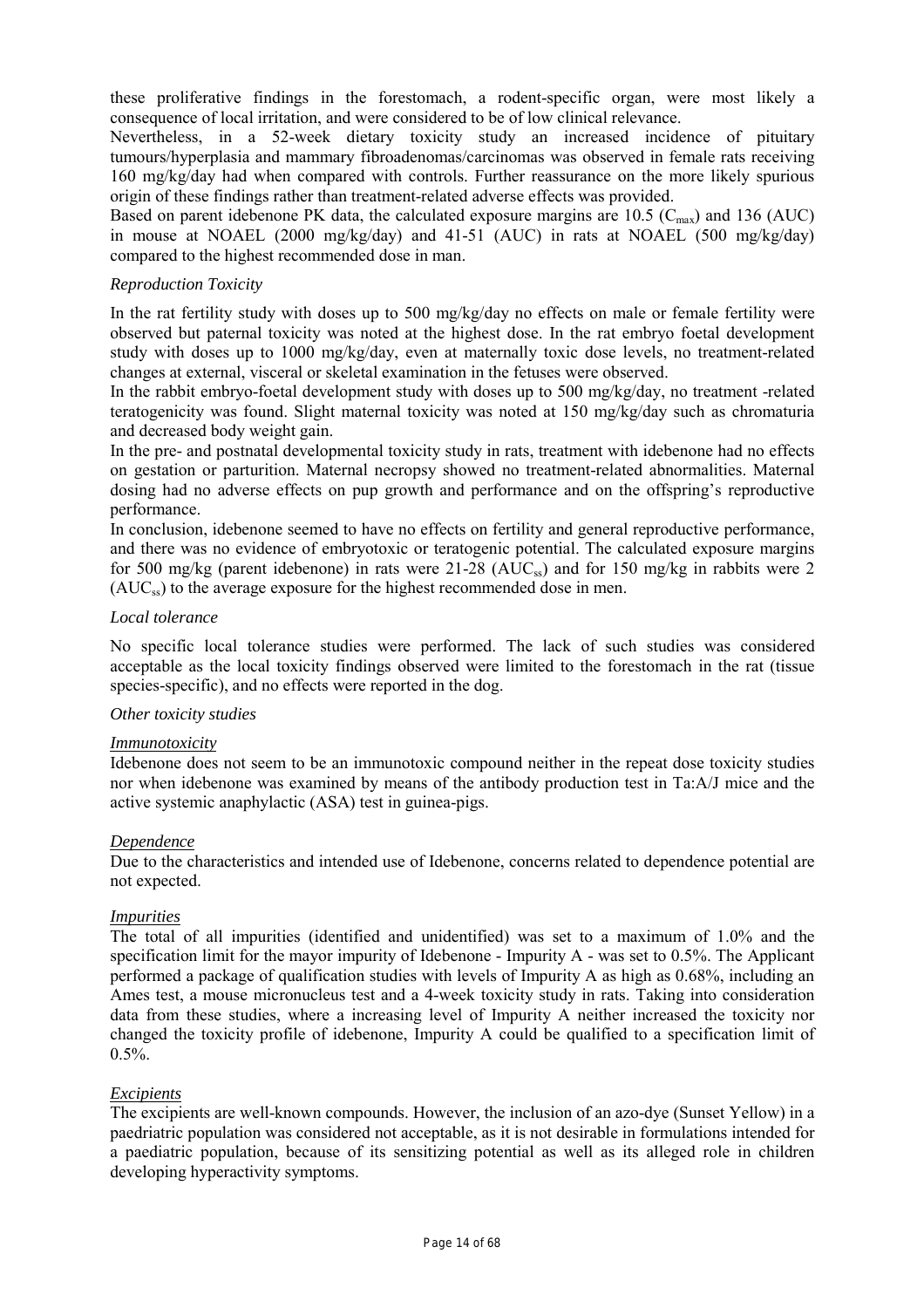these proliferative findings in the forestomach, a rodent-specific organ, were most likely a consequence of local irritation, and were considered to be of low clinical relevance.

Nevertheless, in a 52-week dietary toxicity study an increased incidence of pituitary tumours/hyperplasia and mammary fibroadenomas/carcinomas was observed in female rats receiving 160 mg/kg/day had when compared with controls. Further reassurance on the more likely spurious origin of these findings rather than treatment-related adverse effects was provided.

Based on parent idebenone PK data, the calculated exposure margins are 10.5 ($C_{max}$) and 136 (AUC) in mouse at NOAEL (2000 mg/kg/day) and 41-51 (AUC) in rats at NOAEL (500 mg/kg/day) compared to the highest recommended dose in man.

*Reproduction Toxicity*

In the rat fertility study with doses up to 500 mg/kg/day no effects on male or female fertility were observed but paternal toxicity was noted at the highest dose. In the rat embryo foetal development study with doses up to 1000 mg/kg/day, even at maternally toxic dose levels, no treatment-related changes at external, visceral or skeletal examination in the fetuses were observed.

In the rabbit embryo-foetal development study with doses up to 500 mg/kg/day, no treatment -related teratogenicity was found. Slight maternal toxicity was noted at 150 mg/kg/day such as chromaturia and decreased body weight gain.

In the pre- and postnatal developmental toxicity study in rats, treatment with idebenone had no effects on gestation or parturition. Maternal necropsy showed no treatment-related abnormalities. Maternal dosing had no adverse effects on pup growth and performance and on the offspring's reproductive performance.

In conclusion, idebenone seemed to have no effects on fertility and general reproductive performance, and there was no evidence of embryotoxic or teratogenic potential. The calculated exposure margins for 500 mg/kg (parent idebenone) in rats were 21-28 ($AUC_{ss}$) and for 150 mg/kg in rabbits were 2 ($AUC_{ss}$) to the average exposure for the highest recommended dose in men.

*Local tolerance*

No specific local tolerance studies were performed. The lack of such studies was considered acceptable as the local toxicity findings observed were limited to the forestomach in the rat (tissue species-specific), and no effects were reported in the dog.

*Other toxicity studies*

*Immunotoxicity*

Idebenone does not seem to be an immunotoxic compound neither in the repeat dose toxicity studies nor when idebenone was examined by means of the antibody production test in Ta:A/J mice and the active systemic anaphylactic (ASA) test in guinea-pigs.

*Dependence*

Due to the characteristics and intended use of Idebenone, concerns related to dependence potential are not expected.

*Impurities*

The total of all impurities (identified and unidentified) was set to a maximum of 1.0% and the specification limit for the mayor impurity of Idebenone - Impurity A - was set to 0.5%. The Applicant performed a package of qualification studies with levels of Impurity A as high as 0.68%, including an Ames test, a mouse micronucleus test and a 4-week toxicity study in rats. Taking into consideration data from these studies, where a increasing level of Impurity A neither increased the toxicity nor changed the toxicity profile of idebenone, Impurity A could be qualified to a specification limit of 0.5%.

*Excipients*

The excipients are well-known compounds. However, the inclusion of an azo-dye (Sunset Yellow) in a paedriatric population was considered not acceptable, as it is not desirable in formulations intended for a paediatric population, because of its sensitizing potential as well as its alleged role in children developing hyperactivity symptoms.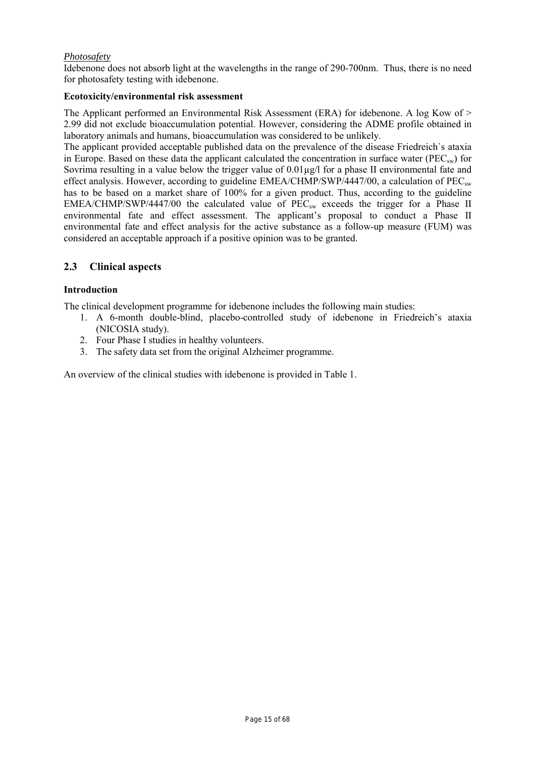*Photosafety*

Idebenone does not absorb light at the wavelengths in the range of 290-700nm. Thus, there is no need for photosafety testing with idebenone.

**Ecotoxicity/environmental risk assessment**

The Applicant performed an Environmental Risk Assessment (ERA) for idebenone. A log Kow of > 2.99 did not exclude bioaccumulation potential. However, considering the ADME profile obtained in laboratory animals and humans, bioaccumulation was considered to be unlikely.

The applicant provided acceptable published data on the prevalence of the disease Friedreich`s ataxia in Europe. Based on these data the applicant calculated the concentration in surface water ($PEC_{sw}$) for Sovrima resulting in a value below the trigger value of 0.01µg/l for a phase II environmental fate and effect analysis. However, according to guideline EMEA/CHMP/SWP/4447/00, a calculation of $PEC_{sw}$ has to be based on a market share of 100% for a given product. Thus, according to the guideline EMEA/CHMP/SWP/4447/00 the calculated value of $PEC_{sw}$ exceeds the trigger for a Phase II environmental fate and effect assessment. The applicant's proposal to conduct a Phase II environmental fate and effect analysis for the active substance as a follow-up measure (FUM) was considered an acceptable approach if a positive opinion was to be granted.

## 2.3 Clinical aspects

**Introduction**

The clinical development programme for idebenone includes the following main studies:

1. A 6-month double-blind, placebo-controlled study of idebenone in Friedreich's ataxia (NICOSIA study).
2. Four Phase I studies in healthy volunteers.
3. The safety data set from the original Alzheimer programme.

An overview of the clinical studies with idebenone is provided in Table 1.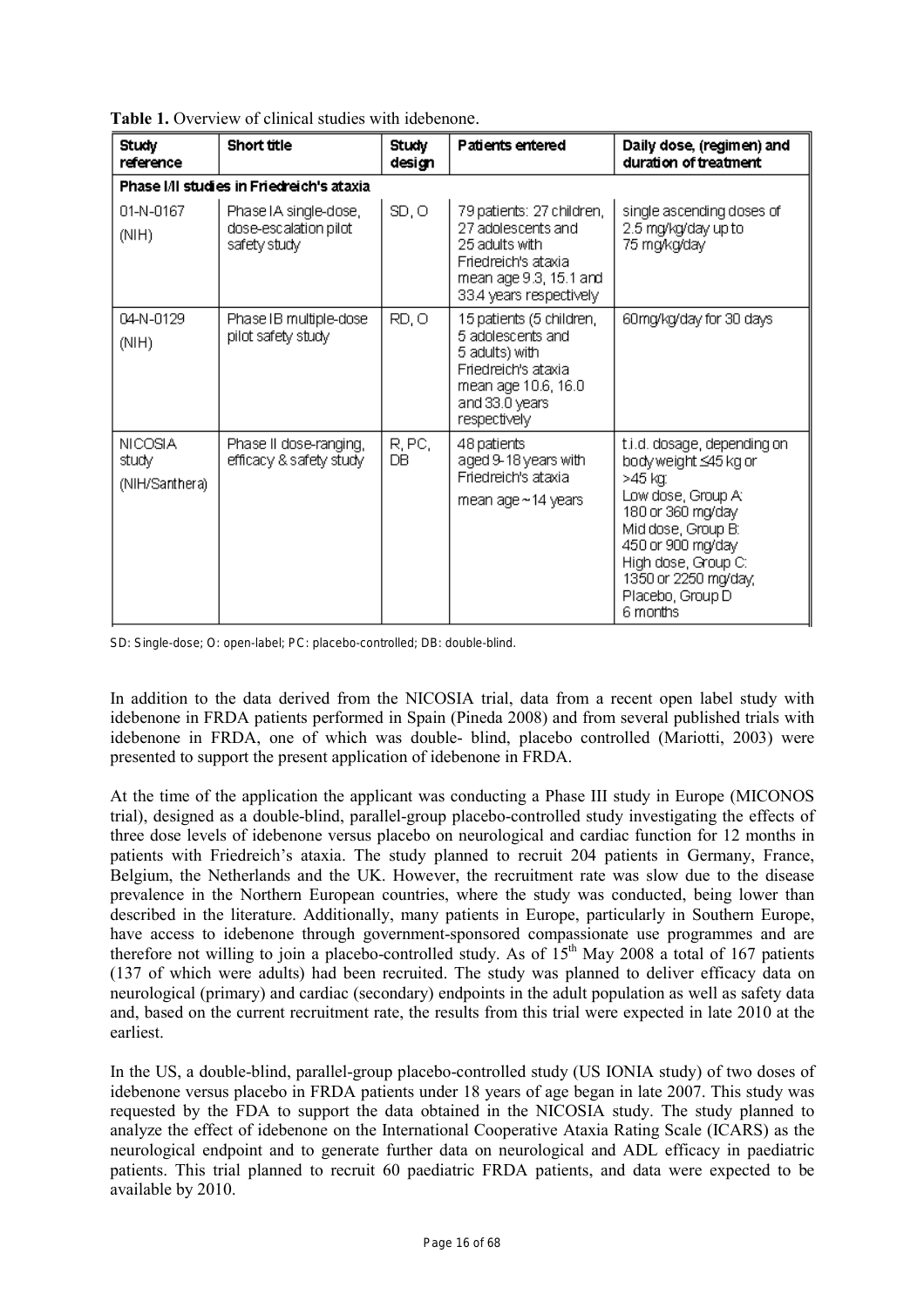**Table 1.** Overview of clinical studies with idebenone.

| Study reference | Short title | Study design | Patients entered | Daily dose, (regimen) and duration of treatment |
|---|---|---|---|---|
| **Phase I/II studies in Friedreich's ataxia** | | | | |
| 01-N-0167 (NIH) | Phase IA single-dose, dose-escalation pilot safety study | SD, O | 79 patients: 27 children, 27 adolescents and 25 adults with Friedreich's ataxia mean age 9.3, 15.1 and 33.4 years respectively | single ascending doses of 2.5 mg/kg/day up to 75 mg/kg/day |
| 04-N-0129 (NIH) | Phase IB multiple-dose pilot safety study | RD, O | 15 patients (5 children, 5 adolescents and 5 adults) with Friedreich's ataxia mean age 10.6, 16.0 and 33.0 years respectively | 60mg/kg/day for 30 days |
| NICOSIA study (NIH/Santhera) | Phase II dose-ranging, efficacy & safety study | R, PC, DB | 48 patients aged 9-18 years with Friedreich's ataxia mean age ~14 years | t.i.d. dosage, depending on body weight ≤45 kg or >45 kg: Low dose, Group A: 180 or 360 mg/day Mid dose, Group B: 450 or 900 mg/day High dose, Group C: 1350 or 2250 mg/day, Placebo, Group D 6 months |

SD: Single-dose; O: open-label; PC: placebo-controlled; DB: double-blind.

In addition to the data derived from the NICOSIA trial, data from a recent open label study with idebenone in FRDA patients performed in Spain (Pineda 2008) and from several published trials with idebenone in FRDA, one of which was double- blind, placebo controlled (Mariotti, 2003) were presented to support the present application of idebenone in FRDA.

At the time of the application the applicant was conducting a Phase III study in Europe (MICONOS trial), designed as a double-blind, parallel-group placebo-controlled study investigating the effects of three dose levels of idebenone versus placebo on neurological and cardiac function for 12 months in patients with Friedreich's ataxia. The study planned to recruit 204 patients in Germany, France, Belgium, the Netherlands and the UK. However, the recruitment rate was slow due to the disease prevalence in the Northern European countries, where the study was conducted, being lower than described in the literature. Additionally, many patients in Europe, particularly in Southern Europe, have access to idebenone through government-sponsored compassionate use programmes and are therefore not willing to join a placebo-controlled study. As of 15th May 2008 a total of 167 patients (137 of which were adults) had been recruited. The study was planned to deliver efficacy data on neurological (primary) and cardiac (secondary) endpoints in the adult population as well as safety data and, based on the current recruitment rate, the results from this trial were expected in late 2010 at the earliest.

In the US, a double-blind, parallel-group placebo-controlled study (US IONIA study) of two doses of idebenone versus placebo in FRDA patients under 18 years of age began in late 2007. This study was requested by the FDA to support the data obtained in the NICOSIA study. The study planned to analyze the effect of idebenone on the International Cooperative Ataxia Rating Scale (ICARS) as the neurological endpoint and to generate further data on neurological and ADL efficacy in paediatric patients. This trial planned to recruit 60 paediatric FRDA patients, and data were expected to be available by 2010.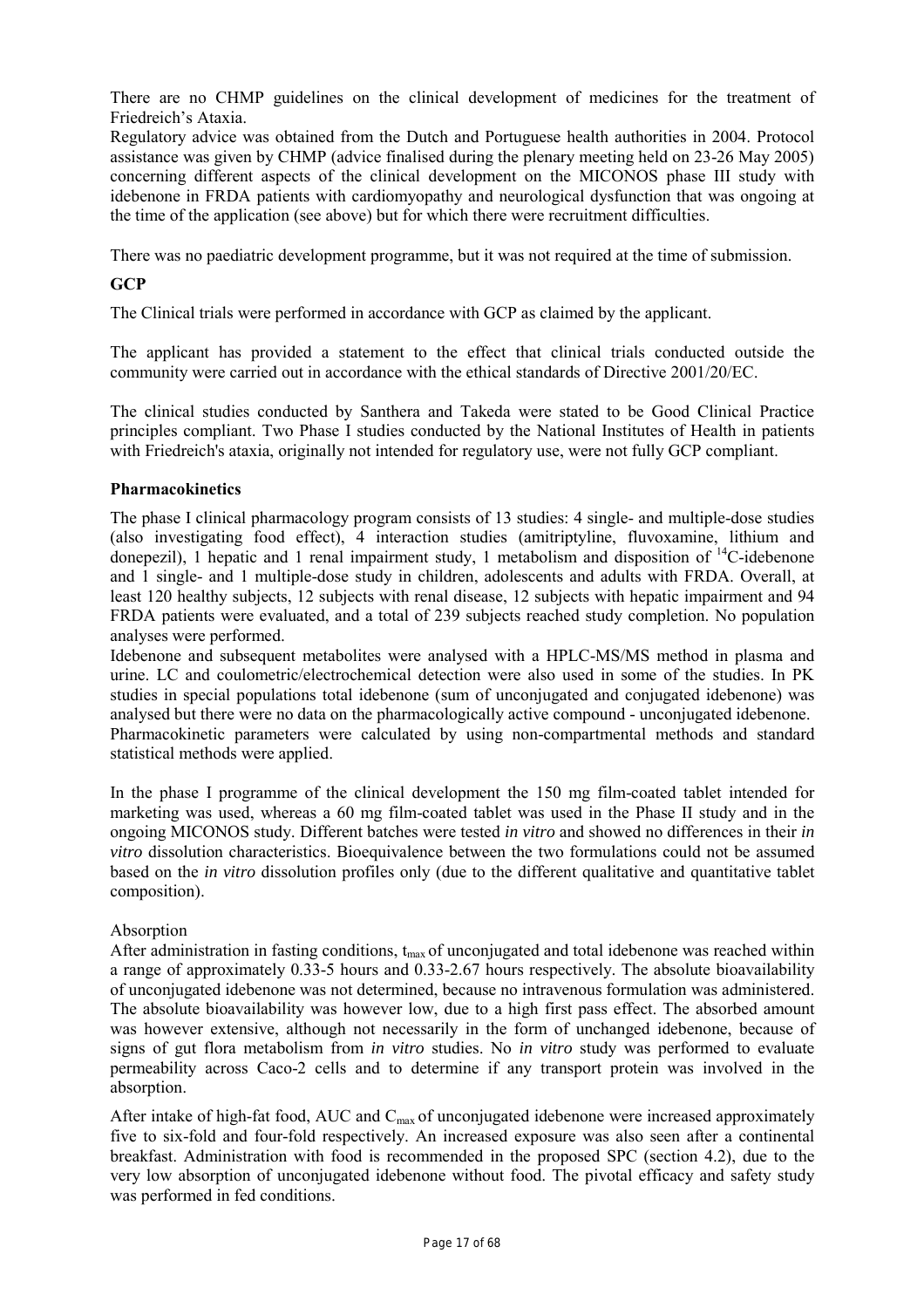There are no CHMP guidelines on the clinical development of medicines for the treatment of Friedreich's Ataxia.

Regulatory advice was obtained from the Dutch and Portuguese health authorities in 2004. Protocol assistance was given by CHMP (advice finalised during the plenary meeting held on 23-26 May 2005) concerning different aspects of the clinical development on the MICONOS phase III study with idebenone in FRDA patients with cardiomyopathy and neurological dysfunction that was ongoing at the time of the application (see above) but for which there were recruitment difficulties.

There was no paediatric development programme, but it was not required at the time of submission.

**GCP**

The Clinical trials were performed in accordance with GCP as claimed by the applicant.

The applicant has provided a statement to the effect that clinical trials conducted outside the community were carried out in accordance with the ethical standards of Directive 2001/20/EC.

The clinical studies conducted by Santhera and Takeda were stated to be Good Clinical Practice principles compliant. Two Phase I studies conducted by the National Institutes of Health in patients with Friedreich's ataxia, originally not intended for regulatory use, were not fully GCP compliant.

**Pharmacokinetics**

The phase I clinical pharmacology program consists of 13 studies: 4 single- and multiple-dose studies (also investigating food effect), 4 interaction studies (amitriptyline, fluvoxamine, lithium and donepezil), 1 hepatic and 1 renal impairment study, 1 metabolism and disposition of $^{14}C$-idebenone and 1 single- and 1 multiple-dose study in children, adolescents and adults with FRDA. Overall, at least 120 healthy subjects, 12 subjects with renal disease, 12 subjects with hepatic impairment and 94 FRDA patients were evaluated, and a total of 239 subjects reached study completion. No population analyses were performed.

Idebenone and subsequent metabolites were analysed with a HPLC-MS/MS method in plasma and urine. LC and coulometric/electrochemical detection were also used in some of the studies. In PK studies in special populations total idebenone (sum of unconjugated and conjugated idebenone) was analysed but there were no data on the pharmacologically active compound - unconjugated idebenone. Pharmacokinetic parameters were calculated by using non-compartmental methods and standard statistical methods were applied.

In the phase I programme of the clinical development the 150 mg film-coated tablet intended for marketing was used, whereas a 60 mg film-coated tablet was used in the Phase II study and in the ongoing MICONOS study. Different batches were tested *in vitro* and showed no differences in their *in vitro* dissolution characteristics. Bioequivalence between the two formulations could not be assumed based on the *in vitro* dissolution profiles only (due to the different qualitative and quantitative tablet composition).

Absorption

After administration in fasting conditions, $t_{max}$ of unconjugated and total idebenone was reached within a range of approximately 0.33-5 hours and 0.33-2.67 hours respectively. The absolute bioavailability of unconjugated idebenone was not determined, because no intravenous formulation was administered. The absolute bioavailability was however low, due to a high first pass effect. The absorbed amount was however extensive, although not necessarily in the form of unchanged idebenone, because of signs of gut flora metabolism from *in vitro* studies. No *in vitro* study was performed to evaluate permeability across Caco-2 cells and to determine if any transport protein was involved in the absorption.

After intake of high-fat food, AUC and $C_{max}$ of unconjugated idebenone were increased approximately five to six-fold and four-fold respectively. An increased exposure was also seen after a continental breakfast. Administration with food is recommended in the proposed SPC (section 4.2), due to the very low absorption of unconjugated idebenone without food. The pivotal efficacy and safety study was performed in fed conditions.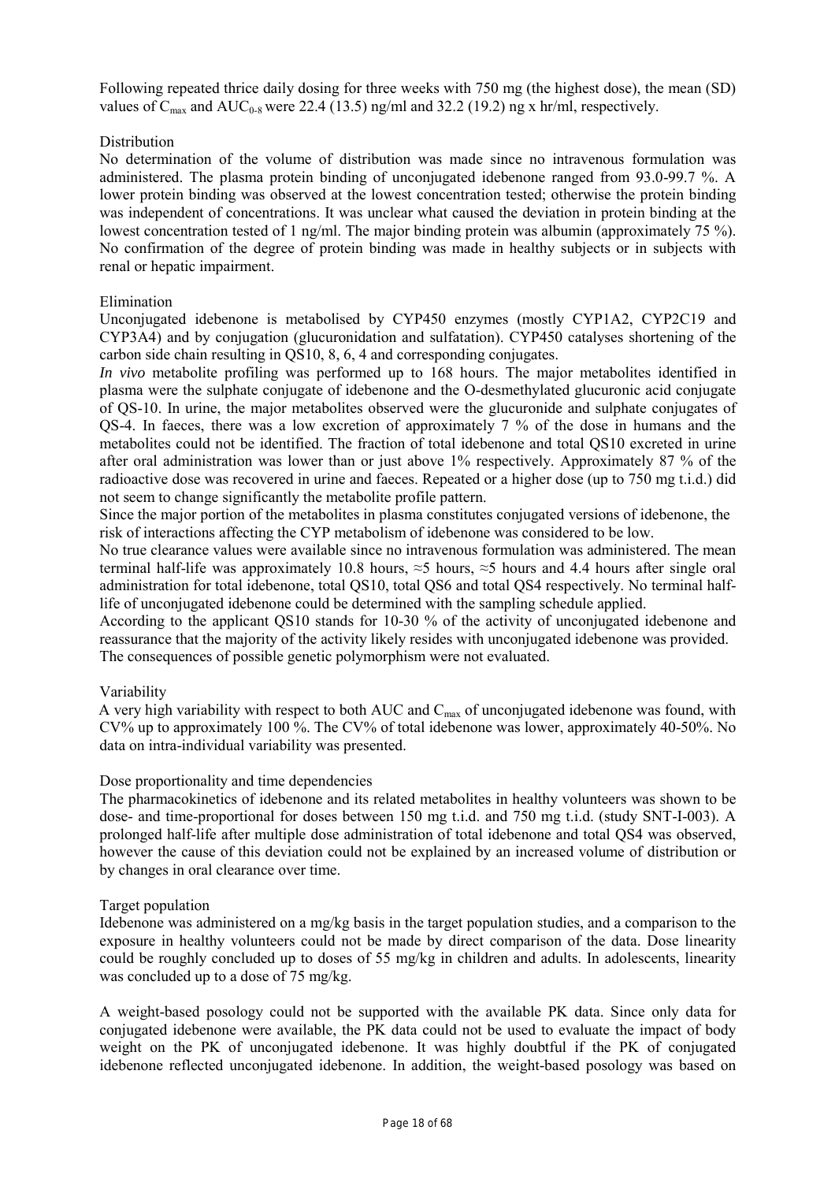Following repeated thrice daily dosing for three weeks with 750 mg (the highest dose), the mean (SD) values of $C_{max}$ and $AUC_{0-8}$ were 22.4 (13.5) ng/ml and 32.2 (19.2) ng x hr/ml, respectively.

Distribution

No determination of the volume of distribution was made since no intravenous formulation was administered. The plasma protein binding of unconjugated idebenone ranged from 93.0-99.7 %. A lower protein binding was observed at the lowest concentration tested; otherwise the protein binding was independent of concentrations. It was unclear what caused the deviation in protein binding at the lowest concentration tested of 1 ng/ml. The major binding protein was albumin (approximately 75 %). No confirmation of the degree of protein binding was made in healthy subjects or in subjects with renal or hepatic impairment.

Elimination

Unconjugated idebenone is metabolised by CYP450 enzymes (mostly CYP1A2, CYP2C19 and CYP3A4) and by conjugation (glucuronidation and sulfatation). CYP450 catalyses shortening of the carbon side chain resulting in QS10, 8, 6, 4 and corresponding conjugates.

*In vivo* metabolite profiling was performed up to 168 hours. The major metabolites identified in plasma were the sulphate conjugate of idebenone and the O-desmethylated glucuronic acid conjugate of QS-10. In urine, the major metabolites observed were the glucuronide and sulphate conjugates of QS-4. In faeces, there was a low excretion of approximately 7 % of the dose in humans and the metabolites could not be identified. The fraction of total idebenone and total QS10 excreted in urine after oral administration was lower than or just above 1% respectively. Approximately 87 % of the radioactive dose was recovered in urine and faeces. Repeated or a higher dose (up to 750 mg t.i.d.) did not seem to change significantly the metabolite profile pattern.

Since the major portion of the metabolites in plasma constitutes conjugated versions of idebenone, the risk of interactions affecting the CYP metabolism of idebenone was considered to be low.

No true clearance values were available since no intravenous formulation was administered. The mean terminal half-life was approximately 10.8 hours, ≈5 hours, ≈5 hours and 4.4 hours after single oral administration for total idebenone, total QS10, total QS6 and total QS4 respectively. No terminal half-life of unconjugated idebenone could be determined with the sampling schedule applied.

According to the applicant QS10 stands for 10-30 % of the activity of unconjugated idebenone and reassurance that the majority of the activity likely resides with unconjugated idebenone was provided. The consequences of possible genetic polymorphism were not evaluated.

Variability

A very high variability with respect to both AUC and $C_{max}$ of unconjugated idebenone was found, with CV% up to approximately 100 %. The CV% of total idebenone was lower, approximately 40-50%. No data on intra-individual variability was presented.

Dose proportionality and time dependencies

The pharmacokinetics of idebenone and its related metabolites in healthy volunteers was shown to be dose- and time-proportional for doses between 150 mg t.i.d. and 750 mg t.i.d. (study SNT-I-003). A prolonged half-life after multiple dose administration of total idebenone and total QS4 was observed, however the cause of this deviation could not be explained by an increased volume of distribution or by changes in oral clearance over time.

Target population

Idebenone was administered on a mg/kg basis in the target population studies, and a comparison to the exposure in healthy volunteers could not be made by direct comparison of the data. Dose linearity could be roughly concluded up to doses of 55 mg/kg in children and adults. In adolescents, linearity was concluded up to a dose of 75 mg/kg.

A weight-based posology could not be supported with the available PK data. Since only data for conjugated idebenone were available, the PK data could not be used to evaluate the impact of body weight on the PK of unconjugated idebenone. It was highly doubtful if the PK of conjugated idebenone reflected unconjugated idebenone. In addition, the weight-based posology was based on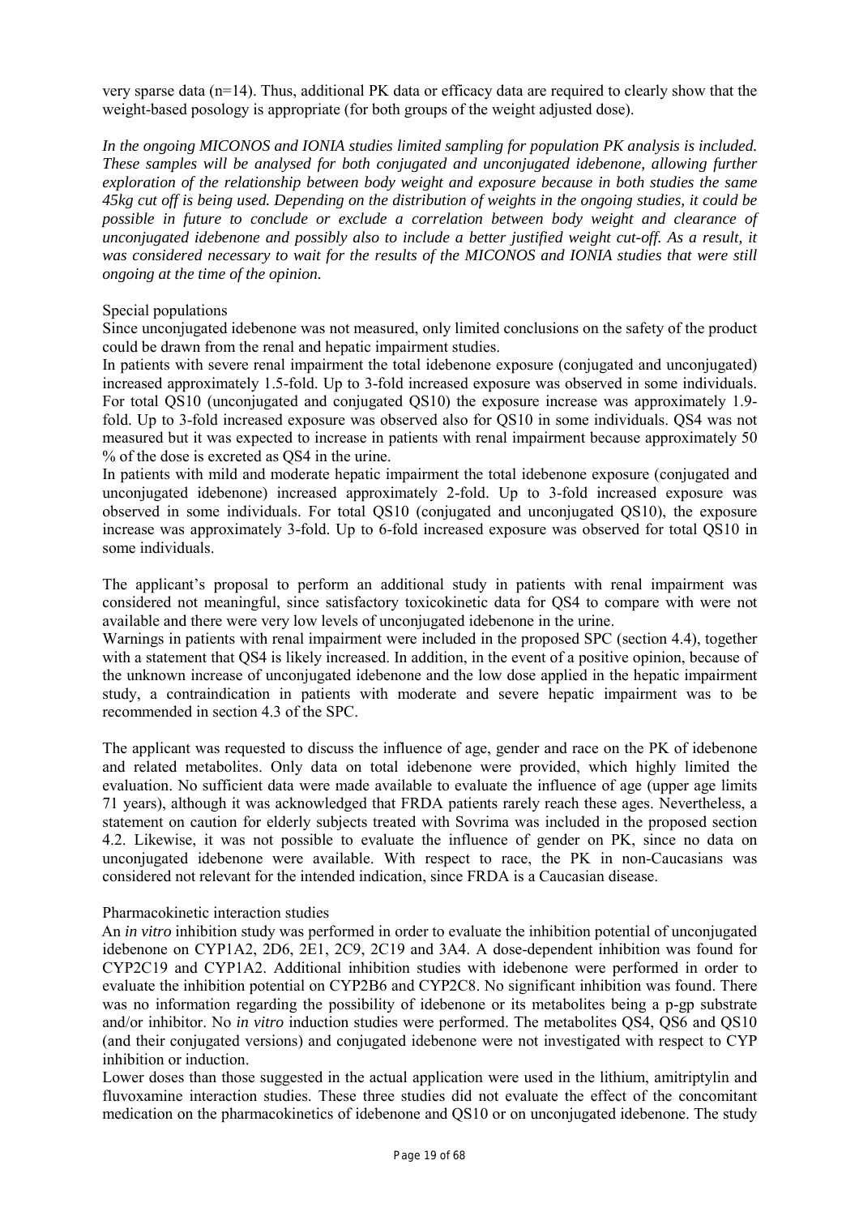very sparse data (n=14). Thus, additional PK data or efficacy data are required to clearly show that the weight-based posology is appropriate (for both groups of the weight adjusted dose).

*In the ongoing MICONOS and IONIA studies limited sampling for population PK analysis is included. These samples will be analysed for both conjugated and unconjugated idebenone, allowing further exploration of the relationship between body weight and exposure because in both studies the same 45kg cut off is being used. Depending on the distribution of weights in the ongoing studies, it could be possible in future to conclude or exclude a correlation between body weight and clearance of unconjugated idebenone and possibly also to include a better justified weight cut-off. As a result, it was considered necessary to wait for the results of the MICONOS and IONIA studies that were still ongoing at the time of the opinion.*

Special populations

Since unconjugated idebenone was not measured, only limited conclusions on the safety of the product could be drawn from the renal and hepatic impairment studies.

In patients with severe renal impairment the total idebenone exposure (conjugated and unconjugated) increased approximately 1.5-fold. Up to 3-fold increased exposure was observed in some individuals. For total QS10 (unconjugated and conjugated QS10) the exposure increase was approximately 1.9-fold. Up to 3-fold increased exposure was observed also for QS10 in some individuals. QS4 was not measured but it was expected to increase in patients with renal impairment because approximately 50 % of the dose is excreted as QS4 in the urine.

In patients with mild and moderate hepatic impairment the total idebenone exposure (conjugated and unconjugated idebenone) increased approximately 2-fold. Up to 3-fold increased exposure was observed in some individuals. For total QS10 (conjugated and unconjugated QS10), the exposure increase was approximately 3-fold. Up to 6-fold increased exposure was observed for total QS10 in some individuals.

The applicant's proposal to perform an additional study in patients with renal impairment was considered not meaningful, since satisfactory toxicokinetic data for QS4 to compare with were not available and there were very low levels of unconjugated idebenone in the urine.

Warnings in patients with renal impairment were included in the proposed SPC (section 4.4), together with a statement that QS4 is likely increased. In addition, in the event of a positive opinion, because of the unknown increase of unconjugated idebenone and the low dose applied in the hepatic impairment study, a contraindication in patients with moderate and severe hepatic impairment was to be recommended in section 4.3 of the SPC.

The applicant was requested to discuss the influence of age, gender and race on the PK of idebenone and related metabolites. Only data on total idebenone were provided, which highly limited the evaluation. No sufficient data were made available to evaluate the influence of age (upper age limits 71 years), although it was acknowledged that FRDA patients rarely reach these ages. Nevertheless, a statement on caution for elderly subjects treated with Sovrima was included in the proposed section 4.2. Likewise, it was not possible to evaluate the influence of gender on PK, since no data on unconjugated idebenone were available. With respect to race, the PK in non-Caucasians was considered not relevant for the intended indication, since FRDA is a Caucasian disease.

Pharmacokinetic interaction studies

An *in vitro* inhibition study was performed in order to evaluate the inhibition potential of unconjugated idebenone on CYP1A2, 2D6, 2E1, 2C9, 2C19 and 3A4. A dose-dependent inhibition was found for CYP2C19 and CYP1A2. Additional inhibition studies with idebenone were performed in order to evaluate the inhibition potential on CYP2B6 and CYP2C8. No significant inhibition was found. There was no information regarding the possibility of idebenone or its metabolites being a p-gp substrate and/or inhibitor. No *in vitro* induction studies were performed. The metabolites QS4, QS6 and QS10 (and their conjugated versions) and conjugated idebenone were not investigated with respect to CYP inhibition or induction.

Lower doses than those suggested in the actual application were used in the lithium, amitriptylin and fluvoxamine interaction studies. These three studies did not evaluate the effect of the concomitant medication on the pharmacokinetics of idebenone and QS10 or on unconjugated idebenone. The study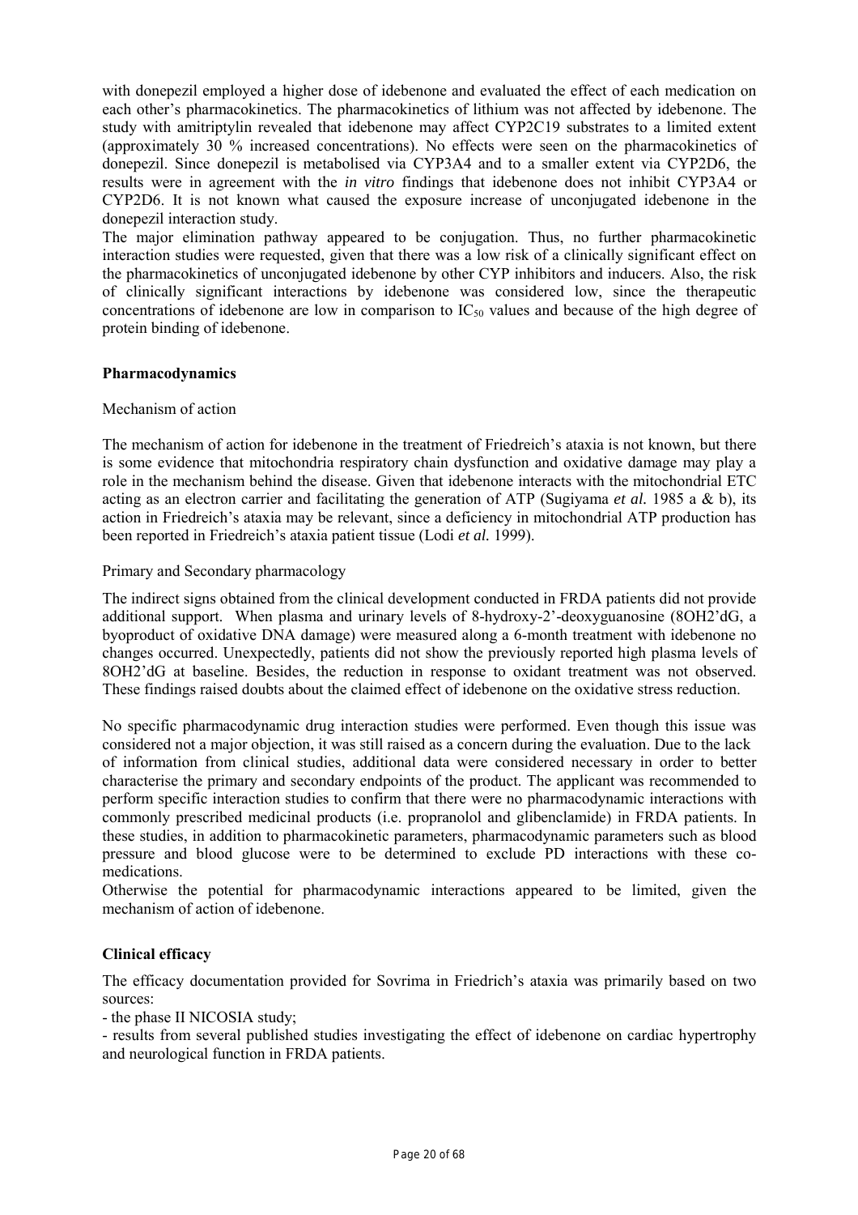with donepezil employed a higher dose of idebenone and evaluated the effect of each medication on each other's pharmacokinetics. The pharmacokinetics of lithium was not affected by idebenone. The study with amitriptylin revealed that idebenone may affect CYP2C19 substrates to a limited extent (approximately 30 % increased concentrations). No effects were seen on the pharmacokinetics of donepezil. Since donepezil is metabolised via CYP3A4 and to a smaller extent via CYP2D6, the results were in agreement with the *in vitro* findings that idebenone does not inhibit CYP3A4 or CYP2D6. It is not known what caused the exposure increase of unconjugated idebenone in the donepezil interaction study.

The major elimination pathway appeared to be conjugation. Thus, no further pharmacokinetic interaction studies were requested, given that there was a low risk of a clinically significant effect on the pharmacokinetics of unconjugated idebenone by other CYP inhibitors and inducers. Also, the risk of clinically significant interactions by idebenone was considered low, since the therapeutic concentrations of idebenone are low in comparison to $IC_{50}$ values and because of the high degree of protein binding of idebenone.

### Pharmacodynamics

Mechanism of action

The mechanism of action for idebenone in the treatment of Friedreich's ataxia is not known, but there is some evidence that mitochondria respiratory chain dysfunction and oxidative damage may play a role in the mechanism behind the disease. Given that idebenone interacts with the mitochondrial ETC acting as an electron carrier and facilitating the generation of ATP (Sugiyama *et al.* 1985 a & b), its action in Friedreich's ataxia may be relevant, since a deficiency in mitochondrial ATP production has been reported in Friedreich's ataxia patient tissue (Lodi *et al.* 1999).

Primary and Secondary pharmacology

The indirect signs obtained from the clinical development conducted in FRDA patients did not provide additional support. When plasma and urinary levels of 8-hydroxy-2'-deoxyguanosine (8OH2'dG, a byoproduct of oxidative DNA damage) were measured along a 6-month treatment with idebenone no changes occurred. Unexpectedly, patients did not show the previously reported high plasma levels of 8OH2'dG at baseline. Besides, the reduction in response to oxidant treatment was not observed. These findings raised doubts about the claimed effect of idebenone on the oxidative stress reduction.

No specific pharmacodynamic drug interaction studies were performed. Even though this issue was considered not a major objection, it was still raised as a concern during the evaluation. Due to the lack of information from clinical studies, additional data were considered necessary in order to better characterise the primary and secondary endpoints of the product. The applicant was recommended to perform specific interaction studies to confirm that there were no pharmacodynamic interactions with commonly prescribed medicinal products (i.e. propranolol and glibenclamide) in FRDA patients. In these studies, in addition to pharmacokinetic parameters, pharmacodynamic parameters such as blood pressure and blood glucose were to be determined to exclude PD interactions with these co-medications.

Otherwise the potential for pharmacodynamic interactions appeared to be limited, given the mechanism of action of idebenone.

### Clinical efficacy

The efficacy documentation provided for Sovrima in Friedrich's ataxia was primarily based on two sources:

- the phase II NICOSIA study;
- results from several published studies investigating the effect of idebenone on cardiac hypertrophy and neurological function in FRDA patients.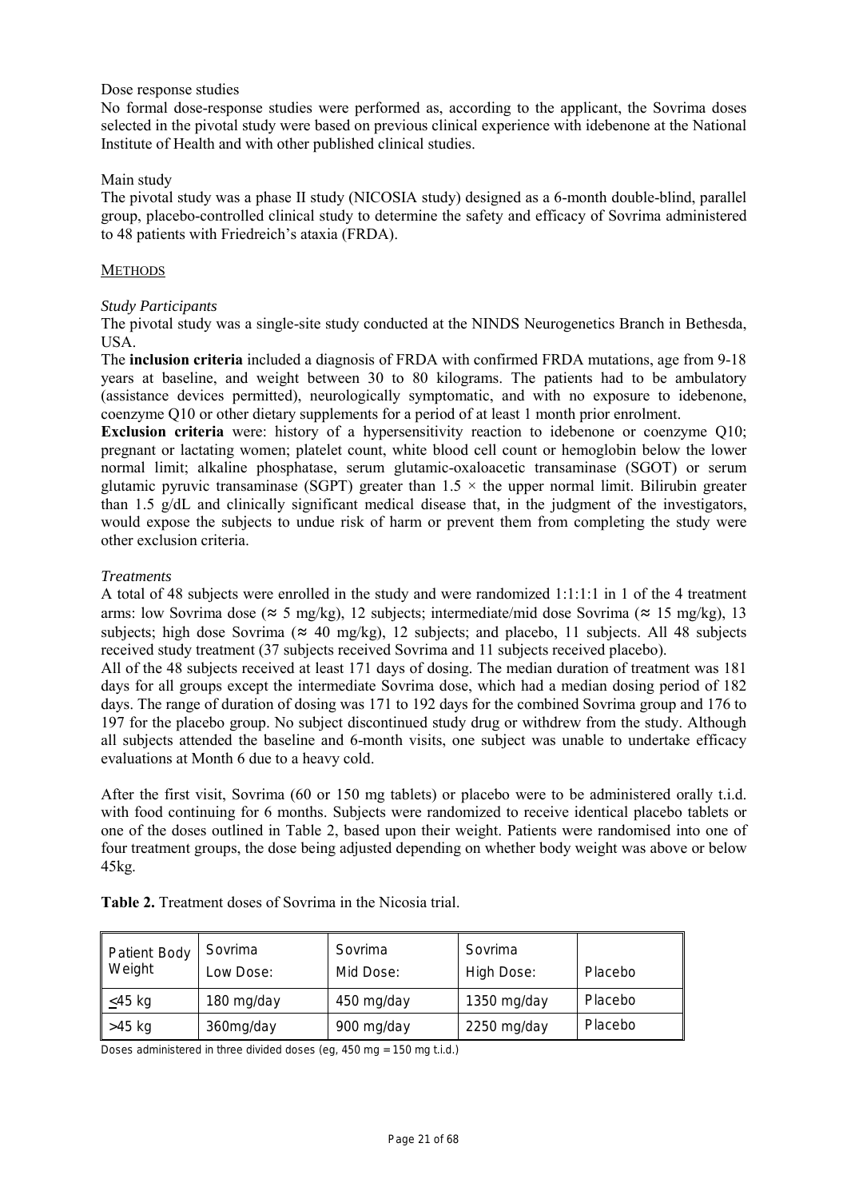Dose response studies

No formal dose-response studies were performed as, according to the applicant, the Sovrima doses selected in the pivotal study were based on previous clinical experience with idebenone at the National Institute of Health and with other published clinical studies.

Main study

The pivotal study was a phase II study (NICOSIA study) designed as a 6-month double-blind, parallel group, placebo-controlled clinical study to determine the safety and efficacy of Sovrima administered to 48 patients with Friedreich's ataxia (FRDA).

METHODS

*Study Participants*

The pivotal study was a single-site study conducted at the NINDS Neurogenetics Branch in Bethesda, USA.

The **inclusion criteria** included a diagnosis of FRDA with confirmed FRDA mutations, age from 9-18 years at baseline, and weight between 30 to 80 kilograms. The patients had to be ambulatory (assistance devices permitted), neurologically symptomatic, and with no exposure to idebenone, coenzyme Q10 or other dietary supplements for a period of at least 1 month prior enrolment.

**Exclusion criteria** were: history of a hypersensitivity reaction to idebenone or coenzyme Q10; pregnant or lactating women; platelet count, white blood cell count or hemoglobin below the lower normal limit; alkaline phosphatase, serum glutamic-oxaloacetic transaminase (SGOT) or serum glutamic pyruvic transaminase (SGPT) greater than $1.5 \times$ the upper normal limit. Bilirubin greater than 1.5 g/dL and clinically significant medical disease that, in the judgment of the investigators, would expose the subjects to undue risk of harm or prevent them from completing the study were other exclusion criteria.

*Treatments*

A total of 48 subjects were enrolled in the study and were randomized 1:1:1:1 in 1 of the 4 treatment arms: low Sovrima dose ($\approx$ 5 mg/kg), 12 subjects; intermediate/mid dose Sovrima ($\approx$ 15 mg/kg), 13 subjects; high dose Sovrima ($\approx$ 40 mg/kg), 12 subjects; and placebo, 11 subjects. All 48 subjects received study treatment (37 subjects received Sovrima and 11 subjects received placebo).

All of the 48 subjects received at least 171 days of dosing. The median duration of treatment was 181 days for all groups except the intermediate Sovrima dose, which had a median dosing period of 182 days. The range of duration of dosing was 171 to 192 days for the combined Sovrima group and 176 to 197 for the placebo group. No subject discontinued study drug or withdrew from the study. Although all subjects attended the baseline and 6-month visits, one subject was unable to undertake efficacy evaluations at Month 6 due to a heavy cold.

After the first visit, Sovrima (60 or 150 mg tablets) or placebo were to be administered orally t.i.d. with food continuing for 6 months. Subjects were randomized to receive identical placebo tablets or one of the doses outlined in Table 2, based upon their weight. Patients were randomised into one of four treatment groups, the dose being adjusted depending on whether body weight was above or below 45kg.

**Table 2.** Treatment doses of Sovrima in the Nicosia trial.

| Patient Body Weight | Sovrima Low Dose: | Sovrima Mid Dose: | Sovrima High Dose: | Placebo |
|---|---|---|---|---|
| ≤45 kg | 180 mg/day | 450 mg/day | 1350 mg/day | Placebo |
| >45 kg | 360mg/day | 900 mg/day | 2250 mg/day | Placebo |

Doses administered in three divided doses (eg, 450 mg = 150 mg t.i.d.)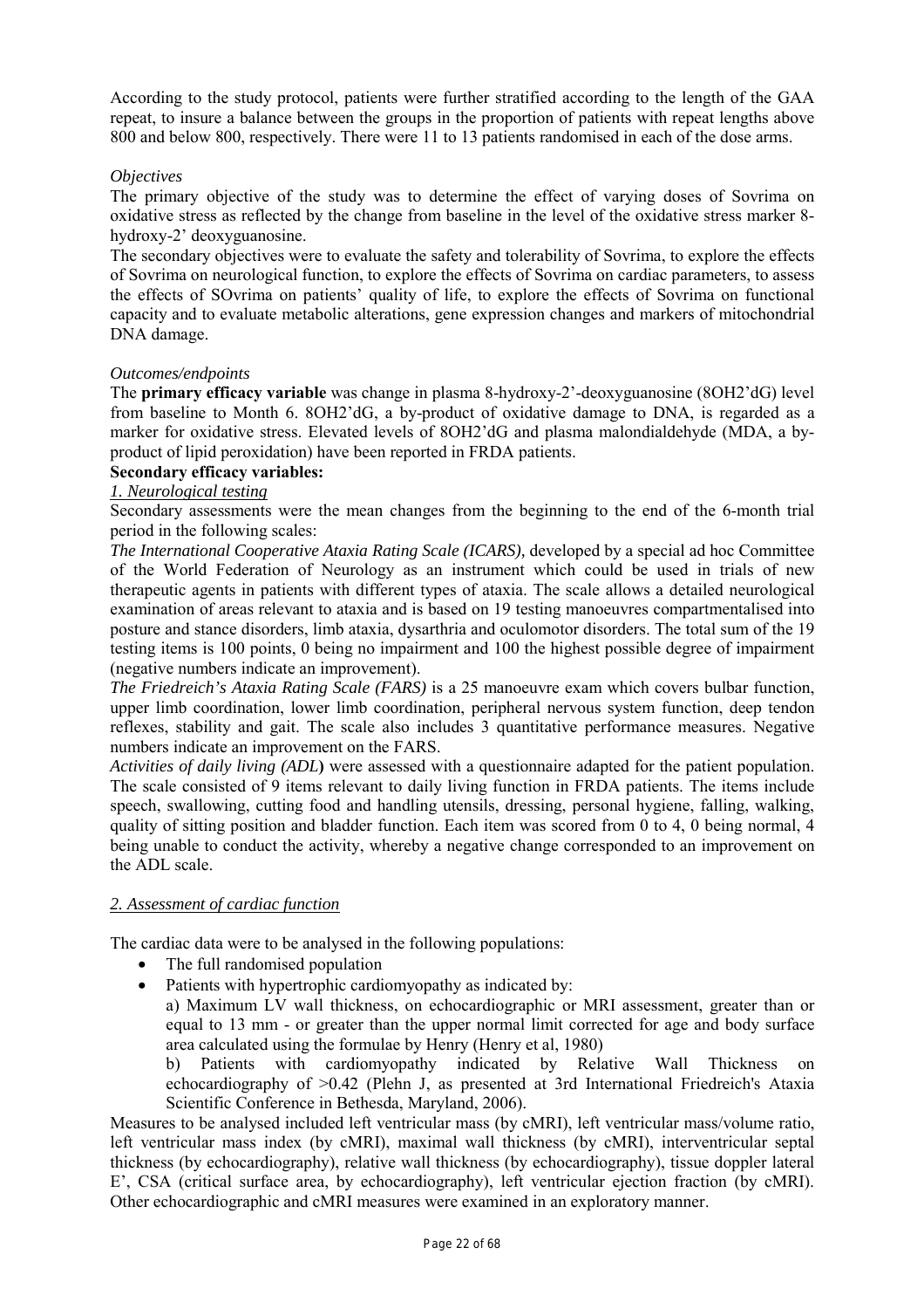According to the study protocol, patients were further stratified according to the length of the GAA repeat, to insure a balance between the groups in the proportion of patients with repeat lengths above 800 and below 800, respectively. There were 11 to 13 patients randomised in each of the dose arms.

*Objectives*

The primary objective of the study was to determine the effect of varying doses of Sovrima on oxidative stress as reflected by the change from baseline in the level of the oxidative stress marker 8-hydroxy-2' deoxyguanosine.

The secondary objectives were to evaluate the safety and tolerability of Sovrima, to explore the effects of Sovrima on neurological function, to explore the effects of Sovrima on cardiac parameters, to assess the effects of SOvrima on patients' quality of life, to explore the effects of Sovrima on functional capacity and to evaluate metabolic alterations, gene expression changes and markers of mitochondrial DNA damage.

*Outcomes/endpoints*

The **primary efficacy variable** was change in plasma 8-hydroxy-2'-deoxyguanosine (8OH2'dG) level from baseline to Month 6. 8OH2'dG, a by-product of oxidative damage to DNA, is regarded as a marker for oxidative stress. Elevated levels of 8OH2'dG and plasma malondialdehyde (MDA, a by-product of lipid peroxidation) have been reported in FRDA patients.

**Secondary efficacy variables:**

*1. Neurological testing*

Secondary assessments were the mean changes from the beginning to the end of the 6-month trial period in the following scales:

*The International Cooperative Ataxia Rating Scale (ICARS),* developed by a special ad hoc Committee of the World Federation of Neurology as an instrument which could be used in trials of new therapeutic agents in patients with different types of ataxia. The scale allows a detailed neurological examination of areas relevant to ataxia and is based on 19 testing manoeuvres compartmentalised into posture and stance disorders, limb ataxia, dysarthria and oculomotor disorders. The total sum of the 19 testing items is 100 points, 0 being no impairment and 100 the highest possible degree of impairment (negative numbers indicate an improvement).

*The Friedreich's Ataxia Rating Scale (FARS)* is a 25 manoeuvre exam which covers bulbar function, upper limb coordination, lower limb coordination, peripheral nervous system function, deep tendon reflexes, stability and gait. The scale also includes 3 quantitative performance measures. Negative numbers indicate an improvement on the FARS.

*Activities of daily living (ADL***)** were assessed with a questionnaire adapted for the patient population. The scale consisted of 9 items relevant to daily living function in FRDA patients. The items include speech, swallowing, cutting food and handling utensils, dressing, personal hygiene, falling, walking, quality of sitting position and bladder function. Each item was scored from 0 to 4, 0 being normal, 4 being unable to conduct the activity, whereby a negative change corresponded to an improvement on the ADL scale.

*2. Assessment of cardiac function*

The cardiac data were to be analysed in the following populations:

- The full randomised population
- Patients with hypertrophic cardiomyopathy as indicated by:

  a) Maximum LV wall thickness, on echocardiographic or MRI assessment, greater than or equal to 13 mm - or greater than the upper normal limit corrected for age and body surface area calculated using the formulae by Henry (Henry et al, 1980)

  b) Patients with cardiomyopathy indicated by Relative Wall Thickness on echocardiography of >0.42 (Plehn J, as presented at 3rd International Friedreich's Ataxia Scientific Conference in Bethesda, Maryland, 2006).

Measures to be analysed included left ventricular mass (by cMRI), left ventricular mass/volume ratio, left ventricular mass index (by cMRI), maximal wall thickness (by cMRI), interventricular septal thickness (by echocardiography), relative wall thickness (by echocardiography), tissue doppler lateral E', CSA (critical surface area, by echocardiography), left ventricular ejection fraction (by cMRI). Other echocardiographic and cMRI measures were examined in an exploratory manner.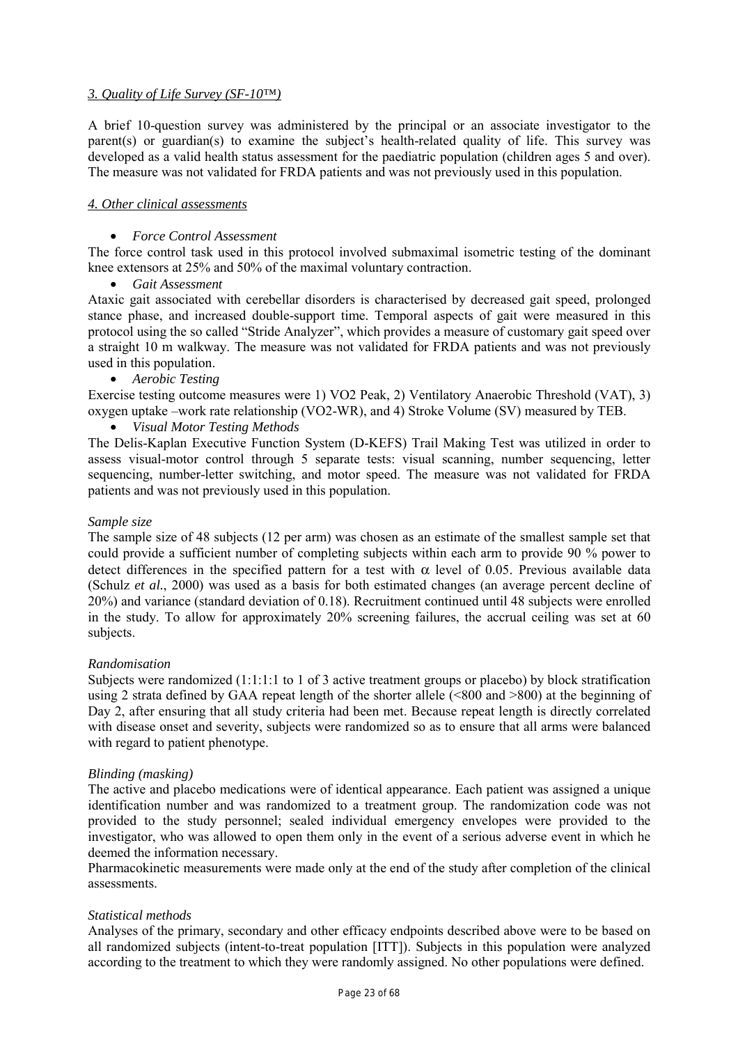### *3. Quality of Life Survey (SF-10™)*

A brief 10-question survey was administered by the principal or an associate investigator to the parent(s) or guardian(s) to examine the subject's health-related quality of life. This survey was developed as a valid health status assessment for the paediatric population (children ages 5 and over). The measure was not validated for FRDA patients and was not previously used in this population.

### *4. Other clinical assessments*

- *Force Control Assessment*

The force control task used in this protocol involved submaximal isometric testing of the dominant knee extensors at 25% and 50% of the maximal voluntary contraction.

- *Gait Assessment*

Ataxic gait associated with cerebellar disorders is characterised by decreased gait speed, prolonged stance phase, and increased double-support time. Temporal aspects of gait were measured in this protocol using the so called "Stride Analyzer", which provides a measure of customary gait speed over a straight 10 m walkway. The measure was not validated for FRDA patients and was not previously used in this population.

- *Aerobic Testing*

Exercise testing outcome measures were 1) VO2 Peak, 2) Ventilatory Anaerobic Threshold (VAT), 3) oxygen uptake –work rate relationship (VO2-WR), and 4) Stroke Volume (SV) measured by TEB.

- *Visual Motor Testing Methods*

The Delis-Kaplan Executive Function System (D-KEFS) Trail Making Test was utilized in order to assess visual-motor control through 5 separate tests: visual scanning, number sequencing, letter sequencing, number-letter switching, and motor speed. The measure was not validated for FRDA patients and was not previously used in this population.

*Sample size*

The sample size of 48 subjects (12 per arm) was chosen as an estimate of the smallest sample set that could provide a sufficient number of completing subjects within each arm to provide 90 % power to detect differences in the specified pattern for a test with $\alpha$ level of 0.05. Previous available data (Schulz *et al.*, 2000) was used as a basis for both estimated changes (an average percent decline of 20%) and variance (standard deviation of 0.18). Recruitment continued until 48 subjects were enrolled in the study. To allow for approximately 20% screening failures, the accrual ceiling was set at 60 subjects.

*Randomisation*

Subjects were randomized (1:1:1:1 to 1 of 3 active treatment groups or placebo) by block stratification using 2 strata defined by GAA repeat length of the shorter allele (<800 and >800) at the beginning of Day 2, after ensuring that all study criteria had been met. Because repeat length is directly correlated with disease onset and severity, subjects were randomized so as to ensure that all arms were balanced with regard to patient phenotype.

*Blinding (masking)*

The active and placebo medications were of identical appearance. Each patient was assigned a unique identification number and was randomized to a treatment group. The randomization code was not provided to the study personnel; sealed individual emergency envelopes were provided to the investigator, who was allowed to open them only in the event of a serious adverse event in which he deemed the information necessary.

Pharmacokinetic measurements were made only at the end of the study after completion of the clinical assessments.

*Statistical methods*

Analyses of the primary, secondary and other efficacy endpoints described above were to be based on all randomized subjects (intent-to-treat population [ITT]). Subjects in this population were analyzed according to the treatment to which they were randomly assigned. No other populations were defined.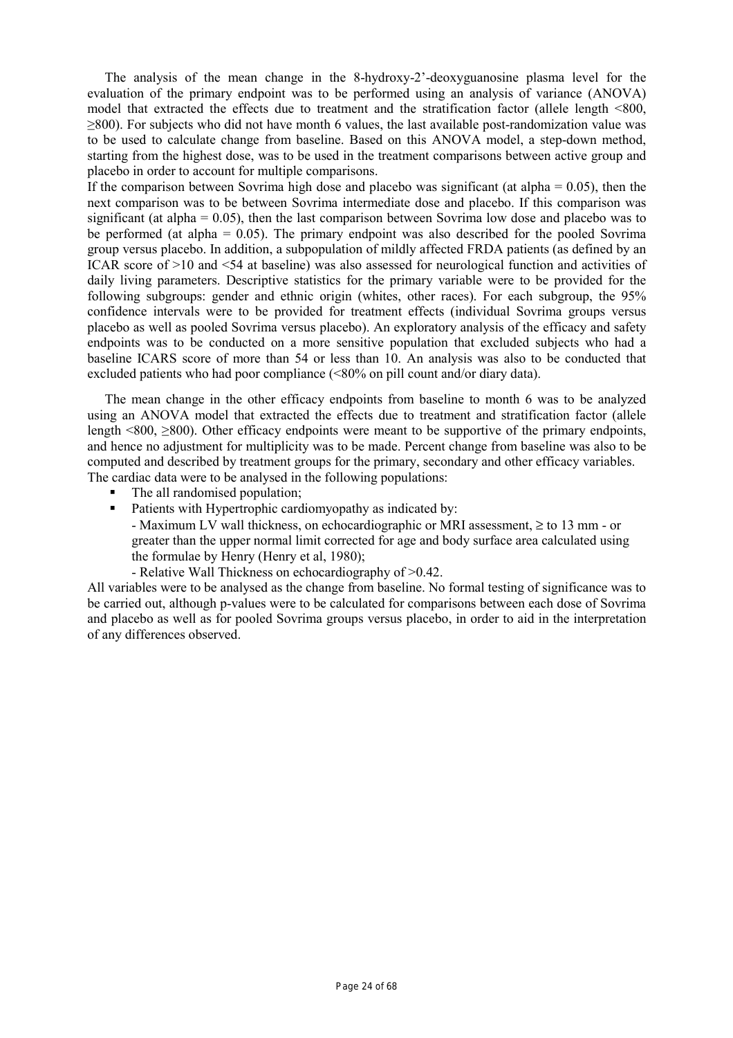The analysis of the mean change in the 8-hydroxy-2'-deoxyguanosine plasma level for the evaluation of the primary endpoint was to be performed using an analysis of variance (ANOVA) model that extracted the effects due to treatment and the stratification factor (allele length <800, ≥800). For subjects who did not have month 6 values, the last available post-randomization value was to be used to calculate change from baseline. Based on this ANOVA model, a step-down method, starting from the highest dose, was to be used in the treatment comparisons between active group and placebo in order to account for multiple comparisons.

If the comparison between Sovrima high dose and placebo was significant (at alpha = 0.05), then the next comparison was to be between Sovrima intermediate dose and placebo. If this comparison was significant (at alpha = 0.05), then the last comparison between Sovrima low dose and placebo was to be performed (at alpha = 0.05). The primary endpoint was also described for the pooled Sovrima group versus placebo. In addition, a subpopulation of mildly affected FRDA patients (as defined by an ICAR score of >10 and <54 at baseline) was also assessed for neurological function and activities of daily living parameters. Descriptive statistics for the primary variable were to be provided for the following subgroups: gender and ethnic origin (whites, other races). For each subgroup, the 95% confidence intervals were to be provided for treatment effects (individual Sovrima groups versus placebo as well as pooled Sovrima versus placebo). An exploratory analysis of the efficacy and safety endpoints was to be conducted on a more sensitive population that excluded subjects who had a baseline ICARS score of more than 54 or less than 10. An analysis was also to be conducted that excluded patients who had poor compliance (<80% on pill count and/or diary data).

The mean change in the other efficacy endpoints from baseline to month 6 was to be analyzed using an ANOVA model that extracted the effects due to treatment and stratification factor (allele length <800, ≥800). Other efficacy endpoints were meant to be supportive of the primary endpoints, and hence no adjustment for multiplicity was to be made. Percent change from baseline was also to be computed and described by treatment groups for the primary, secondary and other efficacy variables.
The cardiac data were to be analysed in the following populations:

- The all randomised population;
- Patients with Hypertrophic cardiomyopathy as indicated by:
  - Maximum LV wall thickness, on echocardiographic or MRI assessment, ≥ to 13 mm - or greater than the upper normal limit corrected for age and body surface area calculated using the formulae by Henry (Henry et al, 1980);
  - Relative Wall Thickness on echocardiography of >0.42.

All variables were to be analysed as the change from baseline. No formal testing of significance was to be carried out, although p-values were to be calculated for comparisons between each dose of Sovrima and placebo as well as for pooled Sovrima groups versus placebo, in order to aid in the interpretation of any differences observed.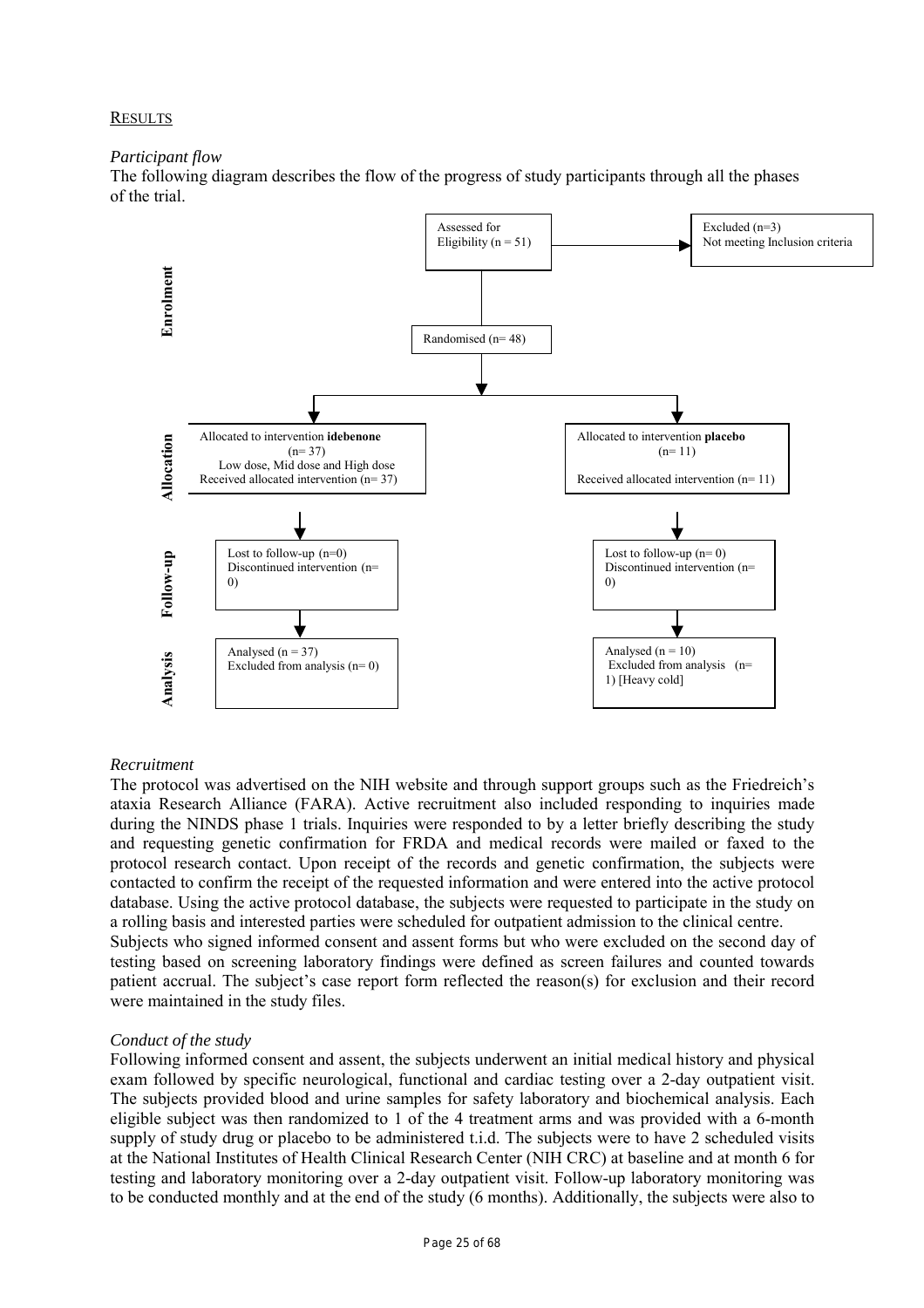RESULTS

*Participant flow*

The following diagram describes the flow of the progress of study participants through all the phases of the trial.

**Enrolment**

Assessed for Eligibility (n = 51) → Excluded (n=3) Not meeting Inclusion criteria

Randomised (n= 48)

**Allocation**

Allocated to intervention **idebenone** (n= 37) Low dose, Mid dose and High dose Received allocated intervention (n= 37)

Allocated to intervention **placebo** (n= 11) Received allocated intervention (n= 11)

**Follow-up**

Lost to follow-up (n=0) Discontinued intervention (n= 0)

Lost to follow-up (n= 0) Discontinued intervention (n= 0)

**Analysis**

Analysed (n = 37) Excluded from analysis (n= 0)

Analysed (n = 10) Excluded from analysis (n= 1) [Heavy cold]

*Recruitment*

The protocol was advertised on the NIH website and through support groups such as the Friedreich's ataxia Research Alliance (FARA). Active recruitment also included responding to inquiries made during the NINDS phase 1 trials. Inquiries were responded to by a letter briefly describing the study and requesting genetic confirmation for FRDA and medical records were mailed or faxed to the protocol research contact. Upon receipt of the records and genetic confirmation, the subjects were contacted to confirm the receipt of the requested information and were entered into the active protocol database. Using the active protocol database, the subjects were requested to participate in the study on a rolling basis and interested parties were scheduled for outpatient admission to the clinical centre.
Subjects who signed informed consent and assent forms but who were excluded on the second day of testing based on screening laboratory findings were defined as screen failures and counted towards patient accrual. The subject's case report form reflected the reason(s) for exclusion and their record were maintained in the study files.

*Conduct of the study*

Following informed consent and assent, the subjects underwent an initial medical history and physical exam followed by specific neurological, functional and cardiac testing over a 2-day outpatient visit. The subjects provided blood and urine samples for safety laboratory and biochemical analysis. Each eligible subject was then randomized to 1 of the 4 treatment arms and was provided with a 6-month supply of study drug or placebo to be administered t.i.d. The subjects were to have 2 scheduled visits at the National Institutes of Health Clinical Research Center (NIH CRC) at baseline and at month 6 for testing and laboratory monitoring over a 2-day outpatient visit. Follow-up laboratory monitoring was to be conducted monthly and at the end of the study (6 months). Additionally, the subjects were also to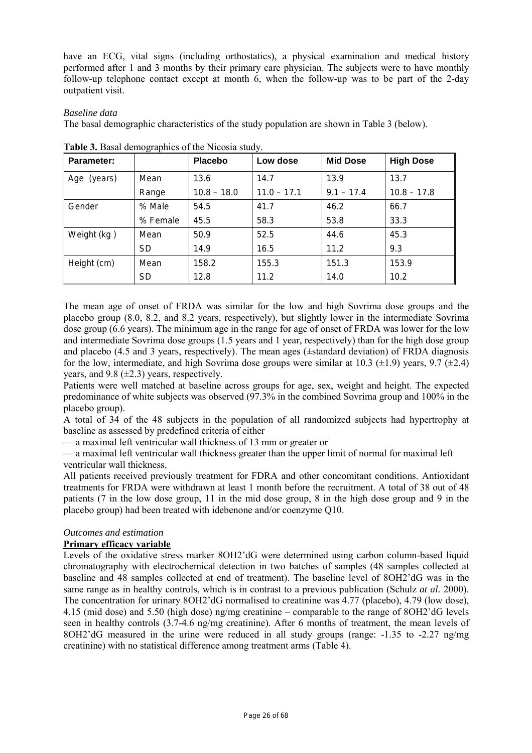have an ECG, vital signs (including orthostatics), a physical examination and medical history performed after 1 and 3 months by their primary care physician. The subjects were to have monthly follow-up telephone contact except at month 6, when the follow-up was to be part of the 2-day outpatient visit.

*Baseline data*

The basal demographic characteristics of the study population are shown in Table 3 (below).

**Table 3.** Basal demographics of the Nicosia study.

| Parameter: | | Placebo | Low dose | Mid Dose | High Dose |
|---|---|---|---|---|---|
| Age (years) | Mean | 13.6 | 14.7 | 13.9 | 13.7 |
| | Range | 10.8 – 18.0 | 11.0 – 17.1 | 9.1 – 17.4 | 10.8 – 17.8 |
| Gender | % Male | 54.5 | 41.7 | 46.2 | 66.7 |
| | % Female | 45.5 | 58.3 | 53.8 | 33.3 |
| Weight (kg ) | Mean | 50.9 | 52.5 | 44.6 | 45.3 |
| | SD | 14.9 | 16.5 | 11.2 | 9.3 |
| Height (cm) | Mean | 158.2 | 155.3 | 151.3 | 153.9 |
| | SD | 12.8 | 11.2 | 14.0 | 10.2 |

The mean age of onset of FRDA was similar for the low and high Sovrima dose groups and the placebo group (8.0, 8.2, and 8.2 years, respectively), but slightly lower in the intermediate Sovrima dose group (6.6 years). The minimum age in the range for age of onset of FRDA was lower for the low and intermediate Sovrima dose groups (1.5 years and 1 year, respectively) than for the high dose group and placebo (4.5 and 3 years, respectively). The mean ages (±standard deviation) of FRDA diagnosis for the low, intermediate, and high Sovrima dose groups were similar at 10.3 (±1.9) years, 9.7 (±2.4) years, and 9.8 (±2.3) years, respectively.

Patients were well matched at baseline across groups for age, sex, weight and height. The expected predominance of white subjects was observed (97.3% in the combined Sovrima group and 100% in the placebo group).

A total of 34 of the 48 subjects in the population of all randomized subjects had hypertrophy at baseline as assessed by predefined criteria of either

— a maximal left ventricular wall thickness of 13 mm or greater or

— a maximal left ventricular wall thickness greater than the upper limit of normal for maximal left ventricular wall thickness.

All patients received previously treatment for FDRA and other concomitant conditions. Antioxidant treatments for FRDA were withdrawn at least 1 month before the recruitment. A total of 38 out of 48 patients (7 in the low dose group, 11 in the mid dose group, 8 in the high dose group and 9 in the placebo group) had been treated with idebenone and/or coenzyme Q10.

*Outcomes and estimation*

**Primary efficacy variable**

Levels of the oxidative stress marker 8OH2'dG were determined using carbon column-based liquid chromatography with electrochemical detection in two batches of samples (48 samples collected at baseline and 48 samples collected at end of treatment). The baseline level of 8OH2'dG was in the same range as in healthy controls, which is in contrast to a previous publication (Schulz *at al.* 2000). The concentration for urinary 8OH2'dG normalised to creatinine was 4.77 (placebo), 4.79 (low dose), 4.15 (mid dose) and 5.50 (high dose) ng/mg creatinine – comparable to the range of 8OH2'dG levels seen in healthy controls (3.7-4.6 ng/mg creatinine). After 6 months of treatment, the mean levels of 8OH2'dG measured in the urine were reduced in all study groups (range: -1.35 to -2.27 ng/mg creatinine) with no statistical difference among treatment arms (Table 4).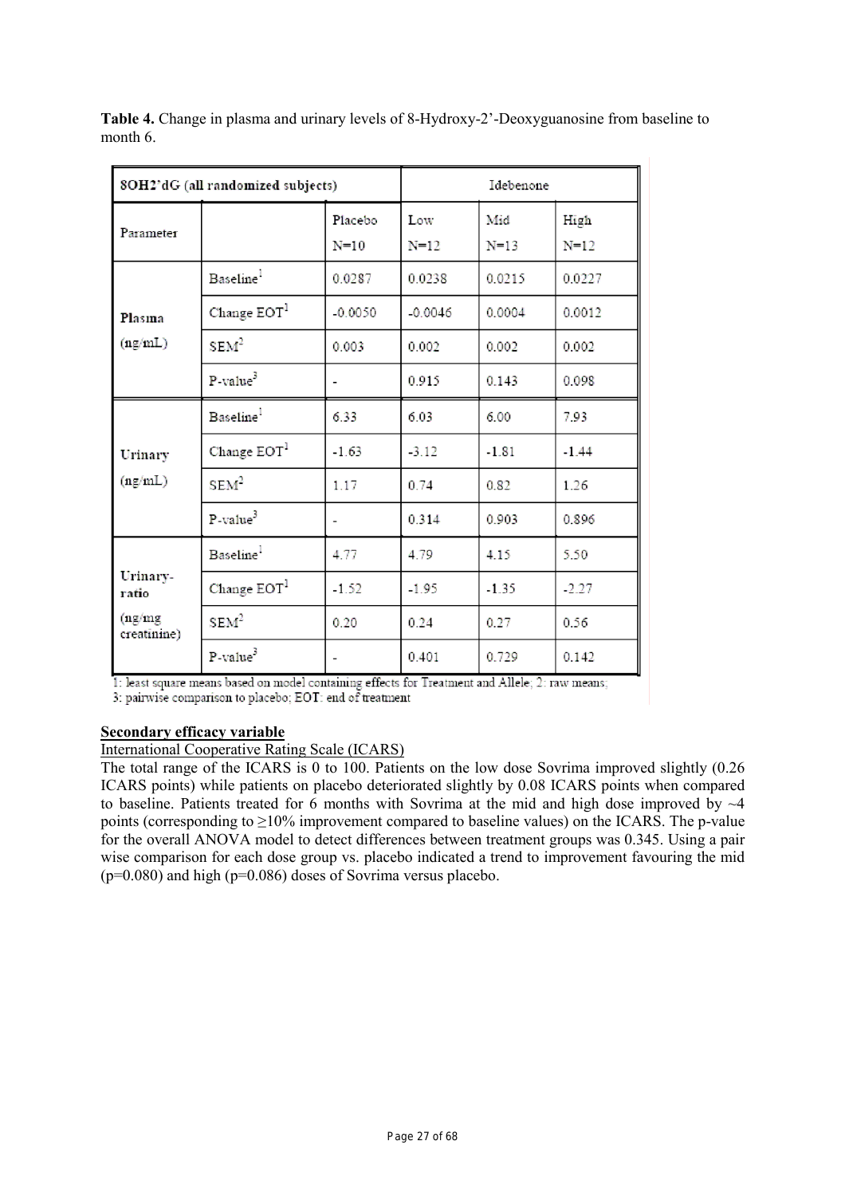**Table 4.** Change in plasma and urinary levels of 8-Hydroxy-2'-Deoxyguanosine from baseline to month 6.

| 8OH2'dG (all randomized subjects) | | | Idebenone | | |
|---|---|---|---|---|---|
| Parameter | | Placebo N=10 | Low N=12 | Mid N=13 | High N=12 |
| Plasma (ng/mL) | Baseline[1] | 0.0287 | 0.0238 | 0.0215 | 0.0227 |
| | Change EOT[1] | -0.0050 | -0.0046 | 0.0004 | 0.0012 |
| | SEM[2] | 0.003 | 0.002 | 0.002 | 0.002 |
| | P-value[3] | - | 0.915 | 0.143 | 0.098 |
| Urinary (ng/mL) | Baseline[1] | 6.33 | 6.03 | 6.00 | 7.93 |
| | Change EOT[1] | -1.63 | -3.12 | -1.81 | -1.44 |
| | SEM[2] | 1.17 | 0.74 | 0.82 | 1.26 |
| | P-value[3] | - | 0.314 | 0.903 | 0.896 |
| Urinary-ratio (ng/mg creatinine) | Baseline[1] | 4.77 | 4.79 | 4.15 | 5.50 |
| | Change EOT[1] | -1.52 | -1.95 | -1.35 | -2.27 |
| | SEM[2] | 0.20 | 0.24 | 0.27 | 0.56 |
| | P-value[3] | - | 0.401 | 0.729 | 0.142 |

1: least square means based on model containing effects for Treatment and Allele; 2: raw means; 3: pairwise comparison to placebo; EOT: end of treatment

**Secondary efficacy variable**

International Cooperative Rating Scale (ICARS)

The total range of the ICARS is 0 to 100. Patients on the low dose Sovrima improved slightly (0.26 ICARS points) while patients on placebo deteriorated slightly by 0.08 ICARS points when compared to baseline. Patients treated for 6 months with Sovrima at the mid and high dose improved by ~4 points (corresponding to ≥10% improvement compared to baseline values) on the ICARS. The p-value for the overall ANOVA model to detect differences between treatment groups was 0.345. Using a pair wise comparison for each dose group vs. placebo indicated a trend to improvement favouring the mid ($p=0.080$) and high ($p=0.086$) doses of Sovrima versus placebo.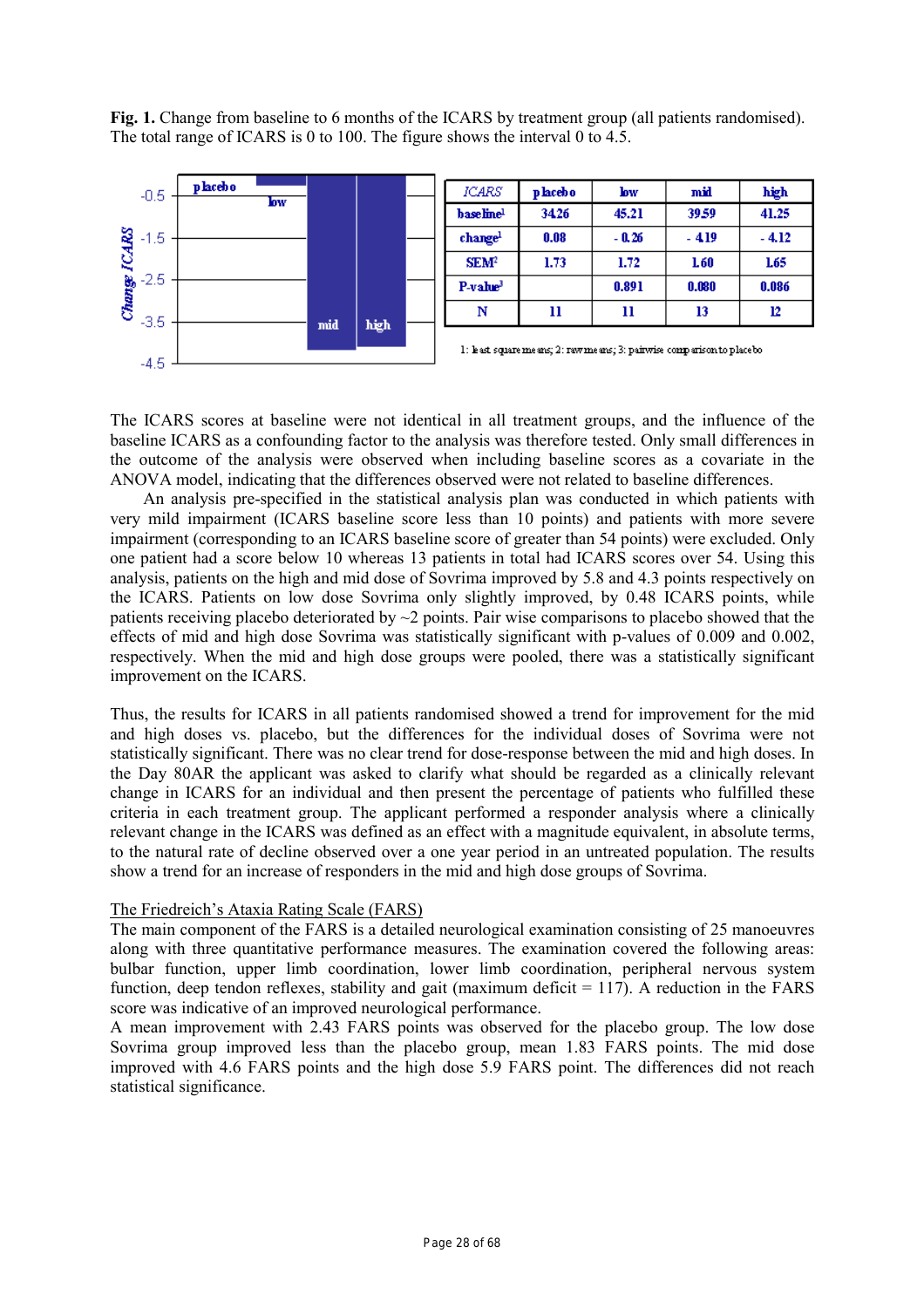**Fig. 1.** Change from baseline to 6 months of the ICARS by treatment group (all patients randomised). The total range of ICARS is 0 to 100. The figure shows the interval 0 to 4.5.

| *ICARS* | placebo | low | mid | high |
|---|---|---|---|---|
| baseline[1] | 34.26 | 45.21 | 39.59 | 41.25 |
| change[1] | 0.08 | - 0.26 | - 4.19 | - 4.12 |
| SEM[2] | 1.73 | 1.72 | 1.60 | 1.65 |
| P-value[3] | | 0.891 | 0.080 | 0.086 |
| N | 11 | 11 | 13 | 12 |

1: least square means; 2: raw means; 3: pairwise comparison to placebo

The ICARS scores at baseline were not identical in all treatment groups, and the influence of the baseline ICARS as a confounding factor to the analysis was therefore tested. Only small differences in the outcome of the analysis were observed when including baseline scores as a covariate in the ANOVA model, indicating that the differences observed were not related to baseline differences.

An analysis pre-specified in the statistical analysis plan was conducted in which patients with very mild impairment (ICARS baseline score less than 10 points) and patients with more severe impairment (corresponding to an ICARS baseline score of greater than 54 points) were excluded. Only one patient had a score below 10 whereas 13 patients in total had ICARS scores over 54. Using this analysis, patients on the high and mid dose of Sovrima improved by 5.8 and 4.3 points respectively on the ICARS. Patients on low dose Sovrima only slightly improved, by 0.48 ICARS points, while patients receiving placebo deteriorated by ~2 points. Pair wise comparisons to placebo showed that the effects of mid and high dose Sovrima was statistically significant with p-values of 0.009 and 0.002, respectively. When the mid and high dose groups were pooled, there was a statistically significant improvement on the ICARS.

Thus, the results for ICARS in all patients randomised showed a trend for improvement for the mid and high doses vs. placebo, but the differences for the individual doses of Sovrima were not statistically significant. There was no clear trend for dose-response between the mid and high doses. In the Day 80AR the applicant was asked to clarify what should be regarded as a clinically relevant change in ICARS for an individual and then present the percentage of patients who fulfilled these criteria in each treatment group. The applicant performed a responder analysis where a clinically relevant change in the ICARS was defined as an effect with a magnitude equivalent, in absolute terms, to the natural rate of decline observed over a one year period in an untreated population. The results show a trend for an increase of responders in the mid and high dose groups of Sovrima.

The Friedreich's Ataxia Rating Scale (FARS)

The main component of the FARS is a detailed neurological examination consisting of 25 manoeuvres along with three quantitative performance measures. The examination covered the following areas: bulbar function, upper limb coordination, lower limb coordination, peripheral nervous system function, deep tendon reflexes, stability and gait (maximum deficit = 117). A reduction in the FARS score was indicative of an improved neurological performance.

A mean improvement with 2.43 FARS points was observed for the placebo group. The low dose Sovrima group improved less than the placebo group, mean 1.83 FARS points. The mid dose improved with 4.6 FARS points and the high dose 5.9 FARS point. The differences did not reach statistical significance.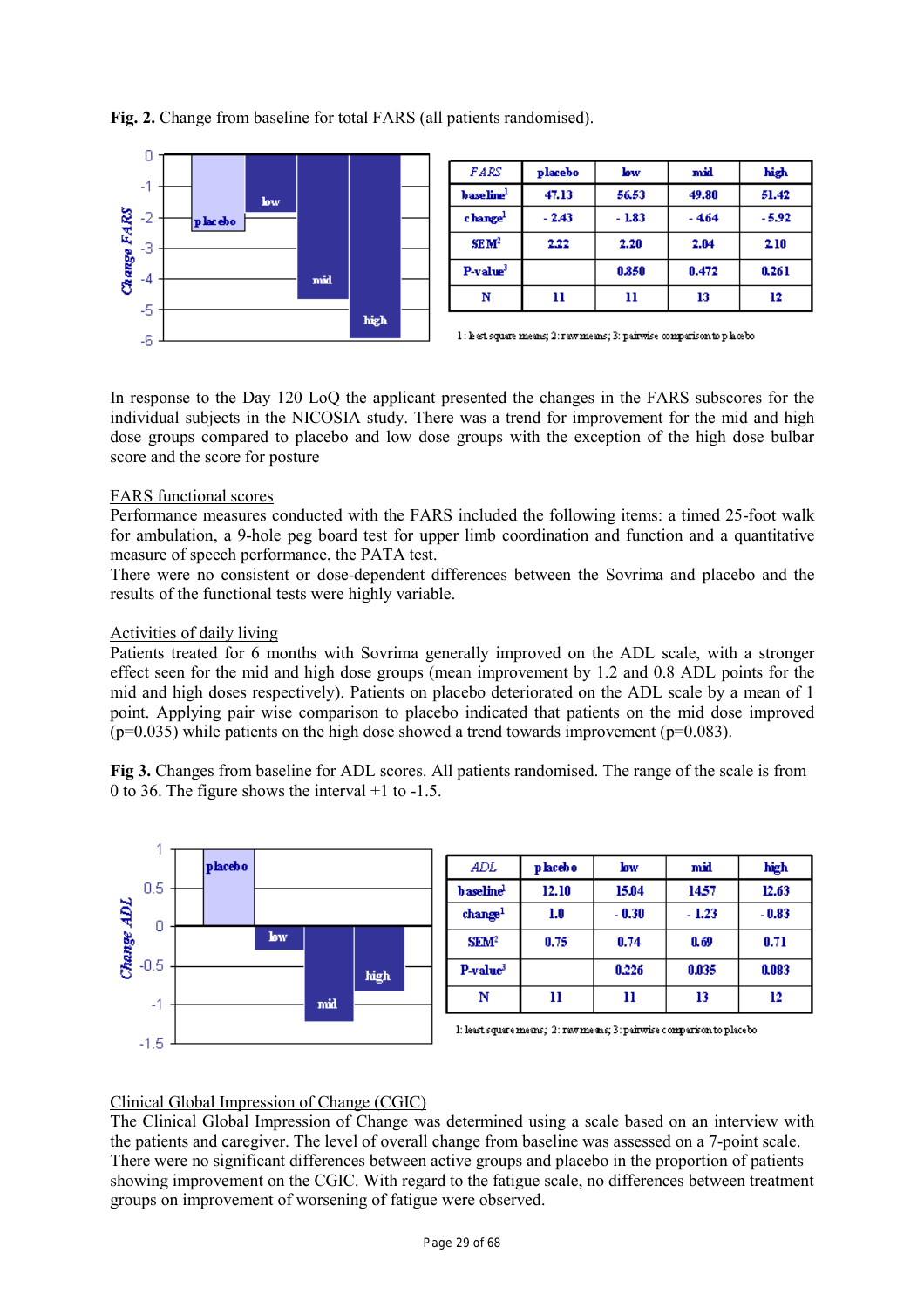**Fig. 2.** Change from baseline for total FARS (all patients randomised).

| FARS | placebo | low | mid | high |
|---|---|---|---|---|
| baseline[1] | 47.13 | 56.53 | 49.80 | 51.42 |
| change[1] | - 2.43 | - 1.83 | - 4.64 | - 5.92 |
| SEM[2] | 2.22 | 2.20 | 2.04 | 2.10 |
| P-value[3] | | 0.850 | 0.472 | 0.261 |
| N | 11 | 11 | 13 | 12 |

1: least square means; 2: raw means; 3: pairwise comparison to placebo

In response to the Day 120 LoQ the applicant presented the changes in the FARS subscores for the individual subjects in the NICOSIA study. There was a trend for improvement for the mid and high dose groups compared to placebo and low dose groups with the exception of the high dose bulbar score and the score for posture

<u>FARS functional scores</u>

Performance measures conducted with the FARS included the following items: a timed 25-foot walk for ambulation, a 9-hole peg board test for upper limb coordination and function and a quantitative measure of speech performance, the PATA test.

There were no consistent or dose-dependent differences between the Sovrima and placebo and the results of the functional tests were highly variable.

<u>Activities of daily living</u>

Patients treated for 6 months with Sovrima generally improved on the ADL scale, with a stronger effect seen for the mid and high dose groups (mean improvement by 1.2 and 0.8 ADL points for the mid and high doses respectively). Patients on placebo deteriorated on the ADL scale by a mean of 1 point. Applying pair wise comparison to placebo indicated that patients on the mid dose improved (p=0.035) while patients on the high dose showed a trend towards improvement (p=0.083).

**Fig 3.** Changes from baseline for ADL scores. All patients randomised. The range of the scale is from 0 to 36. The figure shows the interval +1 to -1.5.

| ADL | placebo | low | mid | high |
|---|---|---|---|---|
| baseline[1] | 12.10 | 15.04 | 14.57 | 12.63 |
| change[1] | 1.0 | - 0.30 | - 1.23 | - 0.83 |
| SEM[2] | 0.75 | 0.74 | 0.69 | 0.71 |
| P-value[3] | | 0.226 | 0.035 | 0.083 |
| N | 11 | 11 | 13 | 12 |

1: least square means; 2: raw means; 3: pairwise comparison to placebo

<u>Clinical Global Impression of Change (CGIC)</u>

The Clinical Global Impression of Change was determined using a scale based on an interview with the patients and caregiver. The level of overall change from baseline was assessed on a 7-point scale. There were no significant differences between active groups and placebo in the proportion of patients showing improvement on the CGIC. With regard to the fatigue scale, no differences between treatment groups on improvement of worsening of fatigue were observed.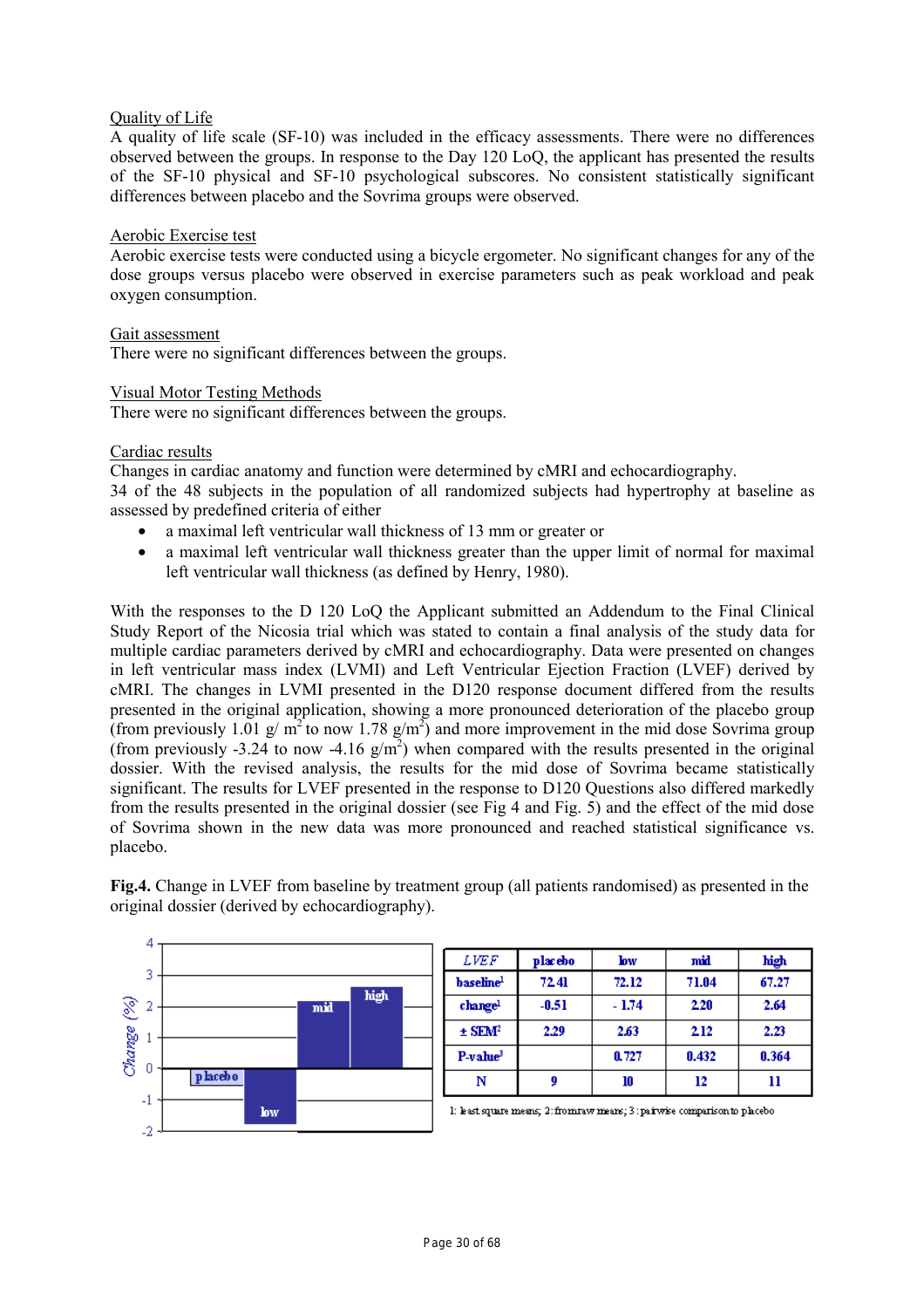Quality of Life

A quality of life scale (SF-10) was included in the efficacy assessments. There were no differences observed between the groups. In response to the Day 120 LoQ, the applicant has presented the results of the SF-10 physical and SF-10 psychological subscores. No consistent statistically significant differences between placebo and the Sovrima groups were observed.

Aerobic Exercise test

Aerobic exercise tests were conducted using a bicycle ergometer. No significant changes for any of the dose groups versus placebo were observed in exercise parameters such as peak workload and peak oxygen consumption.

Gait assessment

There were no significant differences between the groups.

Visual Motor Testing Methods

There were no significant differences between the groups.

Cardiac results

Changes in cardiac anatomy and function were determined by cMRI and echocardiography.
34 of the 48 subjects in the population of all randomized subjects had hypertrophy at baseline as assessed by predefined criteria of either

- a maximal left ventricular wall thickness of 13 mm or greater or
- a maximal left ventricular wall thickness greater than the upper limit of normal for maximal left ventricular wall thickness (as defined by Henry, 1980).

With the responses to the D 120 LoQ the Applicant submitted an Addendum to the Final Clinical Study Report of the Nicosia trial which was stated to contain a final analysis of the study data for multiple cardiac parameters derived by cMRI and echocardiography. Data were presented on changes in left ventricular mass index (LVMI) and Left Ventricular Ejection Fraction (LVEF) derived by cMRI. The changes in LVMI presented in the D120 response document differed from the results presented in the original application, showing a more pronounced deterioration of the placebo group (from previously 1.01 g/ $m^2$ to now 1.78 g/$m^2$) and more improvement in the mid dose Sovrima group (from previously -3.24 to now -4.16 g/$m^2$) when compared with the results presented in the original dossier. With the revised analysis, the results for the mid dose of Sovrima became statistically significant. The results for LVEF presented in the response to D120 Questions also differed markedly from the results presented in the original dossier (see Fig 4 and Fig. 5) and the effect of the mid dose of Sovrima shown in the new data was more pronounced and reached statistical significance vs. placebo.

**Fig.4.** Change in LVEF from baseline by treatment group (all patients randomised) as presented in the original dossier (derived by echocardiography).

| *LVEF* | placebo | low | mid | high |
|---|---|---|---|---|
| baseline[1] | 72.41 | 72.12 | 71.04 | 67.27 |
| change[1] | -0.51 | - 1.74 | 2.20 | 2.64 |
| ± SEM[2] | 2.29 | 2.63 | 2.12 | 2.23 |
| P-value[3] | | 0.727 | 0.432 | 0.364 |
| N | 9 | 10 | 12 | 11 |

1: least square means; 2: from raw means; 3: pairwise comparison to placebo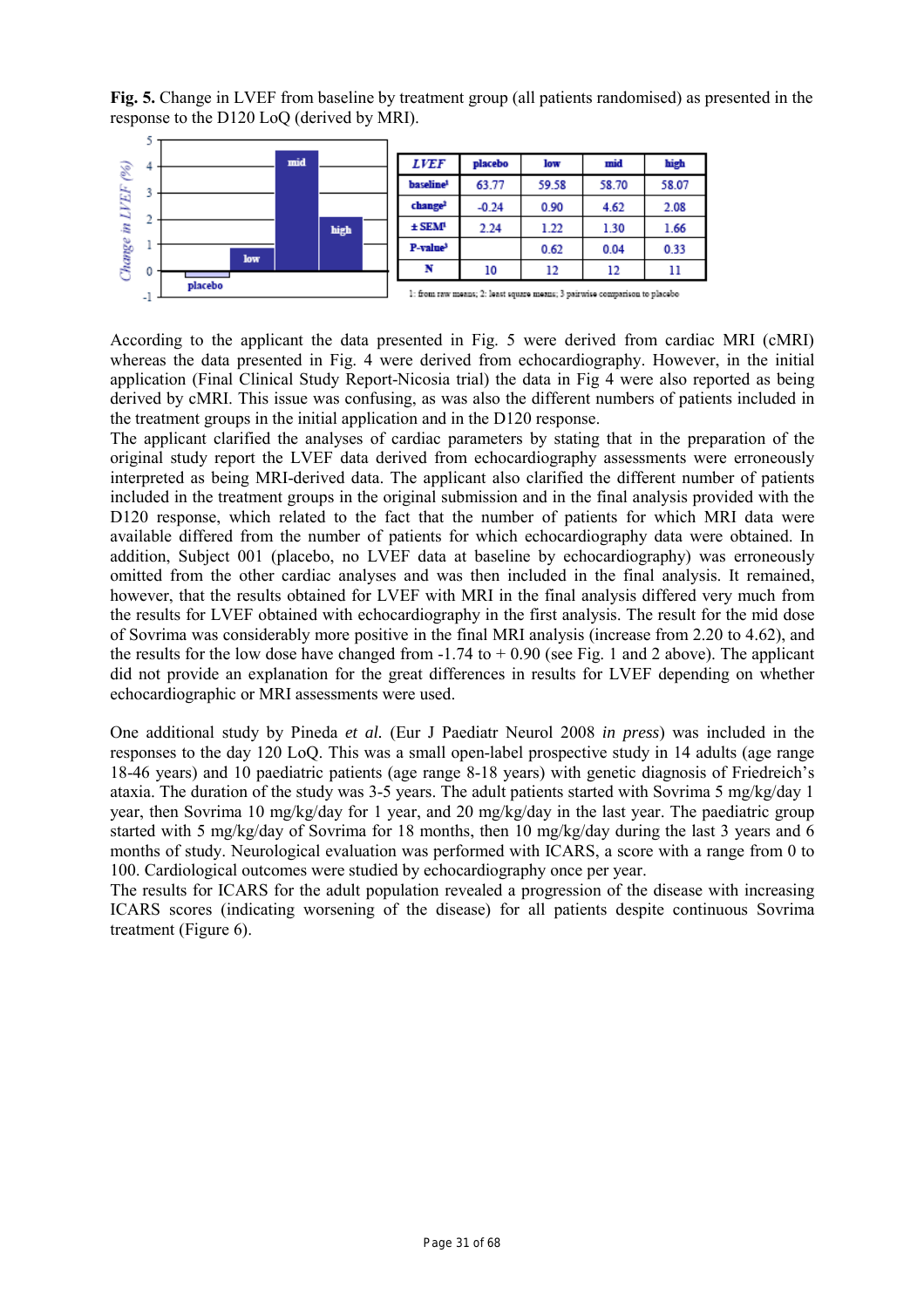**Fig. 5.** Change in LVEF from baseline by treatment group (all patients randomised) as presented in the response to the D120 LoQ (derived by MRI).

| *LVEF* | placebo | low | mid | high |
|---|---|---|---|---|
| baseline[1] | 63.77 | 59.58 | 58.70 | 58.07 |
| change[2] | -0.24 | 0.90 | 4.62 | 2.08 |
| ± SEM[1] | 2.24 | 1.22 | 1.30 | 1.66 |
| P-value[3] | | 0.62 | 0.04 | 0.33 |
| N | 10 | 12 | 12 | 11 |

1: from raw means; 2: least square means; 3 pairwise comparison to placebo

According to the applicant the data presented in Fig. 5 were derived from cardiac MRI (cMRI) whereas the data presented in Fig. 4 were derived from echocardiography. However, in the initial application (Final Clinical Study Report-Nicosia trial) the data in Fig 4 were also reported as being derived by cMRI. This issue was confusing, as was also the different numbers of patients included in the treatment groups in the initial application and in the D120 response.

The applicant clarified the analyses of cardiac parameters by stating that in the preparation of the original study report the LVEF data derived from echocardiography assessments were erroneously interpreted as being MRI-derived data. The applicant also clarified the different number of patients included in the treatment groups in the original submission and in the final analysis provided with the D120 response, which related to the fact that the number of patients for which MRI data were available differed from the number of patients for which echocardiography data were obtained. In addition, Subject 001 (placebo, no LVEF data at baseline by echocardiography) was erroneously omitted from the other cardiac analyses and was then included in the final analysis. It remained, however, that the results obtained for LVEF with MRI in the final analysis differed very much from the results for LVEF obtained with echocardiography in the first analysis. The result for the mid dose of Sovrima was considerably more positive in the final MRI analysis (increase from 2.20 to 4.62), and the results for the low dose have changed from -1.74 to + 0.90 (see Fig. 1 and 2 above). The applicant did not provide an explanation for the great differences in results for LVEF depending on whether echocardiographic or MRI assessments were used.

One additional study by Pineda *et al.* (Eur J Paediatr Neurol 2008 *in press*) was included in the responses to the day 120 LoQ. This was a small open-label prospective study in 14 adults (age range 18-46 years) and 10 paediatric patients (age range 8-18 years) with genetic diagnosis of Friedreich's ataxia. The duration of the study was 3-5 years. The adult patients started with Sovrima 5 mg/kg/day 1 year, then Sovrima 10 mg/kg/day for 1 year, and 20 mg/kg/day in the last year. The paediatric group started with 5 mg/kg/day of Sovrima for 18 months, then 10 mg/kg/day during the last 3 years and 6 months of study. Neurological evaluation was performed with ICARS, a score with a range from 0 to 100. Cardiological outcomes were studied by echocardiography once per year.

The results for ICARS for the adult population revealed a progression of the disease with increasing ICARS scores (indicating worsening of the disease) for all patients despite continuous Sovrima treatment (Figure 6).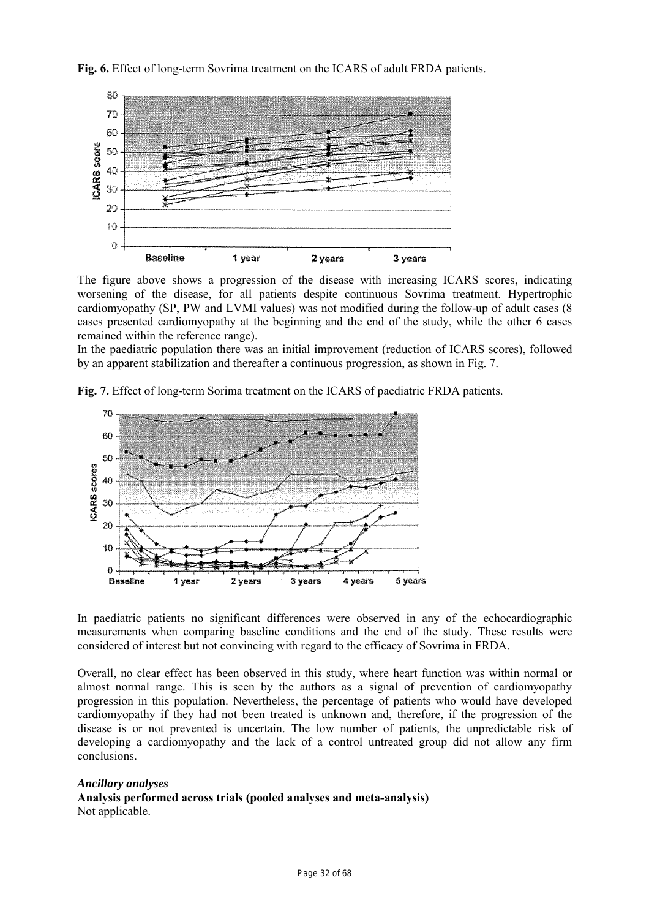**Fig. 6.** Effect of long-term Sovrima treatment on the ICARS of adult FRDA patients.

The figure above shows a progression of the disease with increasing ICARS scores, indicating worsening of the disease, for all patients despite continuous Sovrima treatment. Hypertrophic cardiomyopathy (SP, PW and LVMI values) was not modified during the follow-up of adult cases (8 cases presented cardiomyopathy at the beginning and the end of the study, while the other 6 cases remained within the reference range).

In the paediatric population there was an initial improvement (reduction of ICARS scores), followed by an apparent stabilization and thereafter a continuous progression, as shown in Fig. 7.

**Fig. 7.** Effect of long-term Sorima treatment on the ICARS of paediatric FRDA patients.

In paediatric patients no significant differences were observed in any of the echocardiographic measurements when comparing baseline conditions and the end of the study. These results were considered of interest but not convincing with regard to the efficacy of Sovrima in FRDA.

Overall, no clear effect has been observed in this study, where heart function was within normal or almost normal range. This is seen by the authors as a signal of prevention of cardiomyopathy progression in this population. Nevertheless, the percentage of patients who would have developed cardiomyopathy if they had not been treated is unknown and, therefore, if the progression of the disease is or not prevented is uncertain. The low number of patients, the unpredictable risk of developing a cardiomyopathy and the lack of a control untreated group did not allow any firm conclusions.

***Ancillary analyses***

**Analysis performed across trials (pooled analyses and meta-analysis)**

Not applicable.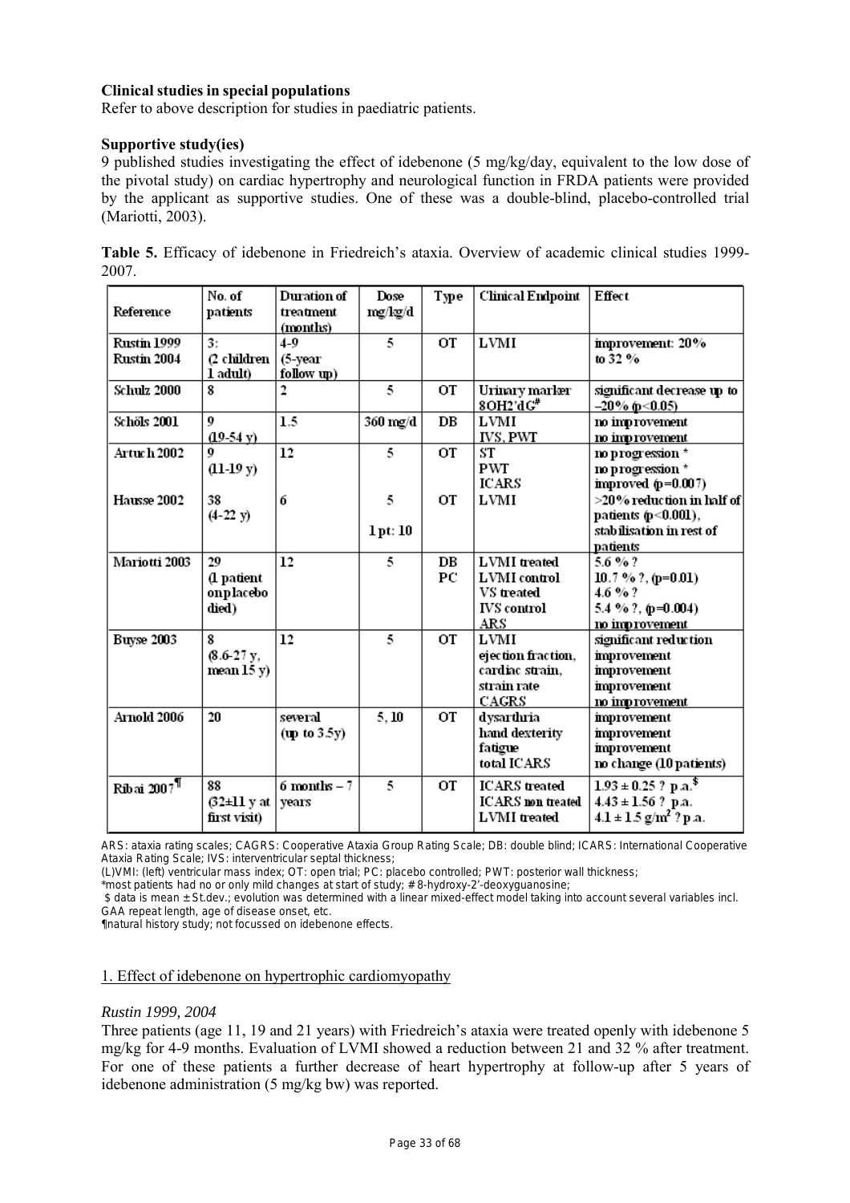**Clinical studies in special populations**

Refer to above description for studies in paediatric patients.

**Supportive study(ies)**

9 published studies investigating the effect of idebenone (5 mg/kg/day, equivalent to the low dose of the pivotal study) on cardiac hypertrophy and neurological function in FRDA patients were provided by the applicant as supportive studies. One of these was a double-blind, placebo-controlled trial (Mariotti, 2003).

**Table 5.** Efficacy of idebenone in Friedreich's ataxia. Overview of academic clinical studies 1999-2007.

| Reference | No. of patients | Duration of treatment (months) | Dose mg/kg/d | Type | Clinical Endpoint | Effect |
|---|---|---|---|---|---|---|
| Rustin 1999<br>Rustin 2004 | 3:<br>(2 children 1 adult) | 4-9<br>(5-year follow up) | 5 | OT | LVMI | improvement: 20% to 32 % |
| Schulz 2000 | 8 | 2 | 5 | OT | Urinary marker 8OH2'dG[#] | significant decrease up to –20% (p<0.05) |
| Schöls 2001 | 9<br>(19-54 y) | 1.5 | 360 mg/d | DB | LVMI<br>IVS, PWT | no improvement<br>no improvement |
| Artuch 2002 | 9<br>(11-19 y) | 12 | 5 | OT | ST<br>PWT<br>ICARS | no progression *<br>no progression *<br>improved (p=0.007) |
| Hausse 2002 | 38<br>(4-22 y) | 6 | 5<br>1 pt: 10 | OT | LVMI | >20% reduction in half of patients (p<0.001), stabilisation in rest of patients |
| Mariotti 2003 | 29<br>(1 patient on placebo died) | 12 | 5 | DB<br>PC | LVMI treated<br>LVMI control<br>VS treated<br>IVS control<br>ARS | 5.6 % ?<br>10.7 % ?, (p=0.01)<br>4.6 % ?<br>5.4 % ?, (p=0.004)<br>no improvement |
| Buyse 2003 | 8<br>(8.6-27 y, mean 15 y) | 12 | 5 | OT | LVMI<br>ejection fraction, cardiac strain, strain rate<br>CAGRS | significant reduction<br>improvement<br>improvement<br>improvement<br>no improvement |
| Arnold 2006 | 20 | several (up to 3.5y) | 5, 10 | OT | dysarthria<br>hand dexterity<br>fatigue<br>total ICARS | improvement<br>improvement<br>improvement<br>no change (10 patients) |
| Ribai 2007[¶] | 88<br>(32±11 y at first visit) | 6 months – 7 years | 5 | OT | ICARS treated<br>ICARS non treated<br>LVMI treated | 1.93 ± 0.25 ? p.a.[$]<br>4.43 ± 1.56 ? p.a.<br>4.1 ± 1.5 g/m² ? p.a. |

ARS: ataxia rating scales; CAGRS: Cooperative Ataxia Group Rating Scale; DB: double blind; ICARS: International Cooperative Ataxia Rating Scale; IVS: interventricular septal thickness;
(L)VMI: (left) ventricular mass index; OT: open trial; PC: placebo controlled; PWT: posterior wall thickness;
*most patients had no or only mild changes at start of study; # 8-hydroxy-2'-deoxyguanosine;
$ data is mean ± St.dev.; evolution was determined with a linear mixed-effect model taking into account several variables incl. GAA repeat length, age of disease onset, etc.
¶natural history study; not focussed on idebenone effects.

1. Effect of idebenone on hypertrophic cardiomyopathy

*Rustin 1999, 2004*

Three patients (age 11, 19 and 21 years) with Friedreich's ataxia were treated openly with idebenone 5 mg/kg for 4-9 months. Evaluation of LVMI showed a reduction between 21 and 32 % after treatment. For one of these patients a further decrease of heart hypertrophy at follow-up after 5 years of idebenone administration (5 mg/kg bw) was reported.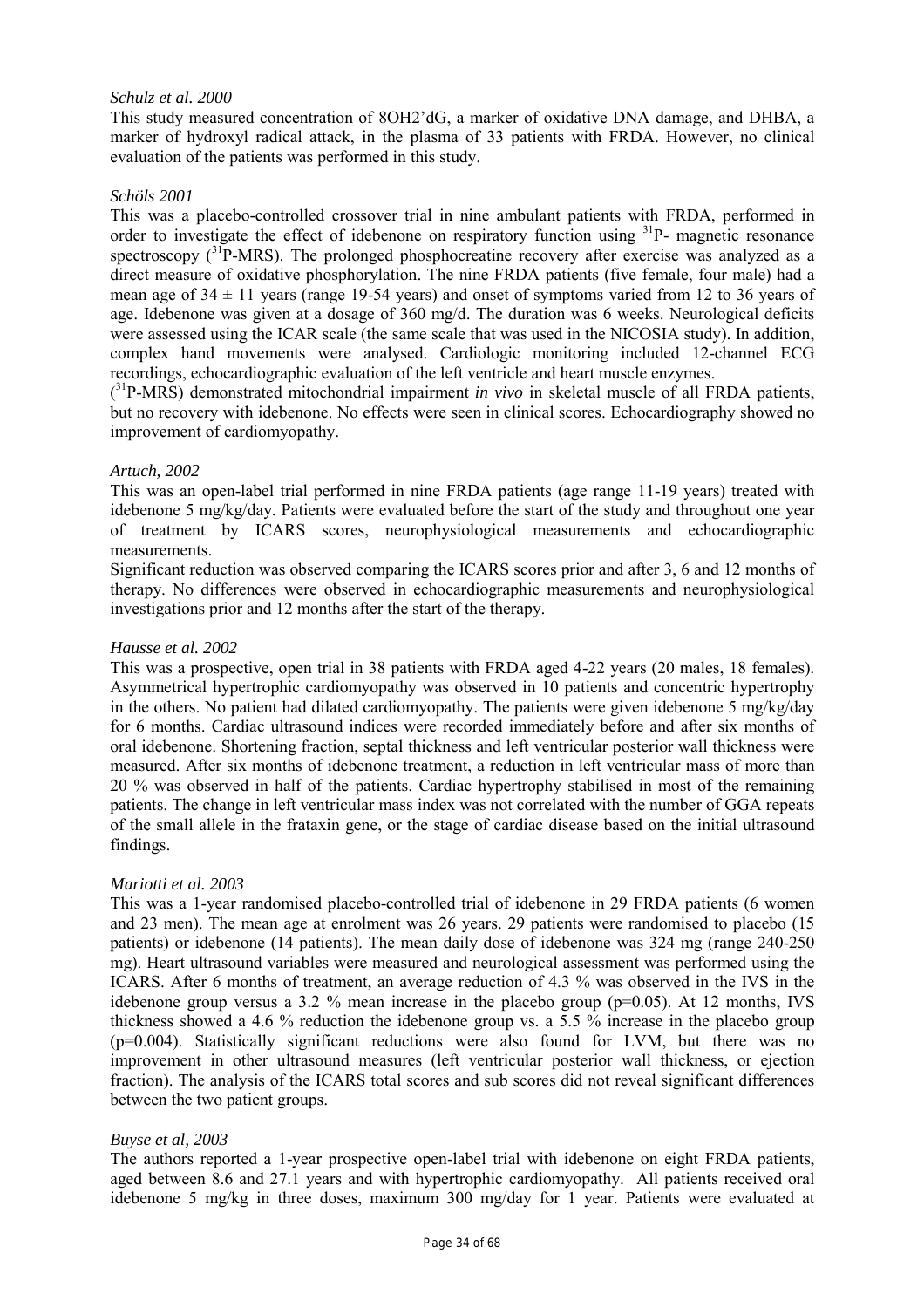*Schulz et al. 2000*

This study measured concentration of 8OH2'dG, a marker of oxidative DNA damage, and DHBA, a marker of hydroxyl radical attack, in the plasma of 33 patients with FRDA. However, no clinical evaluation of the patients was performed in this study.

*Schöls 2001*

This was a placebo-controlled crossover trial in nine ambulant patients with FRDA, performed in order to investigate the effect of idebenone on respiratory function using $^{31}$P- magnetic resonance spectroscopy ($^{31}$P-MRS). The prolonged phosphocreatine recovery after exercise was analyzed as a direct measure of oxidative phosphorylation. The nine FRDA patients (five female, four male) had a mean age of $34 \pm 11$ years (range 19-54 years) and onset of symptoms varied from 12 to 36 years of age. Idebenone was given at a dosage of 360 mg/d. The duration was 6 weeks. Neurological deficits were assessed using the ICAR scale (the same scale that was used in the NICOSIA study). In addition, complex hand movements were analysed. Cardiologic monitoring included 12-channel ECG recordings, echocardiographic evaluation of the left ventricle and heart muscle enzymes.

($^{31}$P-MRS) demonstrated mitochondrial impairment *in vivo* in skeletal muscle of all FRDA patients, but no recovery with idebenone. No effects were seen in clinical scores. Echocardiography showed no improvement of cardiomyopathy.

*Artuch, 2002*

This was an open-label trial performed in nine FRDA patients (age range 11-19 years) treated with idebenone 5 mg/kg/day. Patients were evaluated before the start of the study and throughout one year of treatment by ICARS scores, neurophysiological measurements and echocardiographic measurements.

Significant reduction was observed comparing the ICARS scores prior and after 3, 6 and 12 months of therapy. No differences were observed in echocardiographic measurements and neurophysiological investigations prior and 12 months after the start of the therapy.

*Hausse et al. 2002*

This was a prospective, open trial in 38 patients with FRDA aged 4-22 years (20 males, 18 females). Asymmetrical hypertrophic cardiomyopathy was observed in 10 patients and concentric hypertrophy in the others. No patient had dilated cardiomyopathy. The patients were given idebenone 5 mg/kg/day for 6 months. Cardiac ultrasound indices were recorded immediately before and after six months of oral idebenone. Shortening fraction, septal thickness and left ventricular posterior wall thickness were measured. After six months of idebenone treatment, a reduction in left ventricular mass of more than 20 % was observed in half of the patients. Cardiac hypertrophy stabilised in most of the remaining patients. The change in left ventricular mass index was not correlated with the number of GGA repeats of the small allele in the frataxin gene, or the stage of cardiac disease based on the initial ultrasound findings.

*Mariotti et al. 2003*

This was a 1-year randomised placebo-controlled trial of idebenone in 29 FRDA patients (6 women and 23 men). The mean age at enrolment was 26 years. 29 patients were randomised to placebo (15 patients) or idebenone (14 patients). The mean daily dose of idebenone was 324 mg (range 240-250 mg). Heart ultrasound variables were measured and neurological assessment was performed using the ICARS. After 6 months of treatment, an average reduction of 4.3 % was observed in the IVS in the idebenone group versus a 3.2 % mean increase in the placebo group (p=0.05). At 12 months, IVS thickness showed a 4.6 % reduction the idebenone group vs. a 5.5 % increase in the placebo group (p=0.004). Statistically significant reductions were also found for LVM, but there was no improvement in other ultrasound measures (left ventricular posterior wall thickness, or ejection fraction). The analysis of the ICARS total scores and sub scores did not reveal significant differences between the two patient groups.

*Buyse et al, 2003*

The authors reported a 1-year prospective open-label trial with idebenone on eight FRDA patients, aged between 8.6 and 27.1 years and with hypertrophic cardiomyopathy. All patients received oral idebenone 5 mg/kg in three doses, maximum 300 mg/day for 1 year. Patients were evaluated at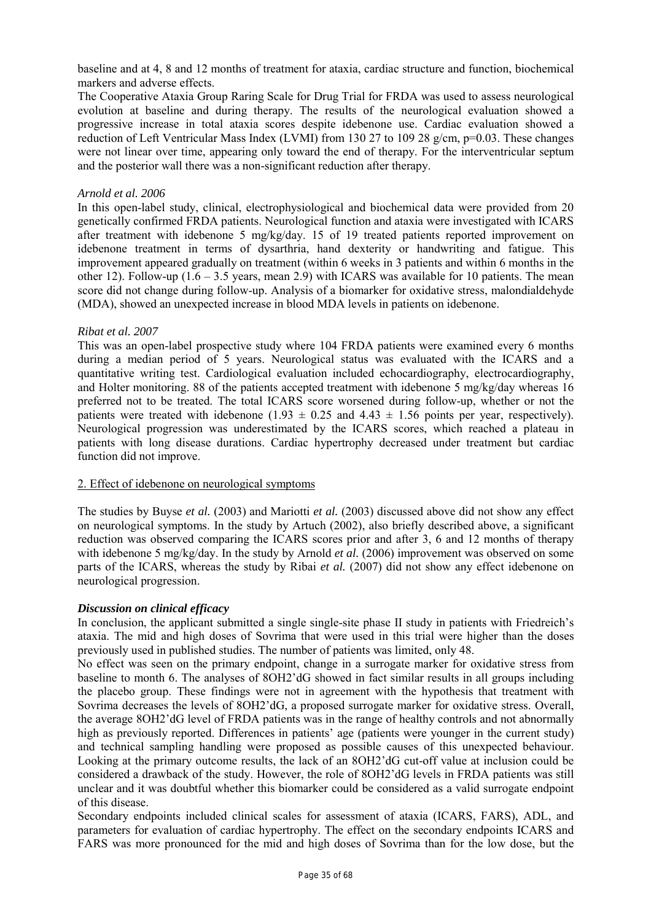baseline and at 4, 8 and 12 months of treatment for ataxia, cardiac structure and function, biochemical markers and adverse effects.

The Cooperative Ataxia Group Raring Scale for Drug Trial for FRDA was used to assess neurological evolution at baseline and during therapy. The results of the neurological evaluation showed a progressive increase in total ataxia scores despite idebenone use. Cardiac evaluation showed a reduction of Left Ventricular Mass Index (LVMI) from 130 27 to 109 28 g/cm, p=0.03. These changes were not linear over time, appearing only toward the end of therapy. For the interventricular septum and the posterior wall there was a non-significant reduction after therapy.

*Arnold et al. 2006*

In this open-label study, clinical, electrophysiological and biochemical data were provided from 20 genetically confirmed FRDA patients. Neurological function and ataxia were investigated with ICARS after treatment with idebenone 5 mg/kg/day. 15 of 19 treated patients reported improvement on idebenone treatment in terms of dysarthria, hand dexterity or handwriting and fatigue. This improvement appeared gradually on treatment (within 6 weeks in 3 patients and within 6 months in the other 12). Follow-up (1.6 – 3.5 years, mean 2.9) with ICARS was available for 10 patients. The mean score did not change during follow-up. Analysis of a biomarker for oxidative stress, malondialdehyde (MDA), showed an unexpected increase in blood MDA levels in patients on idebenone.

*Ribat et al. 2007*

This was an open-label prospective study where 104 FRDA patients were examined every 6 months during a median period of 5 years. Neurological status was evaluated with the ICARS and a quantitative writing test. Cardiological evaluation included echocardiography, electrocardiography, and Holter monitoring. 88 of the patients accepted treatment with idebenone 5 mg/kg/day whereas 16 preferred not to be treated. The total ICARS score worsened during follow-up, whether or not the patients were treated with idebenone ($1.93 \pm 0.25$ and $4.43 \pm 1.56$ points per year, respectively). Neurological progression was underestimated by the ICARS scores, which reached a plateau in patients with long disease durations. Cardiac hypertrophy decreased under treatment but cardiac function did not improve.

2. Effect of idebenone on neurological symptoms

The studies by Buyse *et al.* (2003) and Mariotti *et al.* (2003) discussed above did not show any effect on neurological symptoms. In the study by Artuch (2002), also briefly described above, a significant reduction was observed comparing the ICARS scores prior and after 3, 6 and 12 months of therapy with idebenone 5 mg/kg/day. In the study by Arnold *et al.* (2006) improvement was observed on some parts of the ICARS, whereas the study by Ribai *et al.* (2007) did not show any effect idebenone on neurological progression.

***Discussion on clinical efficacy***

In conclusion, the applicant submitted a single single-site phase II study in patients with Friedreich's ataxia. The mid and high doses of Sovrima that were used in this trial were higher than the doses previously used in published studies. The number of patients was limited, only 48.

No effect was seen on the primary endpoint, change in a surrogate marker for oxidative stress from baseline to month 6. The analyses of 8OH2'dG showed in fact similar results in all groups including the placebo group. These findings were not in agreement with the hypothesis that treatment with Sovrima decreases the levels of 8OH2'dG, a proposed surrogate marker for oxidative stress. Overall, the average 8OH2'dG level of FRDA patients was in the range of healthy controls and not abnormally high as previously reported. Differences in patients' age (patients were younger in the current study) and technical sampling handling were proposed as possible causes of this unexpected behaviour. Looking at the primary outcome results, the lack of an 8OH2'dG cut-off value at inclusion could be considered a drawback of the study. However, the role of 8OH2'dG levels in FRDA patients was still unclear and it was doubtful whether this biomarker could be considered as a valid surrogate endpoint of this disease.

Secondary endpoints included clinical scales for assessment of ataxia (ICARS, FARS), ADL, and parameters for evaluation of cardiac hypertrophy. The effect on the secondary endpoints ICARS and FARS was more pronounced for the mid and high doses of Sovrima than for the low dose, but the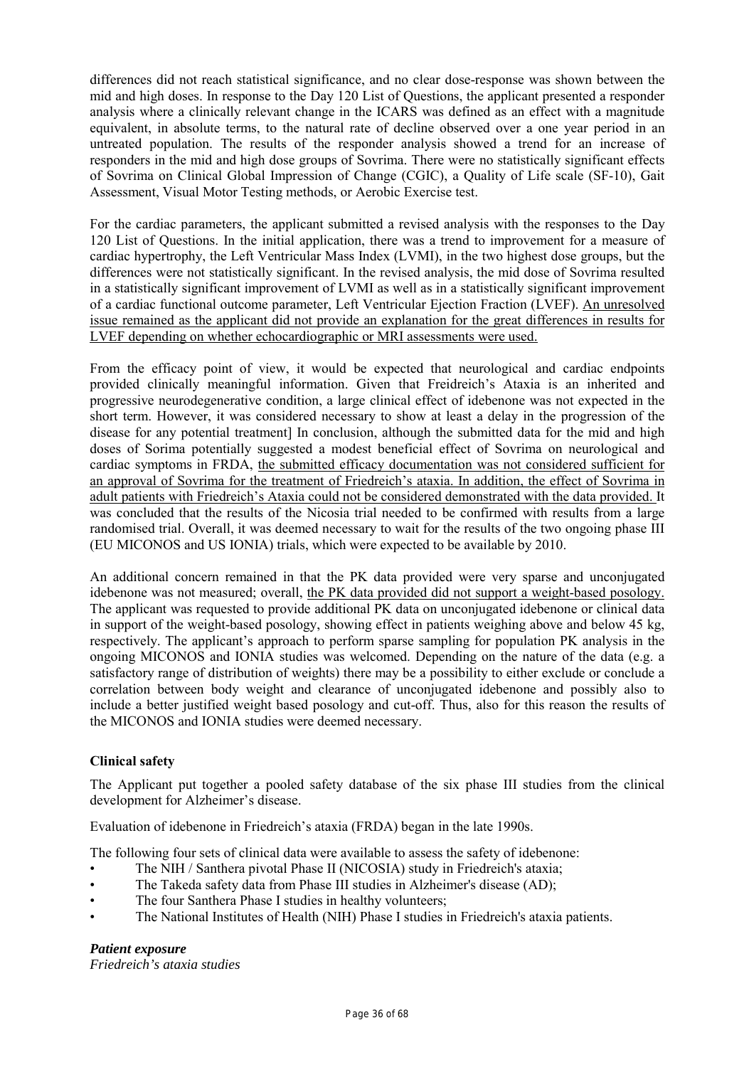differences did not reach statistical significance, and no clear dose-response was shown between the mid and high doses. In response to the Day 120 List of Questions, the applicant presented a responder analysis where a clinically relevant change in the ICARS was defined as an effect with a magnitude equivalent, in absolute terms, to the natural rate of decline observed over a one year period in an untreated population. The results of the responder analysis showed a trend for an increase of responders in the mid and high dose groups of Sovrima. There were no statistically significant effects of Sovrima on Clinical Global Impression of Change (CGIC), a Quality of Life scale (SF-10), Gait Assessment, Visual Motor Testing methods, or Aerobic Exercise test.

For the cardiac parameters, the applicant submitted a revised analysis with the responses to the Day 120 List of Questions. In the initial application, there was a trend to improvement for a measure of cardiac hypertrophy, the Left Ventricular Mass Index (LVMI), in the two highest dose groups, but the differences were not statistically significant. In the revised analysis, the mid dose of Sovrima resulted in a statistically significant improvement of LVMI as well as in a statistically significant improvement of a cardiac functional outcome parameter, Left Ventricular Ejection Fraction (LVEF). An unresolved issue remained as the applicant did not provide an explanation for the great differences in results for LVEF depending on whether echocardiographic or MRI assessments were used.

From the efficacy point of view, it would be expected that neurological and cardiac endpoints provided clinically meaningful information. Given that Freidreich's Ataxia is an inherited and progressive neurodegenerative condition, a large clinical effect of idebenone was not expected in the short term. However, it was considered necessary to show at least a delay in the progression of the disease for any potential treatment] In conclusion, although the submitted data for the mid and high doses of Sorima potentially suggested a modest beneficial effect of Sovrima on neurological and cardiac symptoms in FRDA, the submitted efficacy documentation was not considered sufficient for an approval of Sovrima for the treatment of Friedreich's ataxia. In addition, the effect of Sovrima in adult patients with Friedreich's Ataxia could not be considered demonstrated with the data provided. It was concluded that the results of the Nicosia trial needed to be confirmed with results from a large randomised trial. Overall, it was deemed necessary to wait for the results of the two ongoing phase III (EU MICONOS and US IONIA) trials, which were expected to be available by 2010.

An additional concern remained in that the PK data provided were very sparse and unconjugated idebenone was not measured; overall, the PK data provided did not support a weight-based posology. The applicant was requested to provide additional PK data on unconjugated idebenone or clinical data in support of the weight-based posology, showing effect in patients weighing above and below 45 kg, respectively. The applicant's approach to perform sparse sampling for population PK analysis in the ongoing MICONOS and IONIA studies was welcomed. Depending on the nature of the data (e.g. a satisfactory range of distribution of weights) there may be a possibility to either exclude or conclude a correlation between body weight and clearance of unconjugated idebenone and possibly also to include a better justified weight based posology and cut-off. Thus, also for this reason the results of the MICONOS and IONIA studies were deemed necessary.

**Clinical safety**

The Applicant put together a pooled safety database of the six phase III studies from the clinical development for Alzheimer's disease.

Evaluation of idebenone in Friedreich's ataxia (FRDA) began in the late 1990s.

The following four sets of clinical data were available to assess the safety of idebenone:

- The NIH / Santhera pivotal Phase II (NICOSIA) study in Friedreich's ataxia;
- The Takeda safety data from Phase III studies in Alzheimer's disease (AD);
- The four Santhera Phase I studies in healthy volunteers;
- The National Institutes of Health (NIH) Phase I studies in Friedreich's ataxia patients.

***Patient exposure***

*Friedreich's ataxia studies*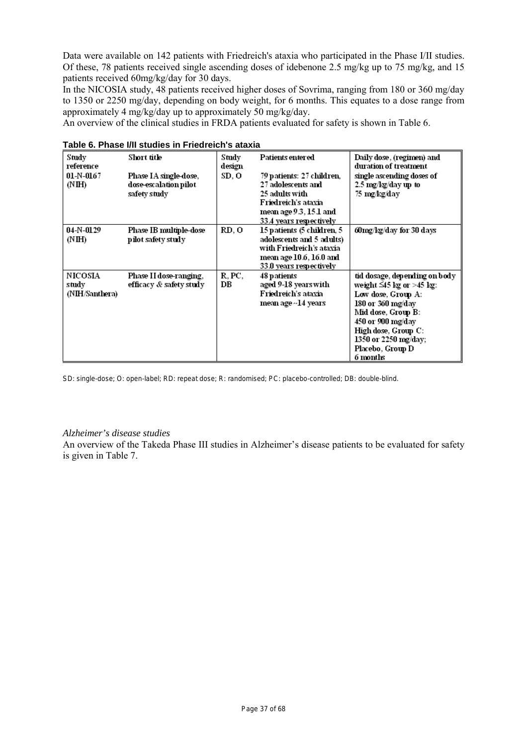Data were available on 142 patients with Friedreich's ataxia who participated in the Phase I/II studies. Of these, 78 patients received single ascending doses of idebenone 2.5 mg/kg up to 75 mg/kg, and 15 patients received 60mg/kg/day for 30 days.

In the NICOSIA study, 48 patients received higher doses of Sovrima, ranging from 180 or 360 mg/day to 1350 or 2250 mg/day, depending on body weight, for 6 months. This equates to a dose range from approximately 4 mg/kg/day up to approximately 50 mg/kg/day.

An overview of the clinical studies in FRDA patients evaluated for safety is shown in Table 6.

**Table 6. Phase I/II studies in Friedreich's ataxia**

| Study reference | Short title | Study design | Patients entered | Daily dose, (regimen) and duration of treatment |
|---|---|---|---|---|
| 01-N-0167 (NIH) | Phase IA single-dose, dose-escalation pilot safety study | SD, O | 79 patients: 27 children, 27 adolescents and 25 adults with Friedreich's ataxia mean age 9.3, 15.1 and 33.4 years respectively | single ascending doses of 2.5 mg/kg/day up to 75 mg/kg/day |
| 04-N-0129 (NIH) | Phase IB multiple-dose pilot safety study | RD, O | 15 patients (5 children, 5 adolescents and 5 adults) with Friedreich's ataxia mean age 10.6, 16.0 and 33.0 years respectively | 60mg/kg/day for 30 days |
| NICOSIA study (NIH/Santhera) | Phase II dose-ranging, efficacy & safety study | R, PC, DB | 48 patients aged 9-18 years with Friedreich's ataxia mean age ~14 years | tid dosage, depending on body weight ≤45 kg or >45 kg: Low dose, Group A: 180 or 360 mg/day Mid dose, Group B: 450 or 900 mg/day High dose, Group C: 1350 or 2250 mg/day; Placebo, Group D 6 months |

SD: single-dose; O: open-label; RD: repeat dose; R: randomised; PC: placebo-controlled; DB: double-blind.

*Alzheimer's disease studies*

An overview of the Takeda Phase III studies in Alzheimer's disease patients to be evaluated for safety is given in Table 7.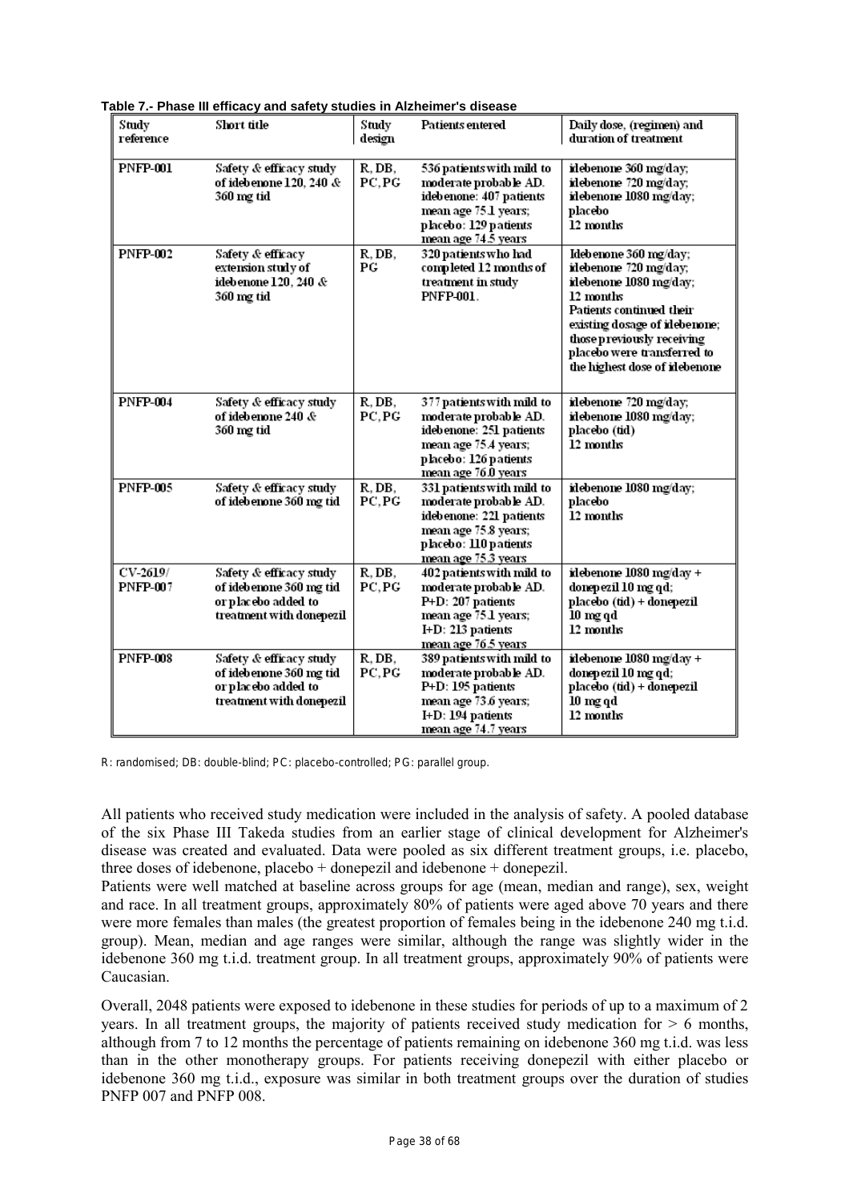**Table 7.- Phase III efficacy and safety studies in Alzheimer's disease**

| Study reference | Short title | Study design | Patients entered | Daily dose, (regimen) and duration of treatment |
|---|---|---|---|---|
| PNFP-001 | Safety & efficacy study of idebenone 120, 240 & 360 mg tid | R, DB, PC, PG | 536 patients with mild to moderate probable AD. idebenone: 407 patients mean age 75.1 years; placebo: 129 patients mean age 74.5 years | idebenone 360 mg/day; idebenone 720 mg/day; idebenone 1080 mg/day; placebo 12 months |
| PNFP-002 | Safety & efficacy extension study of idebenone 120, 240 & 360 mg tid | R, DB, PG | 320 patients who had completed 12 months of treatment in study PNFP-001. | Idebenone 360 mg/day; idebenone 720 mg/day; idebenone 1080 mg/day; 12 months Patients continued their existing dosage of idebenone; those previously receiving placebo were transferred to the highest dose of idebenone |
| PNFP-004 | Safety & efficacy study of idebenone 240 & 360 mg tid | R, DB, PC, PG | 377 patients with mild to moderate probable AD. idebenone: 251 patients mean age 75.4 years; placebo: 126 patients mean age 76.0 years | idebenone 720 mg/day; idebenone 1080 mg/day; placebo (tid) 12 months |
| PNFP-005 | Safety & efficacy study of idebenone 360 mg tid | R, DB, PC, PG | 331 patients with mild to moderate probable AD. idebenone: 221 patients mean age 75.8 years; placebo: 110 patients mean age 75.3 years | idebenone 1080 mg/day; placebo 12 months |
| CV-2619/ PNFP-007 | Safety & efficacy study of idebenone 360 mg tid or placebo added to treatment with donepezil | R, DB, PC, PG | 402 patients with mild to moderate probable AD. P+D: 207 patients mean age 75.1 years; I+D: 213 patients mean age 76.5 years | idebenone 1080 mg/day + donepezil 10 mg qd; placebo (tid) + donepezil 10 mg qd 12 months |
| PNFP-008 | Safety & efficacy study of idebenone 360 mg tid or placebo added to treatment with donepezil | R, DB, PC, PG | 389 patients with mild to moderate probable AD. P+D: 195 patients mean age 73.6 years; I+D: 194 patients mean age 74.7 years | idebenone 1080 mg/day + donepezil 10 mg qd; placebo (tid) + donepezil 10 mg qd 12 months |

R: randomised; DB: double-blind; PC: placebo-controlled; PG: parallel group.

All patients who received study medication were included in the analysis of safety. A pooled database of the six Phase III Takeda studies from an earlier stage of clinical development for Alzheimer's disease was created and evaluated. Data were pooled as six different treatment groups, i.e. placebo, three doses of idebenone, placebo + donepezil and idebenone + donepezil.

Patients were well matched at baseline across groups for age (mean, median and range), sex, weight and race. In all treatment groups, approximately 80% of patients were aged above 70 years and there were more females than males (the greatest proportion of females being in the idebenone 240 mg t.i.d. group). Mean, median and age ranges were similar, although the range was slightly wider in the idebenone 360 mg t.i.d. treatment group. In all treatment groups, approximately 90% of patients were Caucasian.

Overall, 2048 patients were exposed to idebenone in these studies for periods of up to a maximum of 2 years. In all treatment groups, the majority of patients received study medication for > 6 months, although from 7 to 12 months the percentage of patients remaining on idebenone 360 mg t.i.d. was less than in the other monotherapy groups. For patients receiving donepezil with either placebo or idebenone 360 mg t.i.d., exposure was similar in both treatment groups over the duration of studies PNFP 007 and PNFP 008.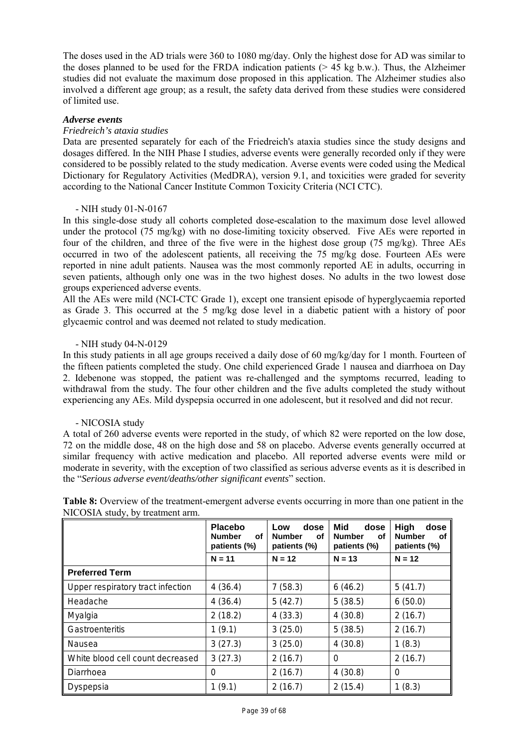The doses used in the AD trials were 360 to 1080 mg/day. Only the highest dose for AD was similar to the doses planned to be used for the FRDA indication patients (> 45 kg b.w.). Thus, the Alzheimer studies did not evaluate the maximum dose proposed in this application. The Alzheimer studies also involved a different age group; as a result, the safety data derived from these studies were considered of limited use.

### *Adverse events*

*Friedreich's ataxia studies*

Data are presented separately for each of the Friedreich's ataxia studies since the study designs and dosages differed. In the NIH Phase I studies, adverse events were generally recorded only if they were considered to be possibly related to the study medication. Averse events were coded using the Medical Dictionary for Regulatory Activities (MedDRA), version 9.1, and toxicities were graded for severity according to the National Cancer Institute Common Toxicity Criteria (NCI CTC).

- NIH study 01-N-0167

In this single-dose study all cohorts completed dose-escalation to the maximum dose level allowed under the protocol (75 mg/kg) with no dose-limiting toxicity observed. Five AEs were reported in four of the children, and three of the five were in the highest dose group (75 mg/kg). Three AEs occurred in two of the adolescent patients, all receiving the 75 mg/kg dose. Fourteen AEs were reported in nine adult patients. Nausea was the most commonly reported AE in adults, occurring in seven patients, although only one was in the two highest doses. No adults in the two lowest dose groups experienced adverse events.

All the AEs were mild (NCI-CTC Grade 1), except one transient episode of hyperglycaemia reported as Grade 3. This occurred at the 5 mg/kg dose level in a diabetic patient with a history of poor glycaemic control and was deemed not related to study medication.

- NIH study 04-N-0129

In this study patients in all age groups received a daily dose of 60 mg/kg/day for 1 month. Fourteen of the fifteen patients completed the study. One child experienced Grade 1 nausea and diarrhoea on Day 2. Idebenone was stopped, the patient was re-challenged and the symptoms recurred, leading to withdrawal from the study. The four other children and the five adults completed the study without experiencing any AEs. Mild dyspepsia occurred in one adolescent, but it resolved and did not recur.

- NICOSIA study

A total of 260 adverse events were reported in the study, of which 82 were reported on the low dose, 72 on the middle dose, 48 on the high dose and 58 on placebo. Adverse events generally occurred at similar frequency with active medication and placebo. All reported adverse events were mild or moderate in severity, with the exception of two classified as serious adverse events as it is described in the "*Serious adverse event/deaths/other significant events*" section.

**Table 8:** Overview of the treatment-emergent adverse events occurring in more than one patient in the NICOSIA study, by treatment arm.

| | **Placebo** Number of patients (%) | **Low dose** Number of patients (%) | **Mid dose** Number of patients (%) | **High dose** Number of patients (%) |
|---|---|---|---|---|
| | **N = 11** | **N = 12** | **N = 13** | **N = 12** |
| **Preferred Term** | | | | |
| Upper respiratory tract infection | 4 (36.4) | 7 (58.3) | 6 (46.2) | 5 (41.7) |
| Headache | 4 (36.4) | 5 (42.7) | 5 (38.5) | 6 (50.0) |
| Myalgia | 2 (18.2) | 4 (33.3) | 4 (30.8) | 2 (16.7) |
| Gastroenteritis | 1 (9.1) | 3 (25.0) | 5 (38.5) | 2 (16.7) |
| Nausea | 3 (27.3) | 3 (25.0) | 4 (30.8) | 1 (8.3) |
| White blood cell count decreased | 3 (27.3) | 2 (16.7) | 0 | 2 (16.7) |
| Diarrhoea | 0 | 2 (16.7) | 4 (30.8) | 0 |
| Dyspepsia | 1 (9.1) | 2 (16.7) | 2 (15.4) | 1 (8.3) |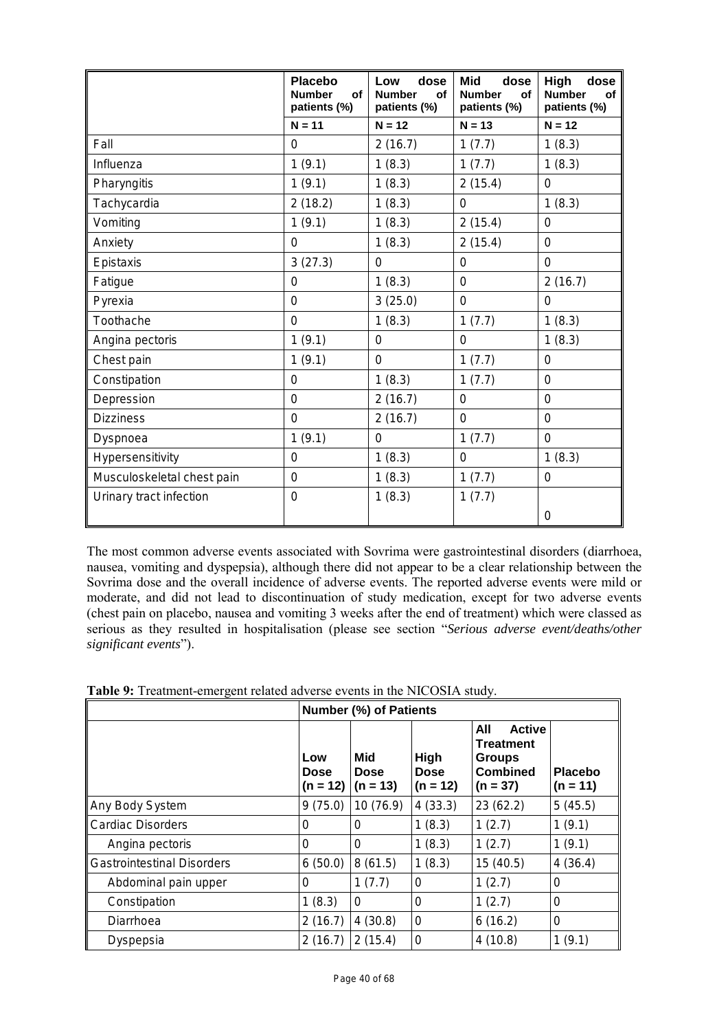| | Placebo Number of patients (%) | Low dose Number of patients (%) | Mid dose Number of patients (%) | High dose Number of patients (%) |
|---|---|---|---|---|
| | N = 11 | N = 12 | N = 13 | N = 12 |
| Fall | 0 | 2 (16.7) | 1 (7.7) | 1 (8.3) |
| Influenza | 1 (9.1) | 1 (8.3) | 1 (7.7) | 1 (8.3) |
| Pharyngitis | 1 (9.1) | 1 (8.3) | 2 (15.4) | 0 |
| Tachycardia | 2 (18.2) | 1 (8.3) | 0 | 1 (8.3) |
| Vomiting | 1 (9.1) | 1 (8.3) | 2 (15.4) | 0 |
| Anxiety | 0 | 1 (8.3) | 2 (15.4) | 0 |
| Epistaxis | 3 (27.3) | 0 | 0 | 0 |
| Fatigue | 0 | 1 (8.3) | 0 | 2 (16.7) |
| Pyrexia | 0 | 3 (25.0) | 0 | 0 |
| Toothache | 0 | 1 (8.3) | 1 (7.7) | 1 (8.3) |
| Angina pectoris | 1 (9.1) | 0 | 0 | 1 (8.3) |
| Chest pain | 1 (9.1) | 0 | 1 (7.7) | 0 |
| Constipation | 0 | 1 (8.3) | 1 (7.7) | 0 |
| Depression | 0 | 2 (16.7) | 0 | 0 |
| Dizziness | 0 | 2 (16.7) | 0 | 0 |
| Dyspnoea | 1 (9.1) | 0 | 1 (7.7) | 0 |
| Hypersensitivity | 0 | 1 (8.3) | 0 | 1 (8.3) |
| Musculoskeletal chest pain | 0 | 1 (8.3) | 1 (7.7) | 0 |
| Urinary tract infection | 0 | 1 (8.3) | 1 (7.7) | 0 |

The most common adverse events associated with Sovrima were gastrointestinal disorders (diarrhoea, nausea, vomiting and dyspepsia), although there did not appear to be a clear relationship between the Sovrima dose and the overall incidence of adverse events. The reported adverse events were mild or moderate, and did not lead to discontinuation of study medication, except for two adverse events (chest pain on placebo, nausea and vomiting 3 weeks after the end of treatment) which were classed as serious as they resulted in hospitalisation (please see section "*Serious adverse event/deaths/other significant events*").

**Table 9:** Treatment-emergent related adverse events in the NICOSIA study.

| | Number (%) of Patients | | | | |
|---|---|---|---|---|---|
| | Low Dose (n = 12) | Mid Dose (n = 13) | High Dose (n = 12) | All Active Treatment Groups Combined (n = 37) | Placebo (n = 11) |
| Any Body System | 9 (75.0) | 10 (76.9) | 4 (33.3) | 23 (62.2) | 5 (45.5) |
| Cardiac Disorders | 0 | 0 | 1 (8.3) | 1 (2.7) | 1 (9.1) |
| Angina pectoris | 0 | 0 | 1 (8.3) | 1 (2.7) | 1 (9.1) |
| Gastrointestinal Disorders | 6 (50.0) | 8 (61.5) | 1 (8.3) | 15 (40.5) | 4 (36.4) |
| Abdominal pain upper | 0 | 1 (7.7) | 0 | 1 (2.7) | 0 |
| Constipation | 1 (8.3) | 0 | 0 | 1 (2.7) | 0 |
| Diarrhoea | 2 (16.7) | 4 (30.8) | 0 | 6 (16.2) | 0 |
| Dyspepsia | 2 (16.7) | 2 (15.4) | 0 | 4 (10.8) | 1 (9.1) |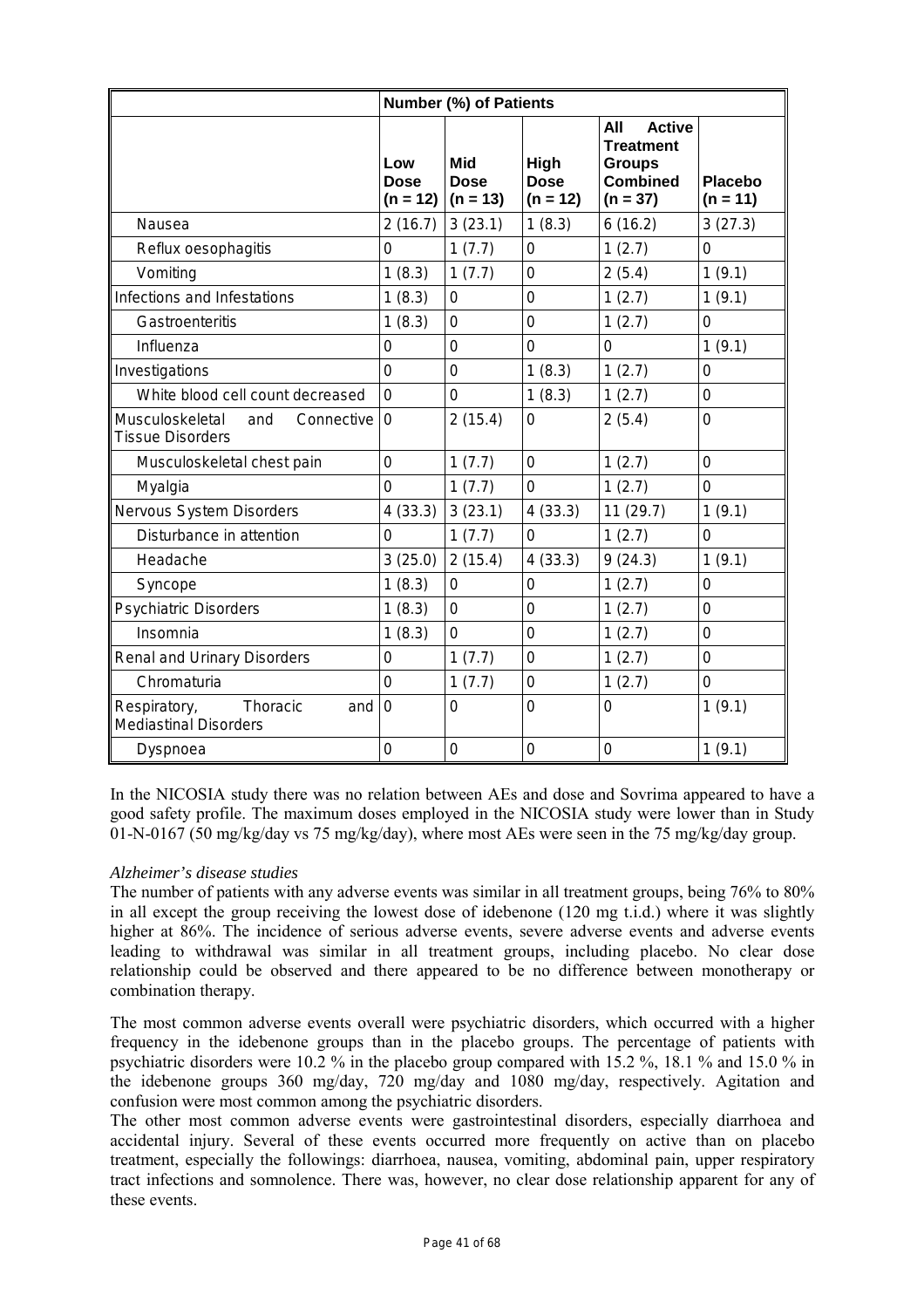| | Number (%) of Patients | | | | |
|---|---|---|---|---|---|
| | Low Dose (n = 12) | Mid Dose (n = 13) | High Dose (n = 12) | All Active Treatment Groups Combined (n = 37) | Placebo (n = 11) |
| Nausea | 2 (16.7) | 3 (23.1) | 1 (8.3) | 6 (16.2) | 3 (27.3) |
| Reflux oesophagitis | 0 | 1 (7.7) | 0 | 1 (2.7) | 0 |
| Vomiting | 1 (8.3) | 1 (7.7) | 0 | 2 (5.4) | 1 (9.1) |
| Infections and Infestations | 1 (8.3) | 0 | 0 | 1 (2.7) | 1 (9.1) |
| Gastroenteritis | 1 (8.3) | 0 | 0 | 1 (2.7) | 0 |
| Influenza | 0 | 0 | 0 | 0 | 1 (9.1) |
| Investigations | 0 | 0 | 1 (8.3) | 1 (2.7) | 0 |
| White blood cell count decreased | 0 | 0 | 1 (8.3) | 1 (2.7) | 0 |
| Musculoskeletal and Connective Tissue Disorders | 0 | 2 (15.4) | 0 | 2 (5.4) | 0 |
| Musculoskeletal chest pain | 0 | 1 (7.7) | 0 | 1 (2.7) | 0 |
| Myalgia | 0 | 1 (7.7) | 0 | 1 (2.7) | 0 |
| Nervous System Disorders | 4 (33.3) | 3 (23.1) | 4 (33.3) | 11 (29.7) | 1 (9.1) |
| Disturbance in attention | 0 | 1 (7.7) | 0 | 1 (2.7) | 0 |
| Headache | 3 (25.0) | 2 (15.4) | 4 (33.3) | 9 (24.3) | 1 (9.1) |
| Syncope | 1 (8.3) | 0 | 0 | 1 (2.7) | 0 |
| Psychiatric Disorders | 1 (8.3) | 0 | 0 | 1 (2.7) | 0 |
| Insomnia | 1 (8.3) | 0 | 0 | 1 (2.7) | 0 |
| Renal and Urinary Disorders | 0 | 1 (7.7) | 0 | 1 (2.7) | 0 |
| Chromaturia | 0 | 1 (7.7) | 0 | 1 (2.7) | 0 |
| Respiratory, Thoracic and Mediastinal Disorders | 0 | 0 | 0 | 0 | 1 (9.1) |
| Dyspnoea | 0 | 0 | 0 | 0 | 1 (9.1) |

In the NICOSIA study there was no relation between AEs and dose and Sovrima appeared to have a good safety profile. The maximum doses employed in the NICOSIA study were lower than in Study 01-N-0167 (50 mg/kg/day vs 75 mg/kg/day), where most AEs were seen in the 75 mg/kg/day group.

*Alzheimer's disease studies*

The number of patients with any adverse events was similar in all treatment groups, being 76% to 80% in all except the group receiving the lowest dose of idebenone (120 mg t.i.d.) where it was slightly higher at 86%. The incidence of serious adverse events, severe adverse events and adverse events leading to withdrawal was similar in all treatment groups, including placebo. No clear dose relationship could be observed and there appeared to be no difference between monotherapy or combination therapy.

The most common adverse events overall were psychiatric disorders, which occurred with a higher frequency in the idebenone groups than in the placebo groups. The percentage of patients with psychiatric disorders were 10.2 % in the placebo group compared with 15.2 %, 18.1 % and 15.0 % in the idebenone groups 360 mg/day, 720 mg/day and 1080 mg/day, respectively. Agitation and confusion were most common among the psychiatric disorders.

The other most common adverse events were gastrointestinal disorders, especially diarrhoea and accidental injury. Several of these events occurred more frequently on active than on placebo treatment, especially the followings: diarrhoea, nausea, vomiting, abdominal pain, upper respiratory tract infections and somnolence. There was, however, no clear dose relationship apparent for any of these events.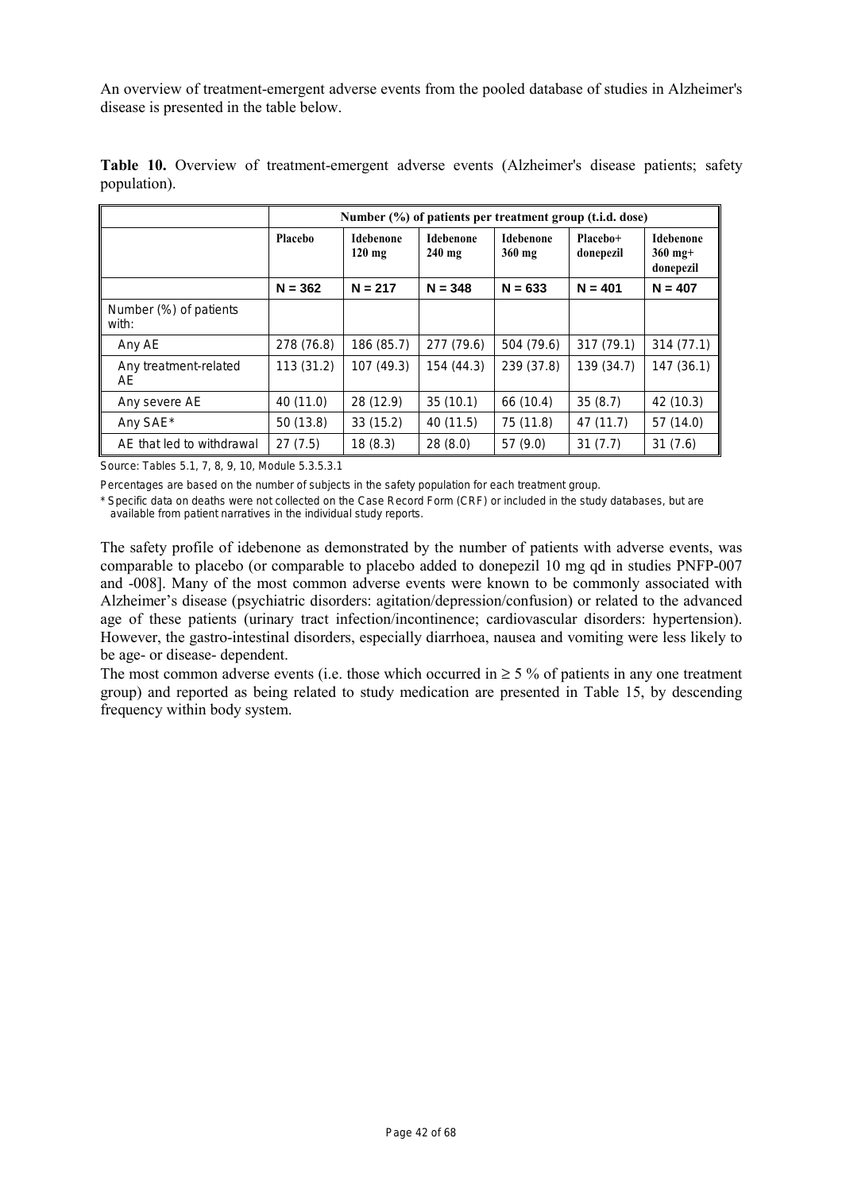An overview of treatment-emergent adverse events from the pooled database of studies in Alzheimer's disease is presented in the table below.

**Table 10.** Overview of treatment-emergent adverse events (Alzheimer's disease patients; safety population).

| | Number (%) of patients per treatment group (t.i.d. dose) | | | | | |
|---|---|---|---|---|---|---|
| | Placebo | Idebenone 120 mg | Idebenone 240 mg | Idebenone 360 mg | Placebo+ donepezil | Idebenone 360 mg+ donepezil |
| | N = 362 | N = 217 | N = 348 | N = 633 | N = 401 | N = 407 |
| Number (%) of patients with: | | | | | | |
| Any AE | 278 (76.8) | 186 (85.7) | 277 (79.6) | 504 (79.6) | 317 (79.1) | 314 (77.1) |
| Any treatment-related AE | 113 (31.2) | 107 (49.3) | 154 (44.3) | 239 (37.8) | 139 (34.7) | 147 (36.1) |
| Any severe AE | 40 (11.0) | 28 (12.9) | 35 (10.1) | 66 (10.4) | 35 (8.7) | 42 (10.3) |
| Any SAE* | 50 (13.8) | 33 (15.2) | 40 (11.5) | 75 (11.8) | 47 (11.7) | 57 (14.0) |
| AE that led to withdrawal | 27 (7.5) | 18 (8.3) | 28 (8.0) | 57 (9.0) | 31 (7.7) | 31 (7.6) |

Source: Tables 5.1, 7, 8, 9, 10, Module 5.3.5.3.1

Percentages are based on the number of subjects in the safety population for each treatment group.

* Specific data on deaths were not collected on the Case Record Form (CRF) or included in the study databases, but are available from patient narratives in the individual study reports.

The safety profile of idebenone as demonstrated by the number of patients with adverse events, was comparable to placebo (or comparable to placebo added to donepezil 10 mg qd in studies PNFP-007 and -008]. Many of the most common adverse events were known to be commonly associated with Alzheimer's disease (psychiatric disorders: agitation/depression/confusion) or related to the advanced age of these patients (urinary tract infection/incontinence; cardiovascular disorders: hypertension). However, the gastro-intestinal disorders, especially diarrhoea, nausea and vomiting were less likely to be age- or disease- dependent.

The most common adverse events (i.e. those which occurred in $\geq 5$ % of patients in any one treatment group) and reported as being related to study medication are presented in Table 15, by descending frequency within body system.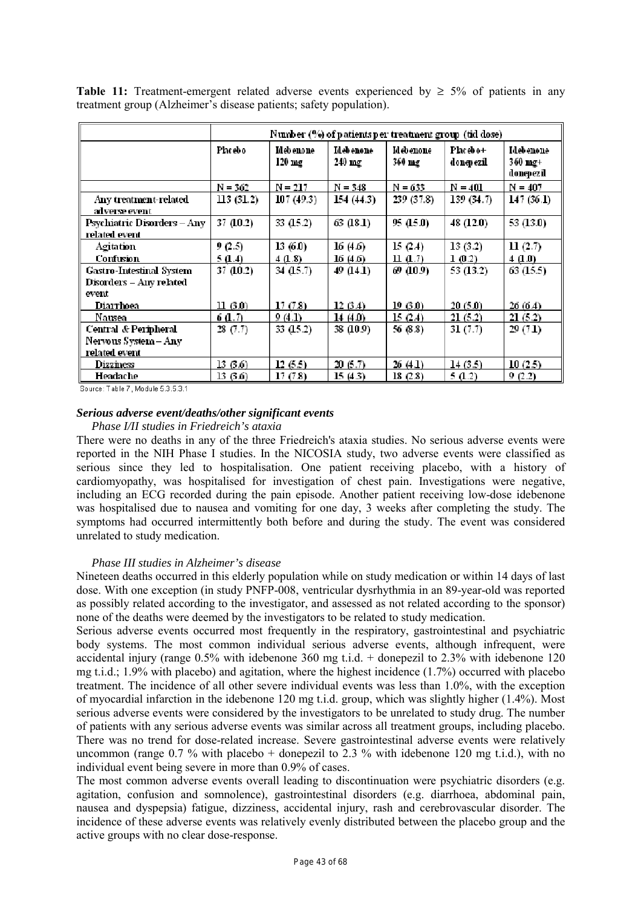**Table 11:** Treatment-emergent related adverse events experienced by ≥ 5% of patients in any treatment group (Alzheimer's disease patients; safety population).

| | Number (%) of patients per treatment group (tid dose) | | | | | |
|---|---|---|---|---|---|---|
| | Placebo | Idebenone 120 mg | Idebenone 240 mg | Idebenone 360 mg | Placebo+ donepezil | Idebenone 360 mg+ donepezil |
| | N = 362 | N = 217 | N = 348 | N = 633 | N = 401 | N = 407 |
| Any treatment-related adverse event | 113 (31.2) | 107 (49.3) | 154 (44.3) | 239 (37.8) | 139 (34.7) | 147 (36.1) |
| Psychiatric Disorders – Any related event | 37 (10.2) | 33 (15.2) | 63 (18.1) | 95 (15.0) | 48 (12.0) | 53 (13.0) |
| Agitation | 9 (2.5) | 13 (6.0) | 16 (4.6) | 15 (2.4) | 13 (3.2) | 11 (2.7) |
| Confusion | 5 (1.4) | 4 (1.8) | 16 (4.6) | 11 (1.7) | 1 (0.2) | 4 (1.0) |
| Gastro-Intestinal System Disorders – Any related event | 37 (10.2) | 34 (15.7) | 49 (14.1) | 69 (10.9) | 53 (13.2) | 63 (15.5) |
| Diarrhoea | 11 (3.0) | 17 (7.8) | 12 (3.4) | 19 (3.0) | 20 (5.0) | 26 (6.4) |
| Nausea | 6 (1.7) | 9 (4.1) | 14 (4.0) | 15 (2.4) | 21 (5.2) | 21 (5.2) |
| Central & Peripheral Nervous System – Any related event | 28 (7.7) | 33 (15.2) | 38 (10.9) | 56 (8.8) | 31 (7.7) | 29 (7.1) |
| Dizziness | 13 (3.6) | 12 (5.5) | 20 (5.7) | 26 (4.1) | 14 (3.5) | 10 (2.5) |
| Headache | 13 (3.6) | 17 (7.8) | 15 (4.3) | 18 (2.8) | 5 (1.2) | 9 (2.2) |

Source: Table 7, Module 5.3.5.3.1

### *Serious adverse event/deaths/other significant events*

*Phase I/II studies in Friedreich's ataxia*

There were no deaths in any of the three Friedreich's ataxia studies. No serious adverse events were reported in the NIH Phase I studies. In the NICOSIA study, two adverse events were classified as serious since they led to hospitalisation. One patient receiving placebo, with a history of cardiomyopathy, was hospitalised for investigation of chest pain. Investigations were negative, including an ECG recorded during the pain episode. Another patient receiving low-dose idebenone was hospitalised due to nausea and vomiting for one day, 3 weeks after completing the study. The symptoms had occurred intermittently both before and during the study. The event was considered unrelated to study medication.

*Phase III studies in Alzheimer's disease*

Nineteen deaths occurred in this elderly population while on study medication or within 14 days of last dose. With one exception (in study PNFP-008, ventricular dysrhythmia in an 89-year-old was reported as possibly related according to the investigator, and assessed as not related according to the sponsor) none of the deaths were deemed by the investigators to be related to study medication.

Serious adverse events occurred most frequently in the respiratory, gastrointestinal and psychiatric body systems. The most common individual serious adverse events, although infrequent, were accidental injury (range 0.5% with idebenone 360 mg t.i.d. + donepezil to 2.3% with idebenone 120 mg t.i.d.; 1.9% with placebo) and agitation, where the highest incidence (1.7%) occurred with placebo treatment. The incidence of all other severe individual events was less than 1.0%, with the exception of myocardial infarction in the idebenone 120 mg t.i.d. group, which was slightly higher (1.4%). Most serious adverse events were considered by the investigators to be unrelated to study drug. The number of patients with any serious adverse events was similar across all treatment groups, including placebo. There was no trend for dose-related increase. Severe gastrointestinal adverse events were relatively uncommon (range 0.7 % with placebo + donepezil to 2.3 % with idebenone 120 mg t.i.d.), with no individual event being severe in more than 0.9% of cases.

The most common adverse events overall leading to discontinuation were psychiatric disorders (e.g. agitation, confusion and somnolence), gastrointestinal disorders (e.g. diarrhoea, abdominal pain, nausea and dyspepsia) fatigue, dizziness, accidental injury, rash and cerebrovascular disorder. The incidence of these adverse events was relatively evenly distributed between the placebo group and the active groups with no clear dose-response.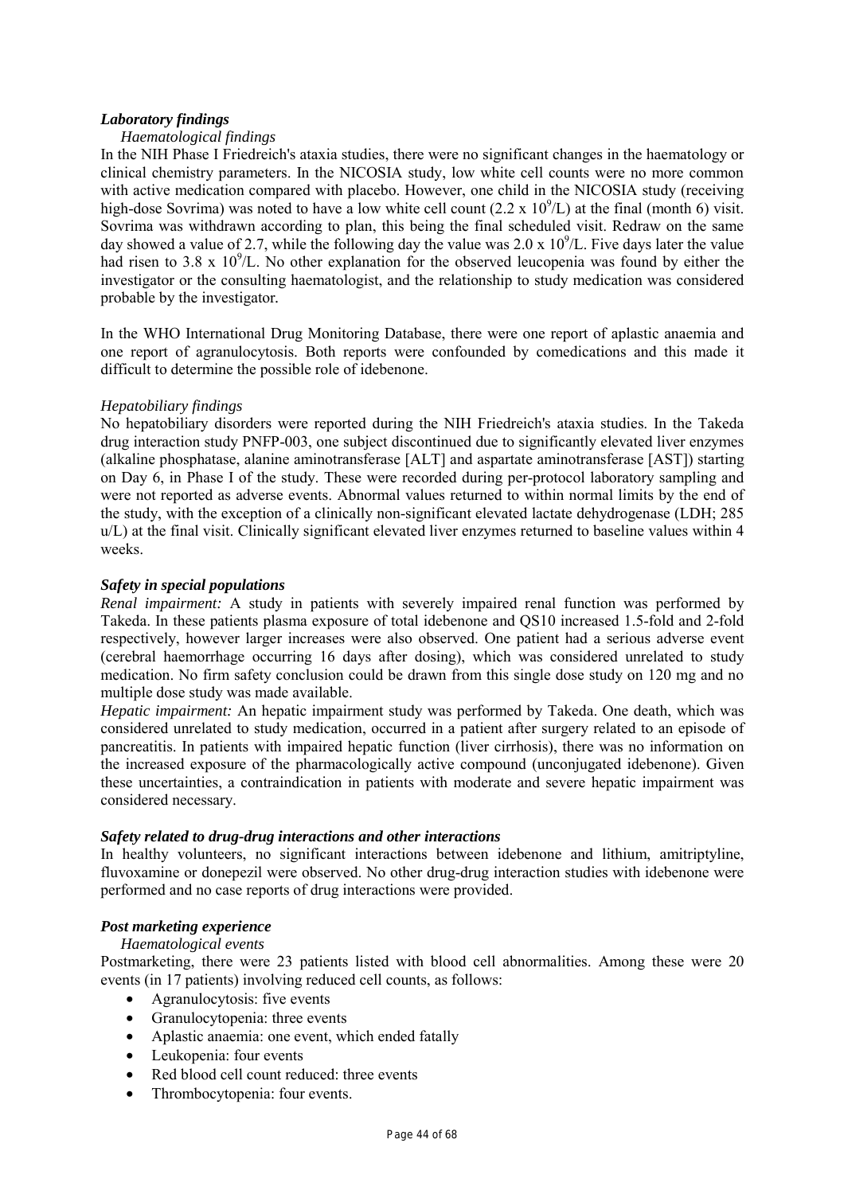## *Laboratory findings*

*Haematological findings*

In the NIH Phase I Friedreich's ataxia studies, there were no significant changes in the haematology or clinical chemistry parameters. In the NICOSIA study, low white cell counts were no more common with active medication compared with placebo. However, one child in the NICOSIA study (receiving high-dose Sovrima) was noted to have a low white cell count ($2.2 \times 10^9$/L) at the final (month 6) visit. Sovrima was withdrawn according to plan, this being the final scheduled visit. Redraw on the same day showed a value of 2.7, while the following day the value was $2.0 \times 10^9$/L. Five days later the value had risen to $3.8 \times 10^9$/L. No other explanation for the observed leucopenia was found by either the investigator or the consulting haematologist, and the relationship to study medication was considered probable by the investigator.

In the WHO International Drug Monitoring Database, there were one report of aplastic anaemia and one report of agranulocytosis. Both reports were confounded by comedications and this made it difficult to determine the possible role of idebenone.

*Hepatobiliary findings*

No hepatobiliary disorders were reported during the NIH Friedreich's ataxia studies. In the Takeda drug interaction study PNFP-003, one subject discontinued due to significantly elevated liver enzymes (alkaline phosphatase, alanine aminotransferase [ALT] and aspartate aminotransferase [AST]) starting on Day 6, in Phase I of the study. These were recorded during per-protocol laboratory sampling and were not reported as adverse events. Abnormal values returned to within normal limits by the end of the study, with the exception of a clinically non-significant elevated lactate dehydrogenase (LDH; 285 u/L) at the final visit. Clinically significant elevated liver enzymes returned to baseline values within 4 weeks.

## *Safety in special populations*

*Renal impairment:* A study in patients with severely impaired renal function was performed by Takeda. In these patients plasma exposure of total idebenone and QS10 increased 1.5-fold and 2-fold respectively, however larger increases were also observed. One patient had a serious adverse event (cerebral haemorrhage occurring 16 days after dosing), which was considered unrelated to study medication. No firm safety conclusion could be drawn from this single dose study on 120 mg and no multiple dose study was made available.

*Hepatic impairment:* An hepatic impairment study was performed by Takeda. One death, which was considered unrelated to study medication, occurred in a patient after surgery related to an episode of pancreatitis. In patients with impaired hepatic function (liver cirrhosis), there was no information on the increased exposure of the pharmacologically active compound (unconjugated idebenone). Given these uncertainties, a contraindication in patients with moderate and severe hepatic impairment was considered necessary.

## *Safety related to drug-drug interactions and other interactions*

In healthy volunteers, no significant interactions between idebenone and lithium, amitriptyline, fluvoxamine or donepezil were observed. No other drug-drug interaction studies with idebenone were performed and no case reports of drug interactions were provided.

## *Post marketing experience*

*Haematological events*

Postmarketing, there were 23 patients listed with blood cell abnormalities. Among these were 20 events (in 17 patients) involving reduced cell counts, as follows:

- Agranulocytosis: five events
- Granulocytopenia: three events
- Aplastic anaemia: one event, which ended fatally
- Leukopenia: four events
- Red blood cell count reduced: three events
- Thrombocytopenia: four events.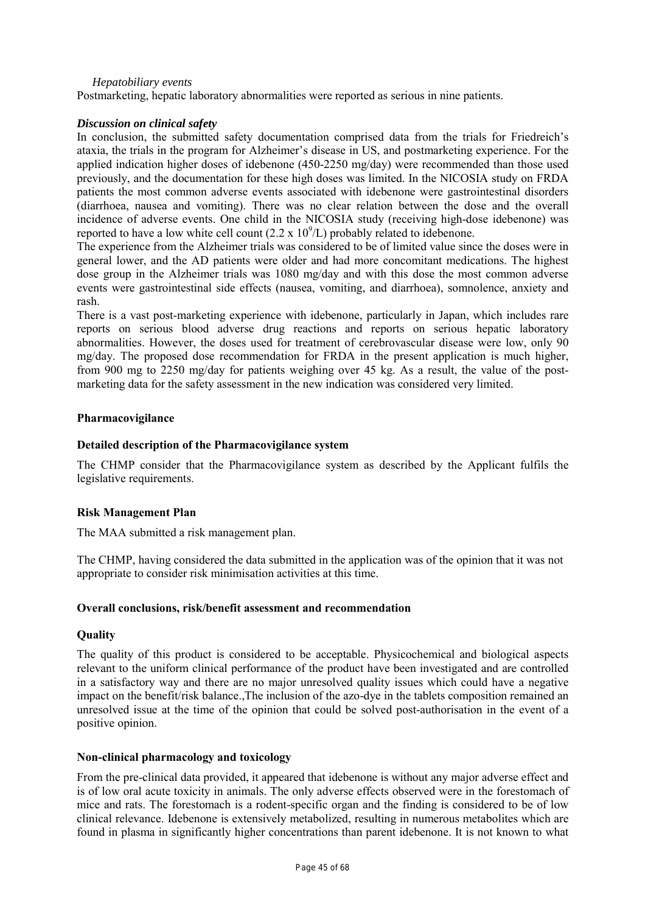*Hepatobiliary events*

Postmarketing, hepatic laboratory abnormalities were reported as serious in nine patients.

***Discussion on clinical safety***

In conclusion, the submitted safety documentation comprised data from the trials for Friedreich's ataxia, the trials in the program for Alzheimer's disease in US, and postmarketing experience. For the applied indication higher doses of idebenone (450-2250 mg/day) were recommended than those used previously, and the documentation for these high doses was limited. In the NICOSIA study on FRDA patients the most common adverse events associated with idebenone were gastrointestinal disorders (diarrhoea, nausea and vomiting). There was no clear relation between the dose and the overall incidence of adverse events. One child in the NICOSIA study (receiving high-dose idebenone) was reported to have a low white cell count ($2.2 \times 10^9$/L) probably related to idebenone.

The experience from the Alzheimer trials was considered to be of limited value since the doses were in general lower, and the AD patients were older and had more concomitant medications. The highest dose group in the Alzheimer trials was 1080 mg/day and with this dose the most common adverse events were gastrointestinal side effects (nausea, vomiting, and diarrhoea), somnolence, anxiety and rash.

There is a vast post-marketing experience with idebenone, particularly in Japan, which includes rare reports on serious blood adverse drug reactions and reports on serious hepatic laboratory abnormalities. However, the doses used for treatment of cerebrovascular disease were low, only 90 mg/day. The proposed dose recommendation for FRDA in the present application is much higher, from 900 mg to 2250 mg/day for patients weighing over 45 kg. As a result, the value of the post-marketing data for the safety assessment in the new indication was considered very limited.

**Pharmacovigilance**

**Detailed description of the Pharmacovigilance system**

The CHMP consider that the Pharmacovigilance system as described by the Applicant fulfils the legislative requirements.

**Risk Management Plan**

The MAA submitted a risk management plan.

The CHMP, having considered the data submitted in the application was of the opinion that it was not appropriate to consider risk minimisation activities at this time.

**Overall conclusions, risk/benefit assessment and recommendation**

**Quality**

The quality of this product is considered to be acceptable. Physicochemical and biological aspects relevant to the uniform clinical performance of the product have been investigated and are controlled in a satisfactory way and there are no major unresolved quality issues which could have a negative impact on the benefit/risk balance.,The inclusion of the azo-dye in the tablets composition remained an unresolved issue at the time of the opinion that could be solved post-authorisation in the event of a positive opinion.

**Non-clinical pharmacology and toxicology**

From the pre-clinical data provided, it appeared that idebenone is without any major adverse effect and is of low oral acute toxicity in animals. The only adverse effects observed were in the forestomach of mice and rats. The forestomach is a rodent-specific organ and the finding is considered to be of low clinical relevance. Idebenone is extensively metabolized, resulting in numerous metabolites which are found in plasma in significantly higher concentrations than parent idebenone. It is not known to what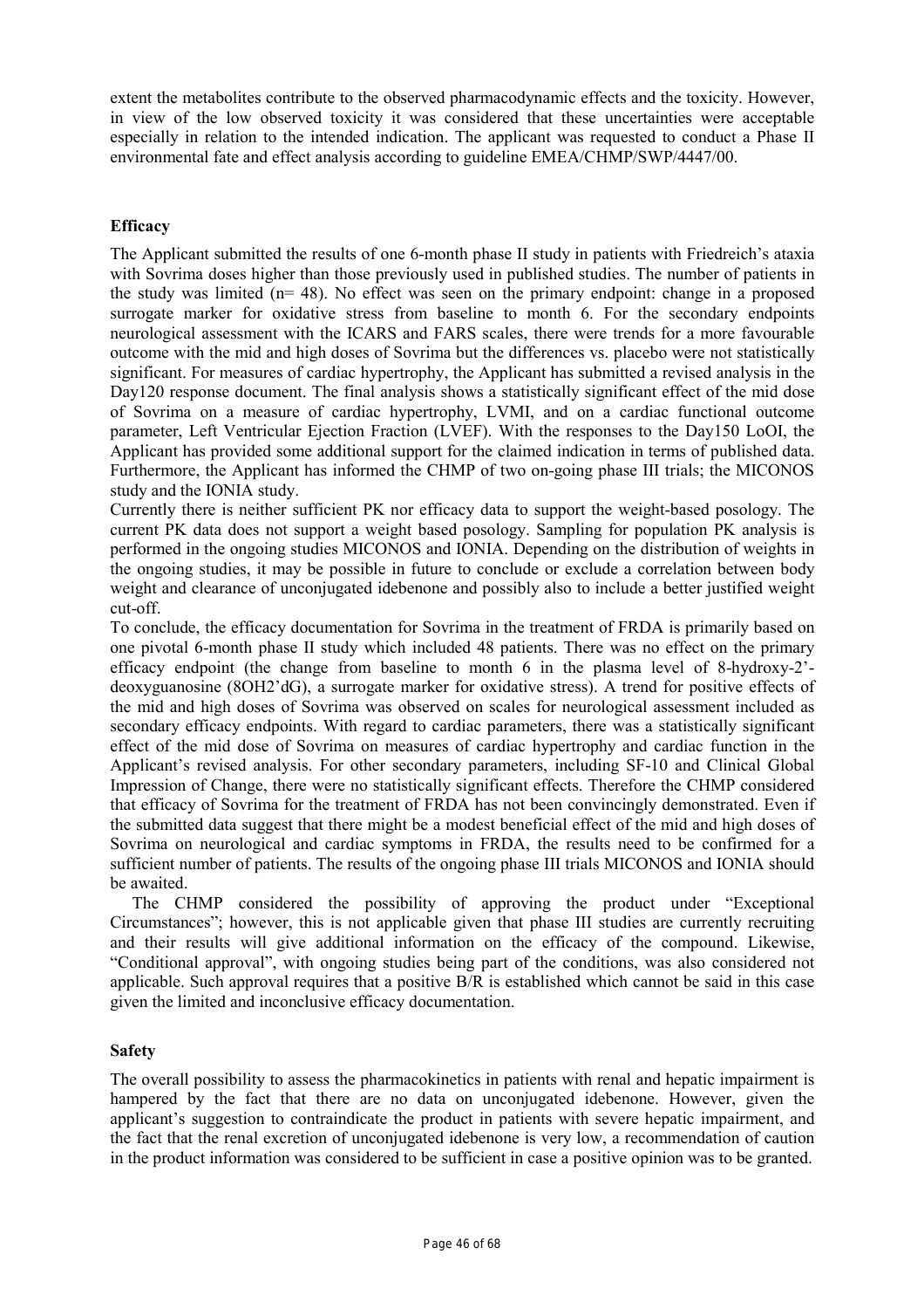extent the metabolites contribute to the observed pharmacodynamic effects and the toxicity. However, in view of the low observed toxicity it was considered that these uncertainties were acceptable especially in relation to the intended indication. The applicant was requested to conduct a Phase II environmental fate and effect analysis according to guideline EMEA/CHMP/SWP/4447/00.

**Efficacy**

The Applicant submitted the results of one 6-month phase II study in patients with Friedreich's ataxia with Sovrima doses higher than those previously used in published studies. The number of patients in the study was limited (n= 48). No effect was seen on the primary endpoint: change in a proposed surrogate marker for oxidative stress from baseline to month 6. For the secondary endpoints neurological assessment with the ICARS and FARS scales, there were trends for a more favourable outcome with the mid and high doses of Sovrima but the differences vs. placebo were not statistically significant. For measures of cardiac hypertrophy, the Applicant has submitted a revised analysis in the Day120 response document. The final analysis shows a statistically significant effect of the mid dose of Sovrima on a measure of cardiac hypertrophy, LVMI, and on a cardiac functional outcome parameter, Left Ventricular Ejection Fraction (LVEF). With the responses to the Day150 LoOI, the Applicant has provided some additional support for the claimed indication in terms of published data. Furthermore, the Applicant has informed the CHMP of two on-going phase III trials; the MICONOS study and the IONIA study.

Currently there is neither sufficient PK nor efficacy data to support the weight-based posology. The current PK data does not support a weight based posology. Sampling for population PK analysis is performed in the ongoing studies MICONOS and IONIA. Depending on the distribution of weights in the ongoing studies, it may be possible in future to conclude or exclude a correlation between body weight and clearance of unconjugated idebenone and possibly also to include a better justified weight cut-off.

To conclude, the efficacy documentation for Sovrima in the treatment of FRDA is primarily based on one pivotal 6-month phase II study which included 48 patients. There was no effect on the primary efficacy endpoint (the change from baseline to month 6 in the plasma level of 8-hydroxy-2'-deoxyguanosine (8OH2'dG), a surrogate marker for oxidative stress). A trend for positive effects of the mid and high doses of Sovrima was observed on scales for neurological assessment included as secondary efficacy endpoints. With regard to cardiac parameters, there was a statistically significant effect of the mid dose of Sovrima on measures of cardiac hypertrophy and cardiac function in the Applicant's revised analysis. For other secondary parameters, including SF-10 and Clinical Global Impression of Change, there were no statistically significant effects. Therefore the CHMP considered that efficacy of Sovrima for the treatment of FRDA has not been convincingly demonstrated. Even if the submitted data suggest that there might be a modest beneficial effect of the mid and high doses of Sovrima on neurological and cardiac symptoms in FRDA, the results need to be confirmed for a sufficient number of patients. The results of the ongoing phase III trials MICONOS and IONIA should be awaited.

The CHMP considered the possibility of approving the product under "Exceptional Circumstances"; however, this is not applicable given that phase III studies are currently recruiting and their results will give additional information on the efficacy of the compound. Likewise, "Conditional approval", with ongoing studies being part of the conditions, was also considered not applicable. Such approval requires that a positive B/R is established which cannot be said in this case given the limited and inconclusive efficacy documentation.

**Safety**

The overall possibility to assess the pharmacokinetics in patients with renal and hepatic impairment is hampered by the fact that there are no data on unconjugated idebenone. However, given the applicant's suggestion to contraindicate the product in patients with severe hepatic impairment, and the fact that the renal excretion of unconjugated idebenone is very low, a recommendation of caution in the product information was considered to be sufficient in case a positive opinion was to be granted.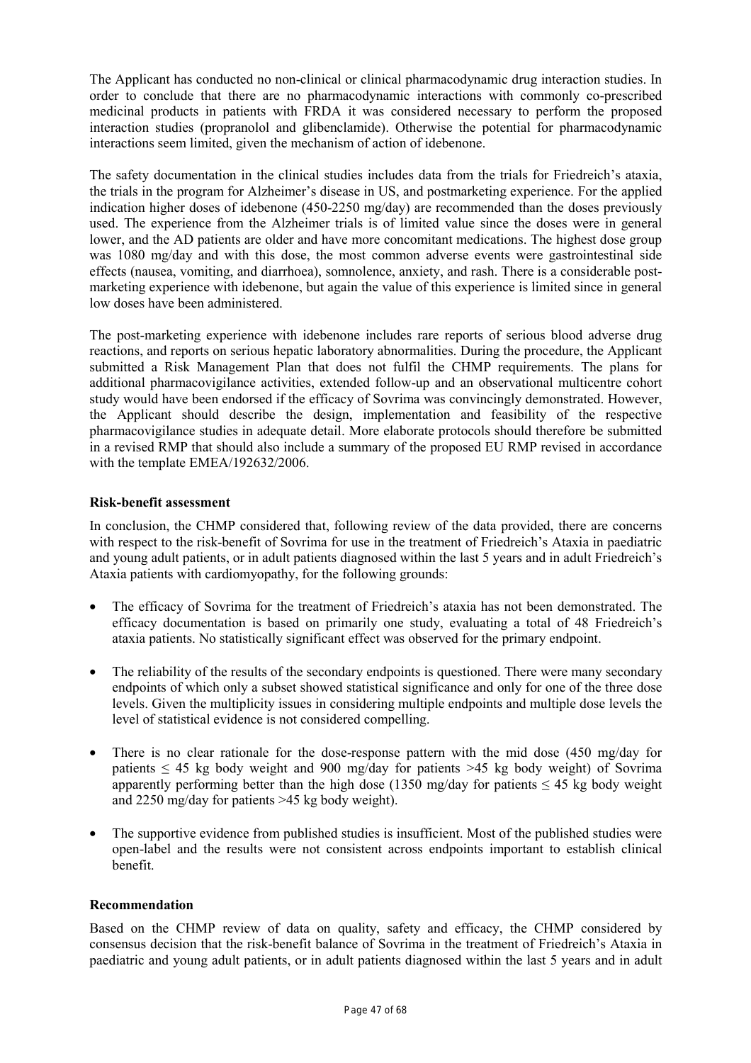The Applicant has conducted no non-clinical or clinical pharmacodynamic drug interaction studies. In order to conclude that there are no pharmacodynamic interactions with commonly co-prescribed medicinal products in patients with FRDA it was considered necessary to perform the proposed interaction studies (propranolol and glibenclamide). Otherwise the potential for pharmacodynamic interactions seem limited, given the mechanism of action of idebenone.

The safety documentation in the clinical studies includes data from the trials for Friedreich's ataxia, the trials in the program for Alzheimer's disease in US, and postmarketing experience. For the applied indication higher doses of idebenone (450-2250 mg/day) are recommended than the doses previously used. The experience from the Alzheimer trials is of limited value since the doses were in general lower, and the AD patients are older and have more concomitant medications. The highest dose group was 1080 mg/day and with this dose, the most common adverse events were gastrointestinal side effects (nausea, vomiting, and diarrhoea), somnolence, anxiety, and rash. There is a considerable post-marketing experience with idebenone, but again the value of this experience is limited since in general low doses have been administered.

The post-marketing experience with idebenone includes rare reports of serious blood adverse drug reactions, and reports on serious hepatic laboratory abnormalities. During the procedure, the Applicant submitted a Risk Management Plan that does not fulfil the CHMP requirements. The plans for additional pharmacovigilance activities, extended follow-up and an observational multicentre cohort study would have been endorsed if the efficacy of Sovrima was convincingly demonstrated. However, the Applicant should describe the design, implementation and feasibility of the respective pharmacovigilance studies in adequate detail. More elaborate protocols should therefore be submitted in a revised RMP that should also include a summary of the proposed EU RMP revised in accordance with the template EMEA/192632/2006.

**Risk-benefit assessment**

In conclusion, the CHMP considered that, following review of the data provided, there are concerns with respect to the risk-benefit of Sovrima for use in the treatment of Friedreich's Ataxia in paediatric and young adult patients, or in adult patients diagnosed within the last 5 years and in adult Friedreich's Ataxia patients with cardiomyopathy, for the following grounds:

- The efficacy of Sovrima for the treatment of Friedreich's ataxia has not been demonstrated. The efficacy documentation is based on primarily one study, evaluating a total of 48 Friedreich's ataxia patients. No statistically significant effect was observed for the primary endpoint.
- The reliability of the results of the secondary endpoints is questioned. There were many secondary endpoints of which only a subset showed statistical significance and only for one of the three dose levels. Given the multiplicity issues in considering multiple endpoints and multiple dose levels the level of statistical evidence is not considered compelling.
- There is no clear rationale for the dose-response pattern with the mid dose (450 mg/day for patients $\leq$ 45 kg body weight and 900 mg/day for patients >45 kg body weight) of Sovrima apparently performing better than the high dose (1350 mg/day for patients $\leq$ 45 kg body weight and 2250 mg/day for patients >45 kg body weight).
- The supportive evidence from published studies is insufficient. Most of the published studies were open-label and the results were not consistent across endpoints important to establish clinical benefit.

**Recommendation**

Based on the CHMP review of data on quality, safety and efficacy, the CHMP considered by consensus decision that the risk-benefit balance of Sovrima in the treatment of Friedreich's Ataxia in paediatric and young adult patients, or in adult patients diagnosed within the last 5 years and in adult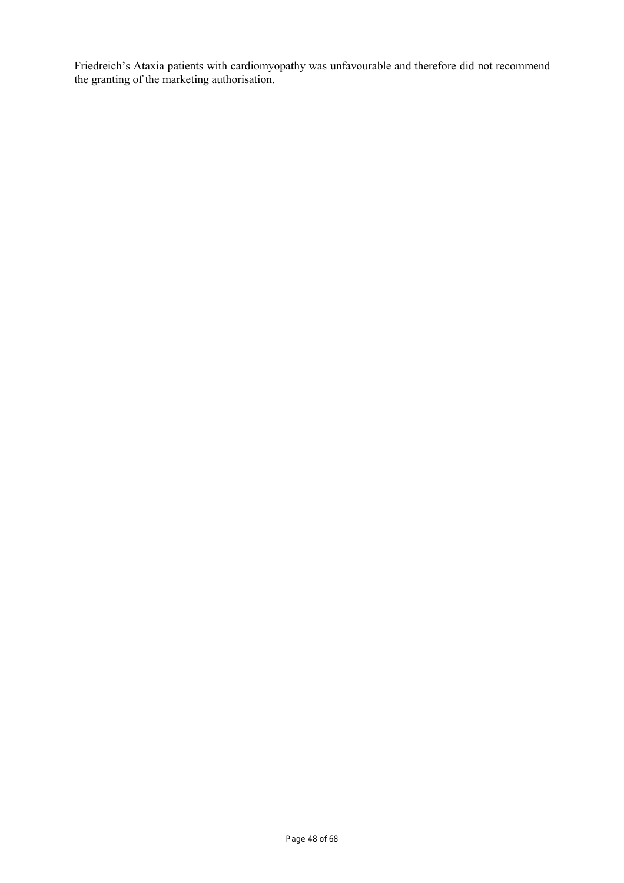Friedreich's Ataxia patients with cardiomyopathy was unfavourable and therefore did not recommend the granting of the marketing authorisation.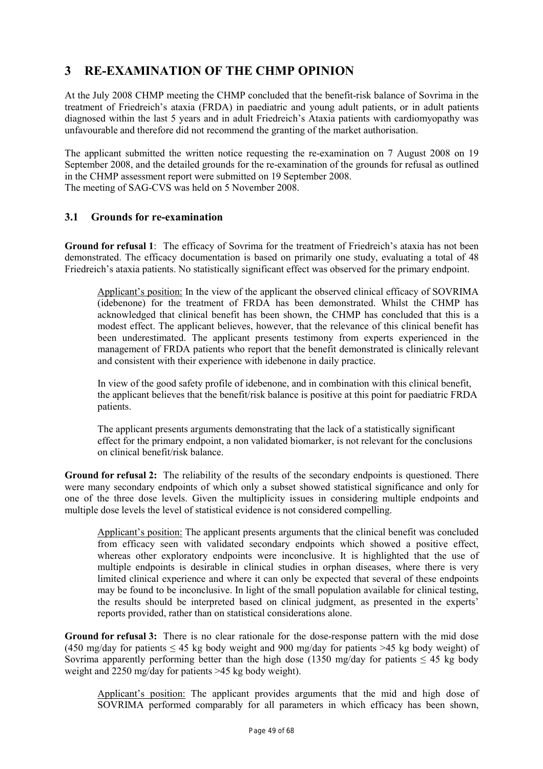# 3 RE-EXAMINATION OF THE CHMP OPINION

At the July 2008 CHMP meeting the CHMP concluded that the benefit-risk balance of Sovrima in the treatment of Friedreich's ataxia (FRDA) in paediatric and young adult patients, or in adult patients diagnosed within the last 5 years and in adult Friedreich's Ataxia patients with cardiomyopathy was unfavourable and therefore did not recommend the granting of the market authorisation.

The applicant submitted the written notice requesting the re-examination on 7 August 2008 on 19 September 2008, and the detailed grounds for the re-examination of the grounds for refusal as outlined in the CHMP assessment report were submitted on 19 September 2008.
The meeting of SAG-CVS was held on 5 November 2008.

## 3.1 Grounds for re-examination

**Ground for refusal 1**: The efficacy of Sovrima for the treatment of Friedreich's ataxia has not been demonstrated. The efficacy documentation is based on primarily one study, evaluating a total of 48 Friedreich's ataxia patients. No statistically significant effect was observed for the primary endpoint.

> Applicant's position: In the view of the applicant the observed clinical efficacy of SOVRIMA (idebenone) for the treatment of FRDA has been demonstrated. Whilst the CHMP has acknowledged that clinical benefit has been shown, the CHMP has concluded that this is a modest effect. The applicant believes, however, that the relevance of this clinical benefit has been underestimated. The applicant presents testimony from experts experienced in the management of FRDA patients who report that the benefit demonstrated is clinically relevant and consistent with their experience with idebenone in daily practice.
>
> In view of the good safety profile of idebenone, and in combination with this clinical benefit, the applicant believes that the benefit/risk balance is positive at this point for paediatric FRDA patients.
>
> The applicant presents arguments demonstrating that the lack of a statistically significant effect for the primary endpoint, a non validated biomarker, is not relevant for the conclusions on clinical benefit/risk balance.

**Ground for refusal 2:** The reliability of the results of the secondary endpoints is questioned. There were many secondary endpoints of which only a subset showed statistical significance and only for one of the three dose levels. Given the multiplicity issues in considering multiple endpoints and multiple dose levels the level of statistical evidence is not considered compelling.

> Applicant's position: The applicant presents arguments that the clinical benefit was concluded from efficacy seen with validated secondary endpoints which showed a positive effect, whereas other exploratory endpoints were inconclusive. It is highlighted that the use of multiple endpoints is desirable in clinical studies in orphan diseases, where there is very limited clinical experience and where it can only be expected that several of these endpoints may be found to be inconclusive. In light of the small population available for clinical testing, the results should be interpreted based on clinical judgment, as presented in the experts' reports provided, rather than on statistical considerations alone.

**Ground for refusal 3:** There is no clear rationale for the dose-response pattern with the mid dose (450 mg/day for patients $\leq$ 45 kg body weight and 900 mg/day for patients >45 kg body weight) of Sovrima apparently performing better than the high dose (1350 mg/day for patients $\leq$ 45 kg body weight and 2250 mg/day for patients >45 kg body weight).

> Applicant's position: The applicant provides arguments that the mid and high dose of SOVRIMA performed comparably for all parameters in which efficacy has been shown,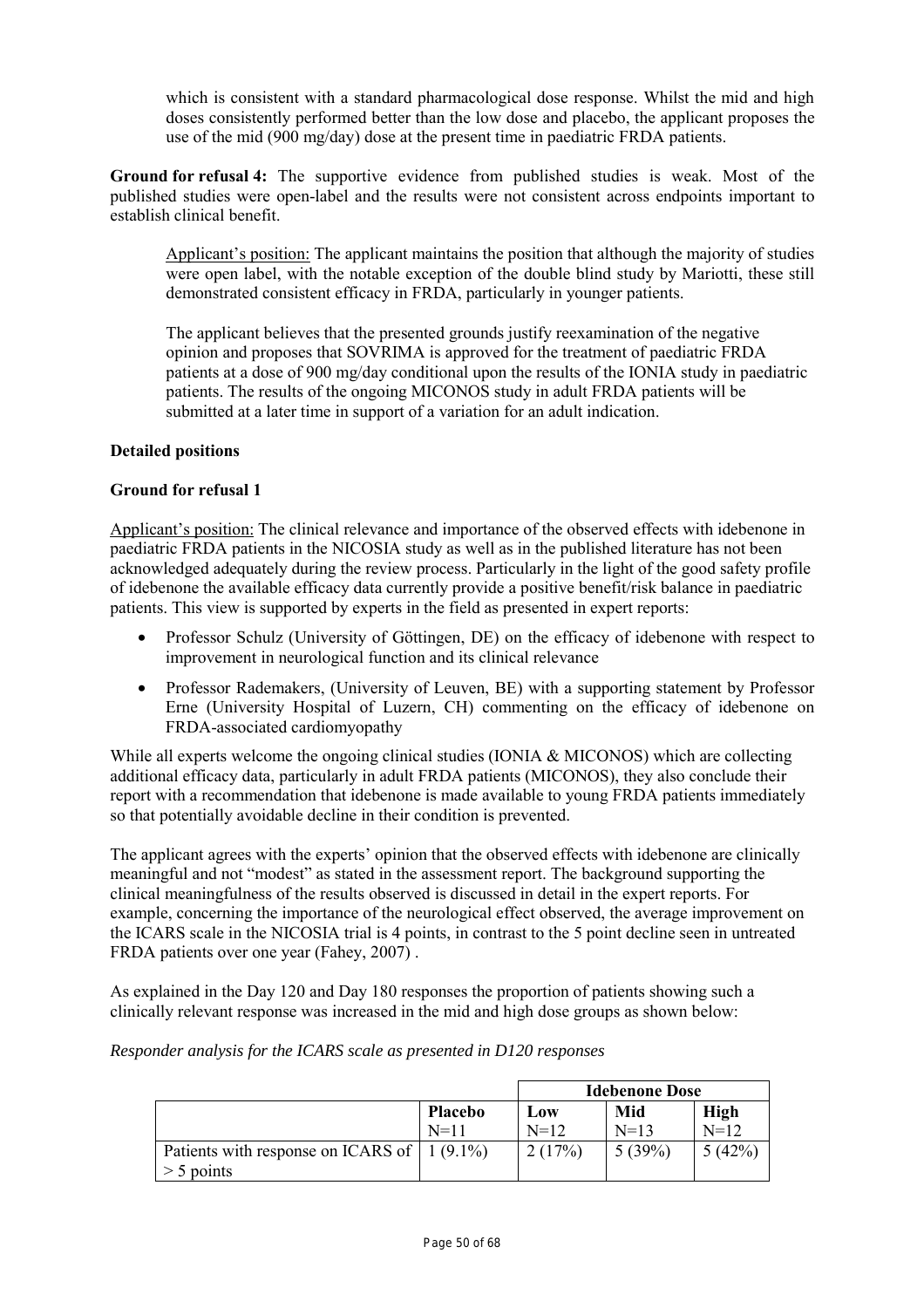which is consistent with a standard pharmacological dose response. Whilst the mid and high doses consistently performed better than the low dose and placebo, the applicant proposes the use of the mid (900 mg/day) dose at the present time in paediatric FRDA patients.

**Ground for refusal 4:** The supportive evidence from published studies is weak. Most of the published studies were open-label and the results were not consistent across endpoints important to establish clinical benefit.

> Applicant's position: The applicant maintains the position that although the majority of studies were open label, with the notable exception of the double blind study by Mariotti, these still demonstrated consistent efficacy in FRDA, particularly in younger patients.
>
> The applicant believes that the presented grounds justify reexamination of the negative opinion and proposes that SOVRIMA is approved for the treatment of paediatric FRDA patients at a dose of 900 mg/day conditional upon the results of the IONIA study in paediatric patients. The results of the ongoing MICONOS study in adult FRDA patients will be submitted at a later time in support of a variation for an adult indication.

**Detailed positions**

**Ground for refusal 1**

Applicant's position: The clinical relevance and importance of the observed effects with idebenone in paediatric FRDA patients in the NICOSIA study as well as in the published literature has not been acknowledged adequately during the review process. Particularly in the light of the good safety profile of idebenone the available efficacy data currently provide a positive benefit/risk balance in paediatric patients. This view is supported by experts in the field as presented in expert reports:

- Professor Schulz (University of Göttingen, DE) on the efficacy of idebenone with respect to improvement in neurological function and its clinical relevance
- Professor Rademakers, (University of Leuven, BE) with a supporting statement by Professor Erne (University Hospital of Luzern, CH) commenting on the efficacy of idebenone on FRDA-associated cardiomyopathy

While all experts welcome the ongoing clinical studies (IONIA & MICONOS) which are collecting additional efficacy data, particularly in adult FRDA patients (MICONOS), they also conclude their report with a recommendation that idebenone is made available to young FRDA patients immediately so that potentially avoidable decline in their condition is prevented.

The applicant agrees with the experts' opinion that the observed effects with idebenone are clinically meaningful and not "modest" as stated in the assessment report. The background supporting the clinical meaningfulness of the results observed is discussed in detail in the expert reports. For example, concerning the importance of the neurological effect observed, the average improvement on the ICARS scale in the NICOSIA trial is 4 points, in contrast to the 5 point decline seen in untreated FRDA patients over one year (Fahey, 2007) .

As explained in the Day 120 and Day 180 responses the proportion of patients showing such a clinically relevant response was increased in the mid and high dose groups as shown below:

*Responder analysis for the ICARS scale as presented in D120 responses*

| | | Idebenone Dose | | |
|---|---|---|---|---|
| | Placebo N=11 | Low N=12 | Mid N=13 | High N=12 |
| Patients with response on ICARS of > 5 points | 1 (9.1%) | 2 (17%) | 5 (39%) | 5 (42%) |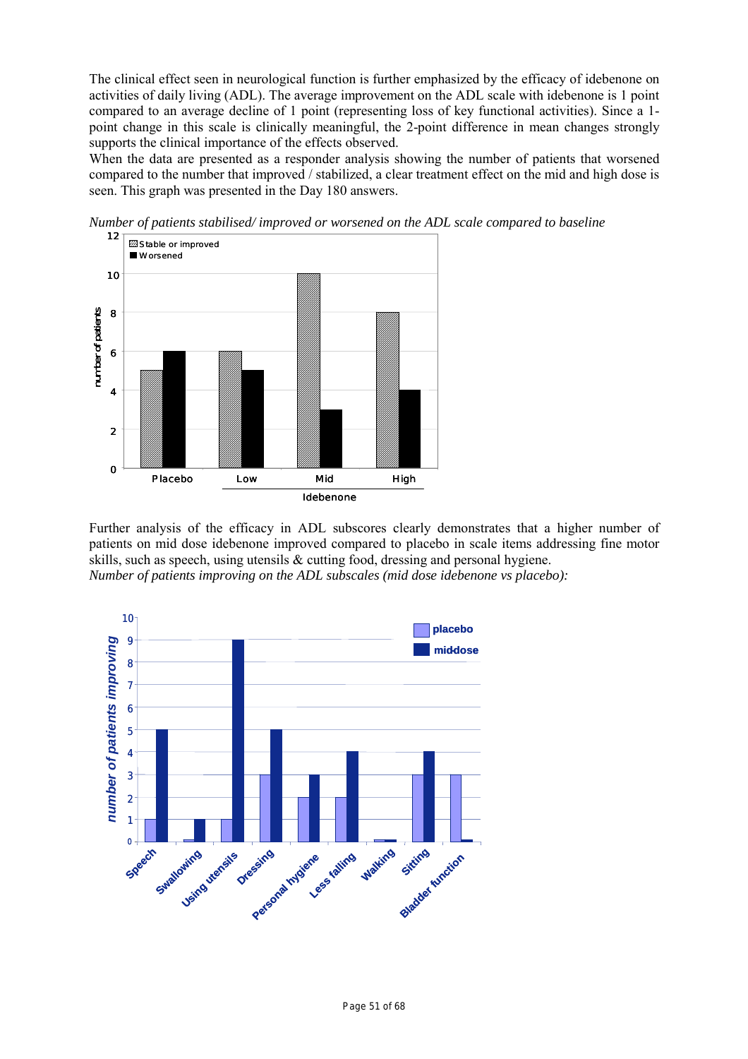The clinical effect seen in neurological function is further emphasized by the efficacy of idebenone on activities of daily living (ADL). The average improvement on the ADL scale with idebenone is 1 point compared to an average decline of 1 point (representing loss of key functional activities). Since a 1-point change in this scale is clinically meaningful, the 2-point difference in mean changes strongly supports the clinical importance of the effects observed.
When the data are presented as a responder analysis showing the number of patients that worsened compared to the number that improved / stabilized, a clear treatment effect on the mid and high dose is seen. This graph was presented in the Day 180 answers.

*Number of patients stabilised/ improved or worsened on the ADL scale compared to baseline*

Further analysis of the efficacy in ADL subscores clearly demonstrates that a higher number of patients on mid dose idebenone improved compared to placebo in scale items addressing fine motor skills, such as speech, using utensils & cutting food, dressing and personal hygiene.
*Number of patients improving on the ADL subscales (mid dose idebenone vs placebo):*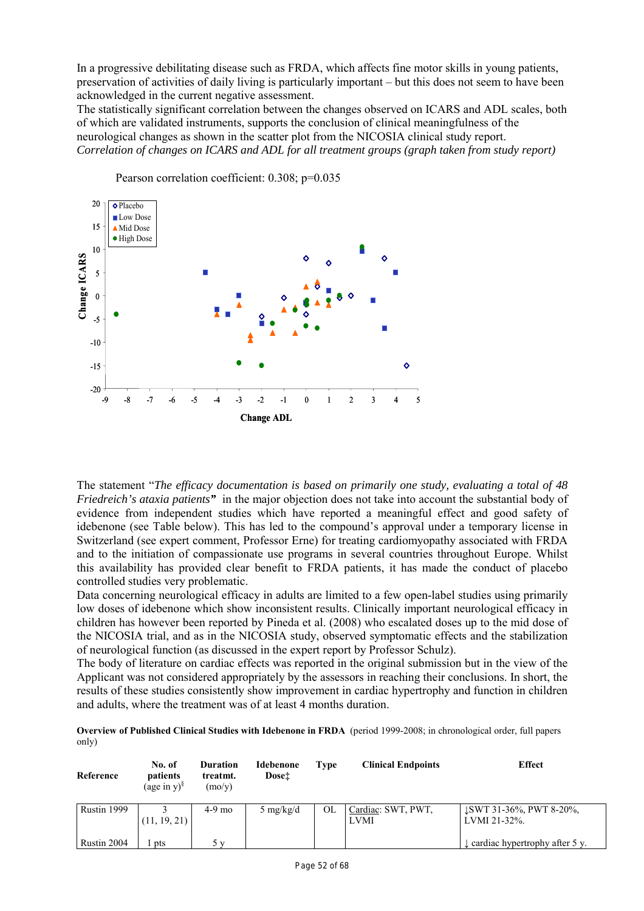In a progressive debilitating disease such as FRDA, which affects fine motor skills in young patients, preservation of activities of daily living is particularly important – but this does not seem to have been acknowledged in the current negative assessment.
The statistically significant correlation between the changes observed on ICARS and ADL scales, both of which are validated instruments, supports the conclusion of clinical meaningfulness of the neurological changes as shown in the scatter plot from the NICOSIA clinical study report.
*Correlation of changes on ICARS and ADL for all treatment groups (graph taken from study report)*

Pearson correlation coefficient: 0.308; p=0.035

The statement "*The efficacy documentation is based on primarily one study, evaluating a total of 48 Friedreich's ataxia patients***"** in the major objection does not take into account the substantial body of evidence from independent studies which have reported a meaningful effect and good safety of idebenone (see Table below). This has led to the compound's approval under a temporary license in Switzerland (see expert comment, Professor Erne) for treating cardiomyopathy associated with FRDA and to the initiation of compassionate use programs in several countries throughout Europe. Whilst this availability has provided clear benefit to FRDA patients, it has made the conduct of placebo controlled studies very problematic.
Data concerning neurological efficacy in adults are limited to a few open-label studies using primarily low doses of idebenone which show inconsistent results. Clinically important neurological efficacy in children has however been reported by Pineda et al. (2008) who escalated doses up to the mid dose of the NICOSIA trial, and as in the NICOSIA study, observed symptomatic effects and the stabilization of neurological function (as discussed in the expert report by Professor Schulz).
The body of literature on cardiac effects was reported in the original submission but in the view of the Applicant was not considered appropriately by the assessors in reaching their conclusions. In short, the results of these studies consistently show improvement in cardiac hypertrophy and function in children and adults, where the treatment was of at least 4 months duration.

**Overview of Published Clinical Studies with Idebenone in FRDA** (period 1999-2008; in chronological order, full papers only)

| Reference | No. of patients (age in y)[§] | Duration treatmt. (mo/y) | Idebenone Dose‡ | Type | Clinical Endpoints | Effect |
|---|---|---|---|---|---|---|
| Rustin 1999 | 3 (11, 19, 21) | 4-9 mo | 5 mg/kg/d | OL | Cardiac: SWT, PWT, LVMI | ↓SWT 31-36%, PWT 8-20%, LVMI 21-32%. |
| Rustin 2004 | 1 pts | 5 y | | | | ↓ cardiac hypertrophy after 5 y. |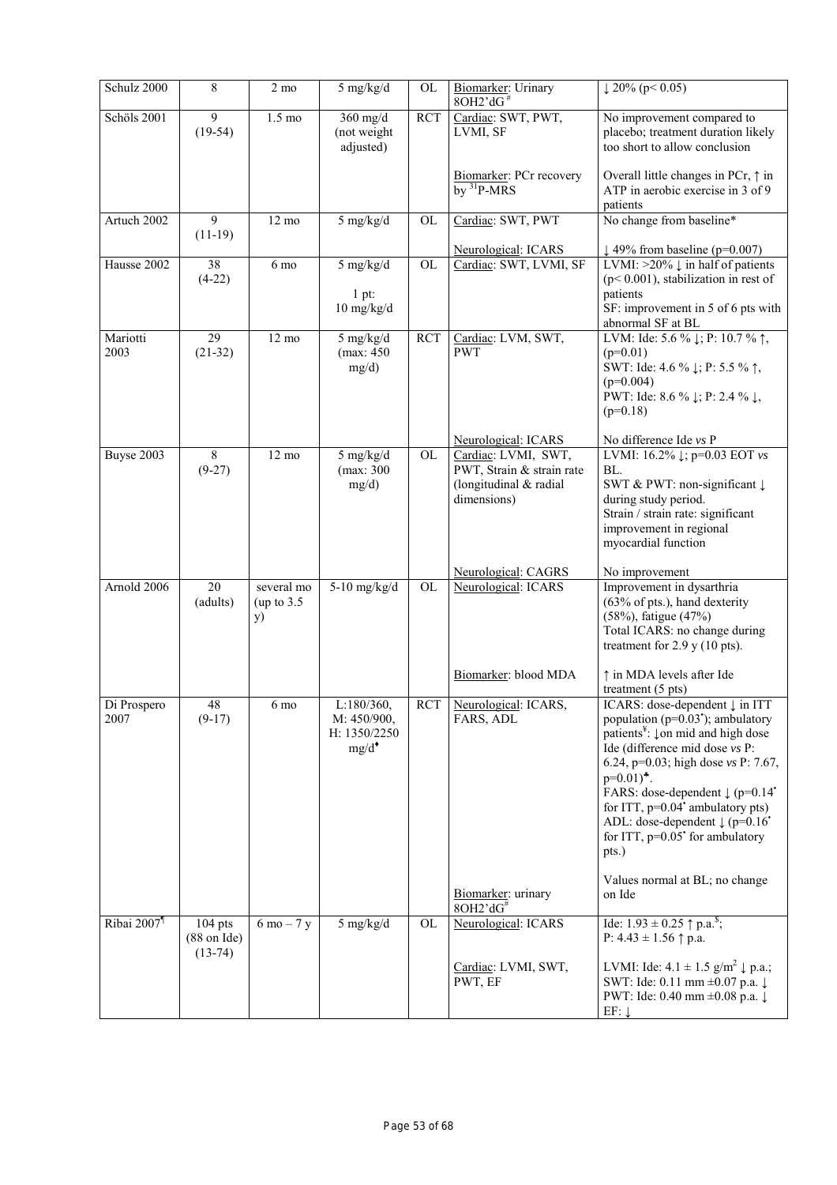| Schulz 2000 | 8 | 2 mo | 5 mg/kg/d | OL | Biomarker: Urinary 8OH2'dG[#] | ↓ 20% ($p< 0.05$) |
|---|---|---|---|---|---|---|
| Schöls 2001 | 9 (19-54) | 1.5 mo | 360 mg/d (not weight adjusted) | RCT | Cardiac: SWT, PWT, LVMI, SF<br><br>Biomarker: PCr recovery by $^{31}$P-MRS | No improvement compared to placebo; treatment duration likely too short to allow conclusion<br><br>Overall little changes in PCr, ↑ in ATP in aerobic exercise in 3 of 9 patients |
| Artuch 2002 | 9 (11-19) | 12 mo | 5 mg/kg/d | OL | Cardiac: SWT, PWT<br><br>Neurological: ICARS | No change from baseline*<br><br>↓ 49% from baseline ($p=0.007$) |
| Hausse 2002 | 38 (4-22) | 6 mo | 5 mg/kg/d<br><br>1 pt: 10 mg/kg/d | OL | Cardiac: SWT, LVMI, SF | LVMI: >20% ↓ in half of patients ($p< 0.001$), stabilization in rest of patients<br>SF: improvement in 5 of 6 pts with abnormal SF at BL |
| Mariotti 2003 | 29 (21-32) | 12 mo | 5 mg/kg/d (max: 450 mg/d) | RCT | Cardiac: LVM, SWT, PWT<br><br>Neurological: ICARS | LVM: Ide: 5.6 % ↓; P: 10.7 % ↑, ($p=0.01$)<br>SWT: Ide: 4.6 % ↓; P: 5.5 % ↑, ($p=0.004$)<br>PWT: Ide: 8.6 % ↓; P: 2.4 % ↓, ($p=0.18$)<br><br>No difference Ide *vs* P |
| Buyse 2003 | 8 (9-27) | 12 mo | 5 mg/kg/d (max: 300 mg/d) | OL | Cardiac: LVMI, SWT, PWT, Strain & strain rate (longitudinal & radial dimensions)<br><br>Neurological: CAGRS | LVMI: 16.2% ↓; p=0.03 EOT *vs* BL.<br>SWT & PWT: non-significant ↓ during study period.<br>Strain / strain rate: significant improvement in regional myocardial function<br><br>No improvement |
| Arnold 2006 | 20 (adults) | several mo (up to 3.5 y) | 5-10 mg/kg/d | OL | Neurological: ICARS<br><br>Biomarker: blood MDA | Improvement in dysarthria (63% of pts.), hand dexterity (58%), fatigue (47%)<br>Total ICARS: no change during treatment for 2.9 y (10 pts).<br><br>↑ in MDA levels after Ide treatment (5 pts) |
| Di Prospero 2007 | 48 (9-17) | 6 mo | L:180/360, M: 450/900, H: 1350/2250 mg/d[♦] | RCT | Neurological: ICARS, FARS, ADL<br><br>Biomarker: urinary 8OH2'dG[#] | ICARS: dose-dependent ↓ in ITT population ($p=0.03$[•]); ambulatory patients[¥]: ↓on mid and high dose Ide (difference mid dose *vs* P: 6.24, $p=0.03$; high dose *vs* P: 7.67, $p=0.01$)[♣].<br>FARS: dose-dependent ↓ ($p=0.14$[•] for ITT, $p=0.04$[•] ambulatory pts)<br>ADL: dose-dependent ↓ ($p=0.16$[•] for ITT, $p=0.05$[•] for ambulatory pts.)<br><br>Values normal at BL; no change on Ide |
| Ribai 2007[¶] | 104 pts (88 on Ide) (13-74) | 6 mo – 7 y | 5 mg/kg/d | OL | Neurological: ICARS<br><br>Cardiac: LVMI, SWT, PWT, EF | Ide: $1.93 \pm 0.25$ ↑ p.a.[$]; P: $4.43 \pm 1.56$ ↑ p.a.<br><br>LVMI: Ide: $4.1 \pm 1.5$ g/m$^2$ ↓ p.a.;<br>SWT: Ide: 0.11 mm ±0.07 p.a. ↓<br>PWT: Ide: 0.40 mm ±0.08 p.a. ↓<br>EF: ↓ |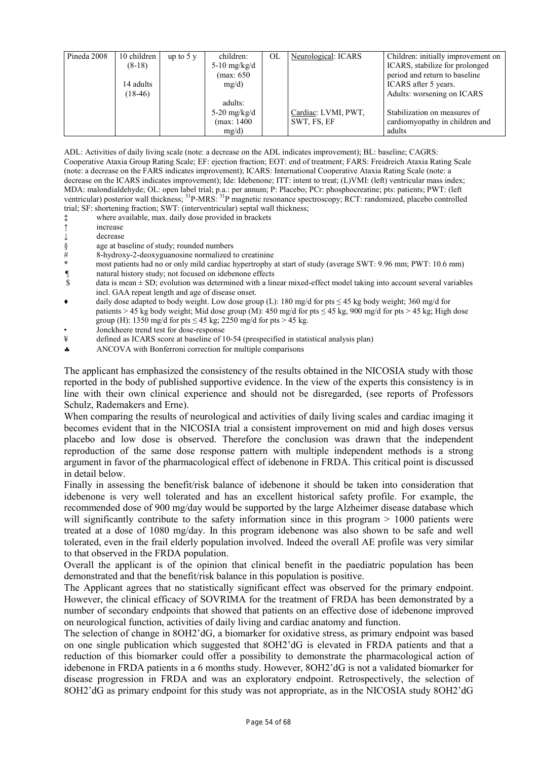| Pineda 2008 | 10 children (8-18)<br><br>14 adults (18-46) | up to 5 y | children: 5-10 mg/kg/d (max: 650 mg/d)<br><br>adults: 5-20 mg/kg/d (max: 1400 mg/d) | OL | Neurological: ICARS<br><br>Cardiac: LVMI, PWT, SWT, FS, EF | Children: initially improvement on ICARS, stabilize for prolonged period and return to baseline ICARS after 5 years. Adults: worsening on ICARS<br><br>Stabilization on measures of cardiomyopathy in children and adults |
|---|---|---|---|---|---|---|

ADL: Activities of daily living scale (note: a decrease on the ADL indicates improvement); BL: baseline; CAGRS: Cooperative Ataxia Group Rating Scale; EF: ejection fraction; EOT: end of treatment; FARS: Freidreich Ataxia Rating Scale (note: a decrease on the FARS indicates improvement); ICARS: International Cooperative Ataxia Rating Scale (note: a decrease on the ICARS indicates improvement); Ide: Idebenone; ITT: intent to treat; (L)VMI: (left) ventricular mass index; MDA: malondialdehyde; OL: open label trial; p.a.: per annum; P: Placebo; PCr: phosphocreatine; pts: patients; PWT: (left ventricular) posterior wall thickness; $^{31}$P-MRS: $^{31}$P magnetic resonance spectroscopy; RCT: randomized, placebo controlled trial; SF: shortening fraction; SWT: (interventricular) septal wall thickness;

‡ where available, max. daily dose provided in brackets
↑ increase
↓ decrease
§ age at baseline of study; rounded numbers
\# 8-hydroxy-2-deoxyguanosine normalized to creatinine
\* most patients had no or only mild cardiac hypertrophy at start of study (average SWT: 9.96 mm; PWT: 10.6 mm)
¶ natural history study; not focused on idebenone effects
$ data is mean ± SD; evolution was determined with a linear mixed-effect model taking into account several variables incl. GAA repeat length and age of disease onset.
♦ daily dose adapted to body weight. Low dose group (L): 180 mg/d for pts ≤ 45 kg body weight; 360 mg/d for patients > 45 kg body weight; Mid dose group (M): 450 mg/d for pts ≤ 45 kg, 900 mg/d for pts > 45 kg; High dose group (H): 1350 mg/d for pts ≤ 45 kg; 2250 mg/d for pts > 45 kg.
• Jonckheere trend test for dose-response
¥ defined as ICARS score at baseline of 10-54 (prespecified in statistical analysis plan)
♣ ANCOVA with Bonferroni correction for multiple comparisons

The applicant has emphasized the consistency of the results obtained in the NICOSIA study with those reported in the body of published supportive evidence. In the view of the experts this consistency is in line with their own clinical experience and should not be disregarded, (see reports of Professors Schulz, Rademakers and Erne).

When comparing the results of neurological and activities of daily living scales and cardiac imaging it becomes evident that in the NICOSIA trial a consistent improvement on mid and high doses versus placebo and low dose is observed. Therefore the conclusion was drawn that the independent reproduction of the same dose response pattern with multiple independent methods is a strong argument in favor of the pharmacological effect of idebenone in FRDA. This critical point is discussed in detail below.

Finally in assessing the benefit/risk balance of idebenone it should be taken into consideration that idebenone is very well tolerated and has an excellent historical safety profile. For example, the recommended dose of 900 mg/day would be supported by the large Alzheimer disease database which will significantly contribute to the safety information since in this program > 1000 patients were treated at a dose of 1080 mg/day. In this program idebenone was also shown to be safe and well tolerated, even in the frail elderly population involved. Indeed the overall AE profile was very similar to that observed in the FRDA population.

Overall the applicant is of the opinion that clinical benefit in the paediatric population has been demonstrated and that the benefit/risk balance in this population is positive.

The Applicant agrees that no statistically significant effect was observed for the primary endpoint. However, the clinical efficacy of SOVRIMA for the treatment of FRDA has been demonstrated by a number of secondary endpoints that showed that patients on an effective dose of idebenone improved on neurological function, activities of daily living and cardiac anatomy and function.

The selection of change in 8OH2'dG, a biomarker for oxidative stress, as primary endpoint was based on one single publication which suggested that 8OH2'dG is elevated in FRDA patients and that a reduction of this biomarker could offer a possibility to demonstrate the pharmacological action of idebenone in FRDA patients in a 6 months study. However, 8OH2'dG is not a validated biomarker for disease progression in FRDA and was an exploratory endpoint. Retrospectively, the selection of 8OH2'dG as primary endpoint for this study was not appropriate, as in the NICOSIA study 8OH2'dG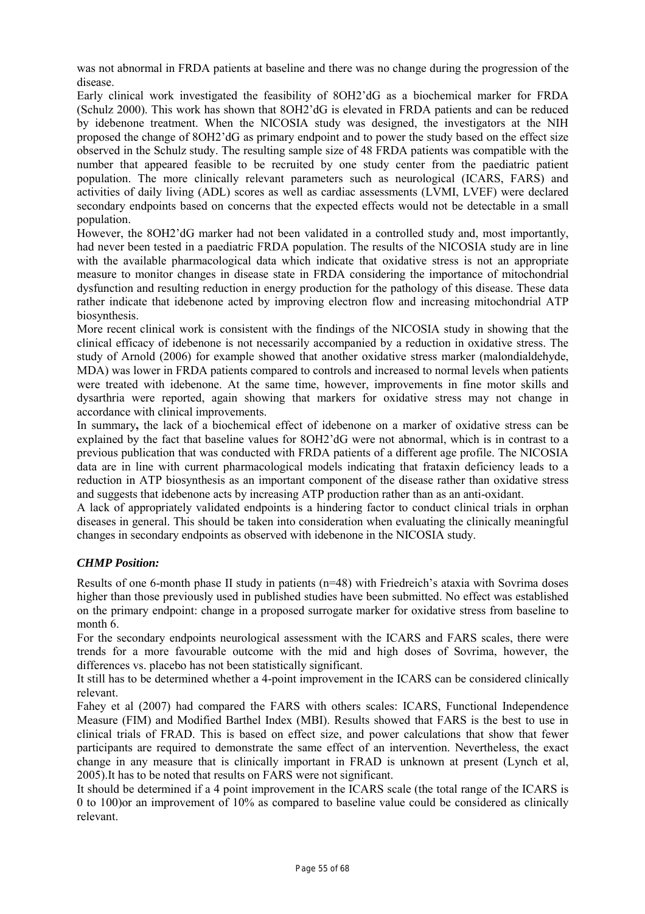was not abnormal in FRDA patients at baseline and there was no change during the progression of the disease.

Early clinical work investigated the feasibility of 8OH2'dG as a biochemical marker for FRDA (Schulz 2000). This work has shown that 8OH2'dG is elevated in FRDA patients and can be reduced by idebenone treatment. When the NICOSIA study was designed, the investigators at the NIH proposed the change of 8OH2'dG as primary endpoint and to power the study based on the effect size observed in the Schulz study. The resulting sample size of 48 FRDA patients was compatible with the number that appeared feasible to be recruited by one study center from the paediatric patient population. The more clinically relevant parameters such as neurological (ICARS, FARS) and activities of daily living (ADL) scores as well as cardiac assessments (LVMI, LVEF) were declared secondary endpoints based on concerns that the expected effects would not be detectable in a small population.

However, the 8OH2'dG marker had not been validated in a controlled study and, most importantly, had never been tested in a paediatric FRDA population. The results of the NICOSIA study are in line with the available pharmacological data which indicate that oxidative stress is not an appropriate measure to monitor changes in disease state in FRDA considering the importance of mitochondrial dysfunction and resulting reduction in energy production for the pathology of this disease. These data rather indicate that idebenone acted by improving electron flow and increasing mitochondrial ATP biosynthesis.

More recent clinical work is consistent with the findings of the NICOSIA study in showing that the clinical efficacy of idebenone is not necessarily accompanied by a reduction in oxidative stress. The study of Arnold (2006) for example showed that another oxidative stress marker (malondialdehyde, MDA) was lower in FRDA patients compared to controls and increased to normal levels when patients were treated with idebenone. At the same time, however, improvements in fine motor skills and dysarthria were reported, again showing that markers for oxidative stress may not change in accordance with clinical improvements.

In summary**,** the lack of a biochemical effect of idebenone on a marker of oxidative stress can be explained by the fact that baseline values for 8OH2'dG were not abnormal, which is in contrast to a previous publication that was conducted with FRDA patients of a different age profile. The NICOSIA data are in line with current pharmacological models indicating that frataxin deficiency leads to a reduction in ATP biosynthesis as an important component of the disease rather than oxidative stress and suggests that idebenone acts by increasing ATP production rather than as an anti-oxidant.

A lack of appropriately validated endpoints is a hindering factor to conduct clinical trials in orphan diseases in general. This should be taken into consideration when evaluating the clinically meaningful changes in secondary endpoints as observed with idebenone in the NICOSIA study.

***CHMP Position:***

Results of one 6-month phase II study in patients (n=48) with Friedreich's ataxia with Sovrima doses higher than those previously used in published studies have been submitted. No effect was established on the primary endpoint: change in a proposed surrogate marker for oxidative stress from baseline to month 6.

For the secondary endpoints neurological assessment with the ICARS and FARS scales, there were trends for a more favourable outcome with the mid and high doses of Sovrima, however, the differences vs. placebo has not been statistically significant.

It still has to be determined whether a 4-point improvement in the ICARS can be considered clinically relevant.

Fahey et al (2007) had compared the FARS with others scales: ICARS, Functional Independence Measure (FIM) and Modified Barthel Index (MBI). Results showed that FARS is the best to use in clinical trials of FRAD. This is based on effect size, and power calculations that show that fewer participants are required to demonstrate the same effect of an intervention. Nevertheless, the exact change in any measure that is clinically important in FRAD is unknown at present (Lynch et al, 2005).It has to be noted that results on FARS were not significant.

It should be determined if a 4 point improvement in the ICARS scale (the total range of the ICARS is 0 to 100)or an improvement of 10% as compared to baseline value could be considered as clinically relevant.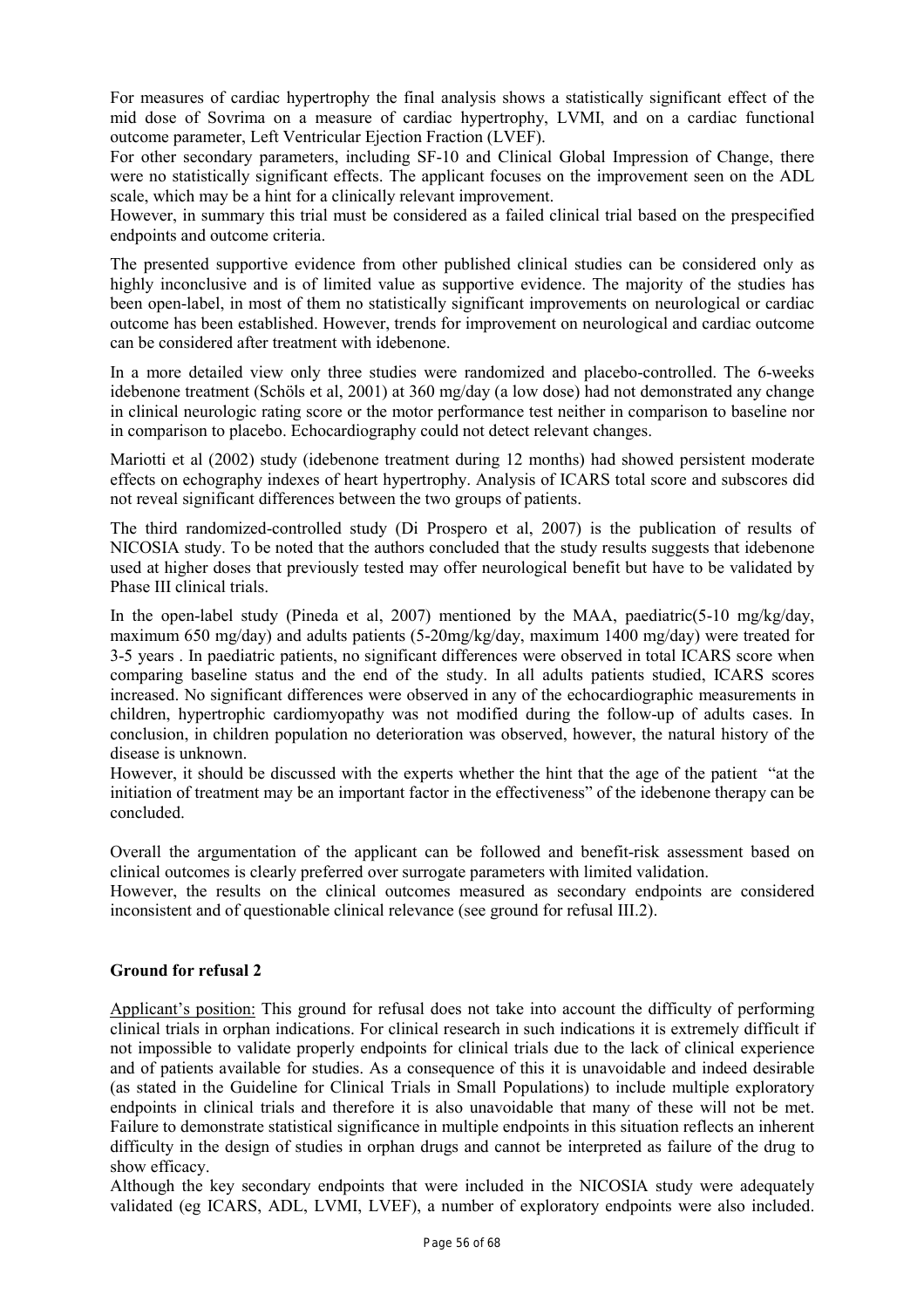For measures of cardiac hypertrophy the final analysis shows a statistically significant effect of the mid dose of Sovrima on a measure of cardiac hypertrophy, LVMI, and on a cardiac functional outcome parameter, Left Ventricular Ejection Fraction (LVEF).

For other secondary parameters, including SF-10 and Clinical Global Impression of Change, there were no statistically significant effects. The applicant focuses on the improvement seen on the ADL scale, which may be a hint for a clinically relevant improvement.

However, in summary this trial must be considered as a failed clinical trial based on the prespecified endpoints and outcome criteria.

The presented supportive evidence from other published clinical studies can be considered only as highly inconclusive and is of limited value as supportive evidence. The majority of the studies has been open-label, in most of them no statistically significant improvements on neurological or cardiac outcome has been established. However, trends for improvement on neurological and cardiac outcome can be considered after treatment with idebenone.

In a more detailed view only three studies were randomized and placebo-controlled. The 6-weeks idebenone treatment (Schöls et al, 2001) at 360 mg/day (a low dose) had not demonstrated any change in clinical neurologic rating score or the motor performance test neither in comparison to baseline nor in comparison to placebo. Echocardiography could not detect relevant changes.

Mariotti et al (2002) study (idebenone treatment during 12 months) had showed persistent moderate effects on echography indexes of heart hypertrophy. Analysis of ICARS total score and subscores did not reveal significant differences between the two groups of patients.

The third randomized-controlled study (Di Prospero et al, 2007) is the publication of results of NICOSIA study. To be noted that the authors concluded that the study results suggests that idebenone used at higher doses that previously tested may offer neurological benefit but have to be validated by Phase III clinical trials.

In the open-label study (Pineda et al, 2007) mentioned by the MAA, paediatric(5-10 mg/kg/day, maximum 650 mg/day) and adults patients (5-20mg/kg/day, maximum 1400 mg/day) were treated for 3-5 years . In paediatric patients, no significant differences were observed in total ICARS score when comparing baseline status and the end of the study. In all adults patients studied, ICARS scores increased. No significant differences were observed in any of the echocardiographic measurements in children, hypertrophic cardiomyopathy was not modified during the follow-up of adults cases. In conclusion, in children population no deterioration was observed, however, the natural history of the disease is unknown.

However, it should be discussed with the experts whether the hint that the age of the patient "at the initiation of treatment may be an important factor in the effectiveness" of the idebenone therapy can be concluded.

Overall the argumentation of the applicant can be followed and benefit-risk assessment based on clinical outcomes is clearly preferred over surrogate parameters with limited validation.

However, the results on the clinical outcomes measured as secondary endpoints are considered inconsistent and of questionable clinical relevance (see ground for refusal III.2).

**Ground for refusal 2**

Applicant's position: This ground for refusal does not take into account the difficulty of performing clinical trials in orphan indications. For clinical research in such indications it is extremely difficult if not impossible to validate properly endpoints for clinical trials due to the lack of clinical experience and of patients available for studies. As a consequence of this it is unavoidable and indeed desirable (as stated in the Guideline for Clinical Trials in Small Populations) to include multiple exploratory endpoints in clinical trials and therefore it is also unavoidable that many of these will not be met. Failure to demonstrate statistical significance in multiple endpoints in this situation reflects an inherent difficulty in the design of studies in orphan drugs and cannot be interpreted as failure of the drug to show efficacy.

Although the key secondary endpoints that were included in the NICOSIA study were adequately validated (eg ICARS, ADL, LVMI, LVEF), a number of exploratory endpoints were also included.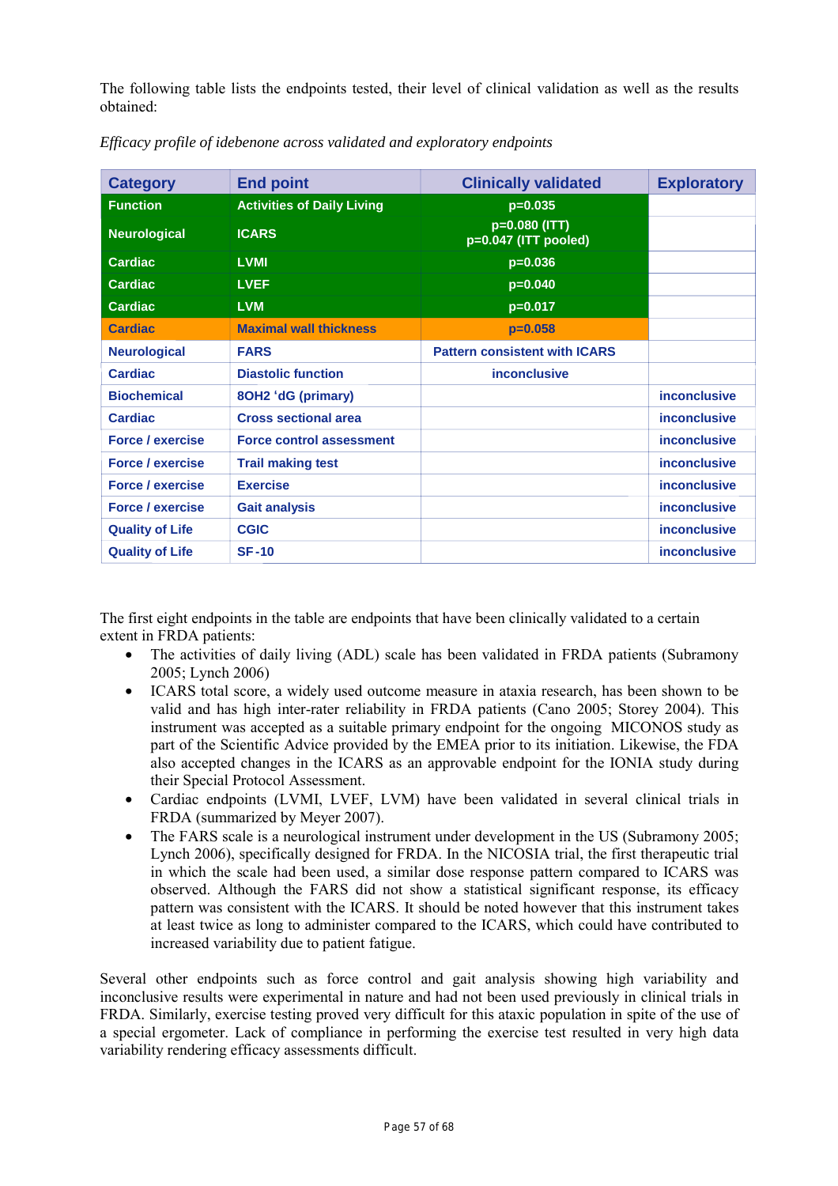The following table lists the endpoints tested, their level of clinical validation as well as the results obtained:

*Efficacy profile of idebenone across validated and exploratory endpoints*

| Category | End point | Clinically validated | Exploratory |
|---|---|---|---|
| Function | Activities of Daily Living | p=0.035 | |
| Neurological | ICARS | p=0.080 (ITT)<br>p=0.047 (ITT pooled) | |
| Cardiac | LVMI | p=0.036 | |
| Cardiac | LVEF | p=0.040 | |
| Cardiac | LVM | p=0.017 | |
| Cardiac | Maximal wall thickness | p=0.058 | |
| Neurological | FARS | Pattern consistent with ICARS | |
| Cardiac | Diastolic function | inconclusive | |
| Biochemical | 8OH2 ‘dG (primary) | | inconclusive |
| Cardiac | Cross sectional area | | inconclusive |
| Force / exercise | Force control assessment | | inconclusive |
| Force / exercise | Trail making test | | inconclusive |
| Force / exercise | Exercise | | inconclusive |
| Force / exercise | Gait analysis | | inconclusive |
| Quality of Life | CGIC | | inconclusive |
| Quality of Life | SF-10 | | inconclusive |

The first eight endpoints in the table are endpoints that have been clinically validated to a certain extent in FRDA patients:

- The activities of daily living (ADL) scale has been validated in FRDA patients (Subramony 2005; Lynch 2006)
- ICARS total score, a widely used outcome measure in ataxia research, has been shown to be valid and has high inter-rater reliability in FRDA patients (Cano 2005; Storey 2004). This instrument was accepted as a suitable primary endpoint for the ongoing MICONOS study as part of the Scientific Advice provided by the EMEA prior to its initiation. Likewise, the FDA also accepted changes in the ICARS as an approvable endpoint for the IONIA study during their Special Protocol Assessment.
- Cardiac endpoints (LVMI, LVEF, LVM) have been validated in several clinical trials in FRDA (summarized by Meyer 2007).
- The FARS scale is a neurological instrument under development in the US (Subramony 2005; Lynch 2006), specifically designed for FRDA. In the NICOSIA trial, the first therapeutic trial in which the scale had been used, a similar dose response pattern compared to ICARS was observed. Although the FARS did not show a statistical significant response, its efficacy pattern was consistent with the ICARS. It should be noted however that this instrument takes at least twice as long to administer compared to the ICARS, which could have contributed to increased variability due to patient fatigue.

Several other endpoints such as force control and gait analysis showing high variability and inconclusive results were experimental in nature and had not been used previously in clinical trials in FRDA. Similarly, exercise testing proved very difficult for this ataxic population in spite of the use of a special ergometer. Lack of compliance in performing the exercise test resulted in very high data variability rendering efficacy assessments difficult.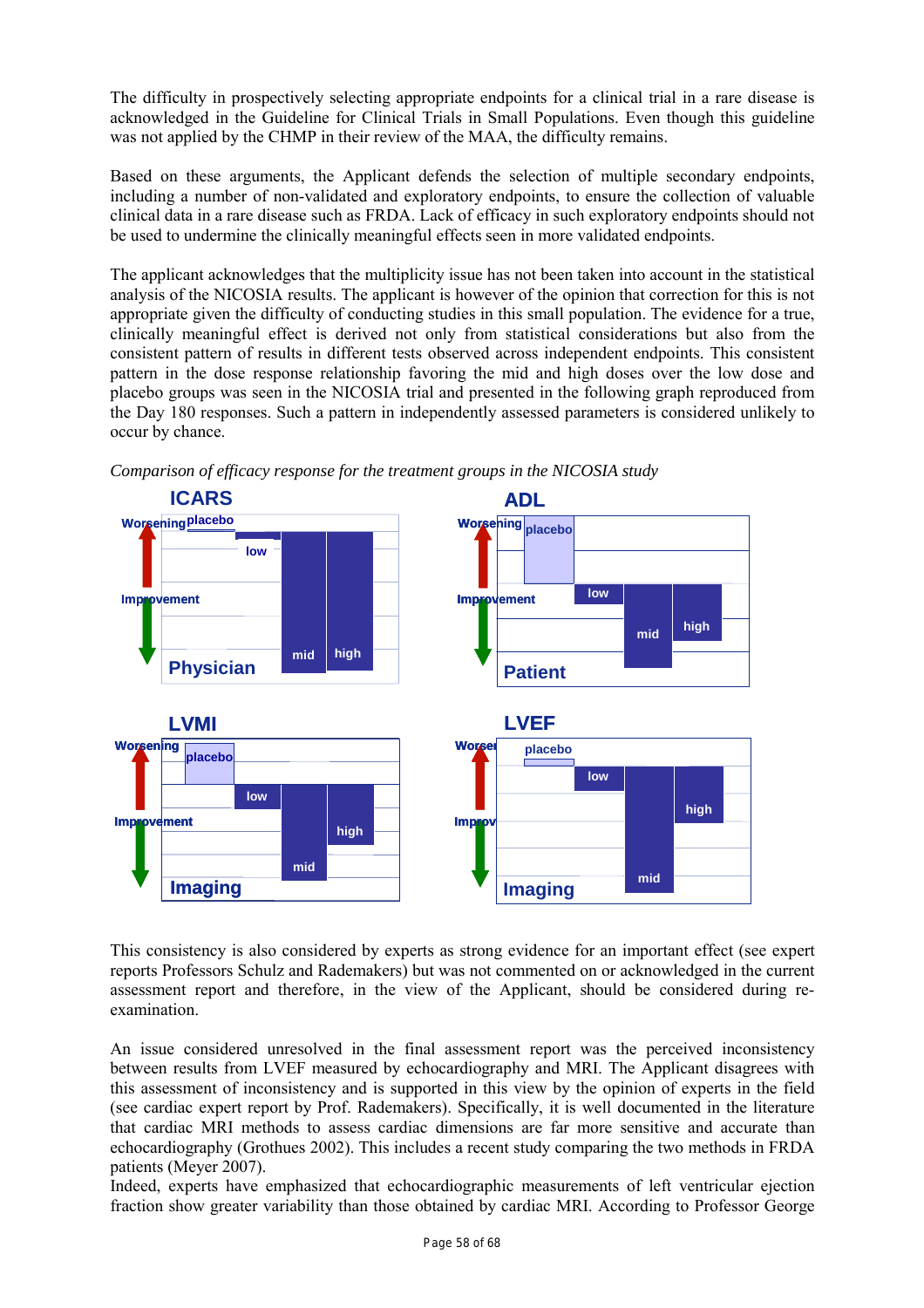The difficulty in prospectively selecting appropriate endpoints for a clinical trial in a rare disease is acknowledged in the Guideline for Clinical Trials in Small Populations. Even though this guideline was not applied by the CHMP in their review of the MAA, the difficulty remains.

Based on these arguments, the Applicant defends the selection of multiple secondary endpoints, including a number of non-validated and exploratory endpoints, to ensure the collection of valuable clinical data in a rare disease such as FRDA. Lack of efficacy in such exploratory endpoints should not be used to undermine the clinically meaningful effects seen in more validated endpoints.

The applicant acknowledges that the multiplicity issue has not been taken into account in the statistical analysis of the NICOSIA results. The applicant is however of the opinion that correction for this is not appropriate given the difficulty of conducting studies in this small population. The evidence for a true, clinically meaningful effect is derived not only from statistical considerations but also from the consistent pattern of results in different tests observed across independent endpoints. This consistent pattern in the dose response relationship favoring the mid and high doses over the low dose and placebo groups was seen in the NICOSIA trial and presented in the following graph reproduced from the Day 180 responses. Such a pattern in independently assessed parameters is considered unlikely to occur by chance.

*Comparison of efficacy response for the treatment groups in the NICOSIA study*

ICARS — Physician (Worsening / Improvement): placebo, low, mid, high

ADL — Patient (Worsening / Improvement): placebo, low, mid, high

LVMI — Imaging (Worsening / Improvement): placebo, low, mid, high

LVEF — Imaging (Worsening / Improvement): placebo, low, mid, high

This consistency is also considered by experts as strong evidence for an important effect (see expert reports Professors Schulz and Rademakers) but was not commented on or acknowledged in the current assessment report and therefore, in the view of the Applicant, should be considered during re-examination.

An issue considered unresolved in the final assessment report was the perceived inconsistency between results from LVEF measured by echocardiography and MRI. The Applicant disagrees with this assessment of inconsistency and is supported in this view by the opinion of experts in the field (see cardiac expert report by Prof. Rademakers). Specifically, it is well documented in the literature that cardiac MRI methods to assess cardiac dimensions are far more sensitive and accurate than echocardiography (Grothues 2002). This includes a recent study comparing the two methods in FRDA patients (Meyer 2007).
Indeed, experts have emphasized that echocardiographic measurements of left ventricular ejection fraction show greater variability than those obtained by cardiac MRI. According to Professor George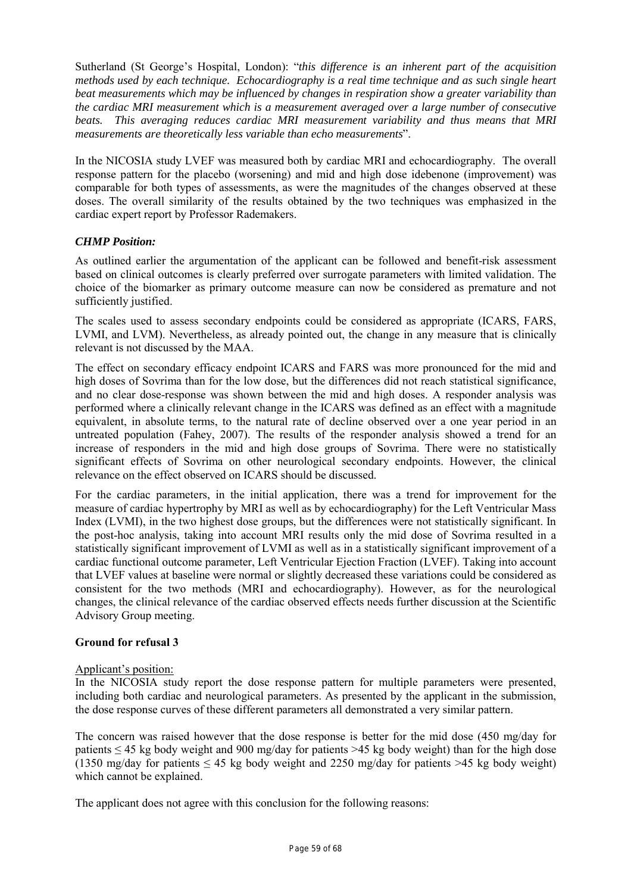Sutherland (St George's Hospital, London): "*this difference is an inherent part of the acquisition methods used by each technique. Echocardiography is a real time technique and as such single heart beat measurements which may be influenced by changes in respiration show a greater variability than the cardiac MRI measurement which is a measurement averaged over a large number of consecutive beats. This averaging reduces cardiac MRI measurement variability and thus means that MRI measurements are theoretically less variable than echo measurements*".

In the NICOSIA study LVEF was measured both by cardiac MRI and echocardiography. The overall response pattern for the placebo (worsening) and mid and high dose idebenone (improvement) was comparable for both types of assessments, as were the magnitudes of the changes observed at these doses. The overall similarity of the results obtained by the two techniques was emphasized in the cardiac expert report by Professor Rademakers.

***CHMP Position:***

As outlined earlier the argumentation of the applicant can be followed and benefit-risk assessment based on clinical outcomes is clearly preferred over surrogate parameters with limited validation. The choice of the biomarker as primary outcome measure can now be considered as premature and not sufficiently justified.

The scales used to assess secondary endpoints could be considered as appropriate (ICARS, FARS, LVMI, and LVM). Nevertheless, as already pointed out, the change in any measure that is clinically relevant is not discussed by the MAA.

The effect on secondary efficacy endpoint ICARS and FARS was more pronounced for the mid and high doses of Sovrima than for the low dose, but the differences did not reach statistical significance, and no clear dose-response was shown between the mid and high doses. A responder analysis was performed where a clinically relevant change in the ICARS was defined as an effect with a magnitude equivalent, in absolute terms, to the natural rate of decline observed over a one year period in an untreated population (Fahey, 2007). The results of the responder analysis showed a trend for an increase of responders in the mid and high dose groups of Sovrima. There were no statistically significant effects of Sovrima on other neurological secondary endpoints. However, the clinical relevance on the effect observed on ICARS should be discussed.

For the cardiac parameters, in the initial application, there was a trend for improvement for the measure of cardiac hypertrophy by MRI as well as by echocardiography) for the Left Ventricular Mass Index (LVMI), in the two highest dose groups, but the differences were not statistically significant. In the post-hoc analysis, taking into account MRI results only the mid dose of Sovrima resulted in a statistically significant improvement of LVMI as well as in a statistically significant improvement of a cardiac functional outcome parameter, Left Ventricular Ejection Fraction (LVEF). Taking into account that LVEF values at baseline were normal or slightly decreased these variations could be considered as consistent for the two methods (MRI and echocardiography). However, as for the neurological changes, the clinical relevance of the cardiac observed effects needs further discussion at the Scientific Advisory Group meeting.

**Ground for refusal 3**

Applicant's position:

In the NICOSIA study report the dose response pattern for multiple parameters were presented, including both cardiac and neurological parameters. As presented by the applicant in the submission, the dose response curves of these different parameters all demonstrated a very similar pattern.

The concern was raised however that the dose response is better for the mid dose (450 mg/day for patients ≤ 45 kg body weight and 900 mg/day for patients >45 kg body weight) than for the high dose (1350 mg/day for patients ≤ 45 kg body weight and 2250 mg/day for patients >45 kg body weight) which cannot be explained.

The applicant does not agree with this conclusion for the following reasons: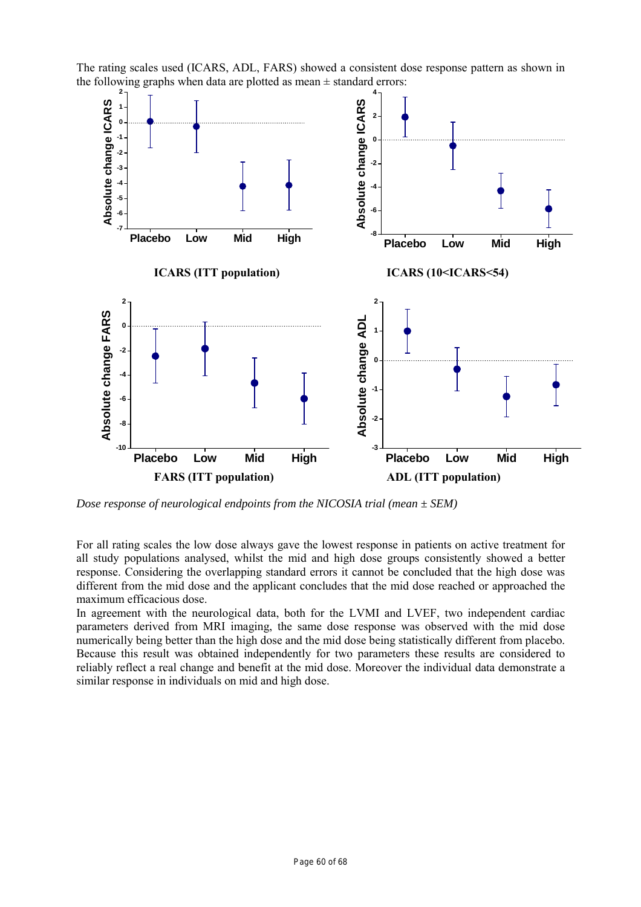The rating scales used (ICARS, ADL, FARS) showed a consistent dose response pattern as shown in the following graphs when data are plotted as mean ± standard errors:

**ICARS (ITT population)**

**ICARS (10<ICARS<54)**

**FARS (ITT population)**

**ADL (ITT population)**

*Dose response of neurological endpoints from the NICOSIA trial (mean ± SEM)*

For all rating scales the low dose always gave the lowest response in patients on active treatment for all study populations analysed, whilst the mid and high dose groups consistently showed a better response. Considering the overlapping standard errors it cannot be concluded that the high dose was different from the mid dose and the applicant concludes that the mid dose reached or approached the maximum efficacious dose.

In agreement with the neurological data, both for the LVMI and LVEF, two independent cardiac parameters derived from MRI imaging, the same dose response was observed with the mid dose numerically being better than the high dose and the mid dose being statistically different from placebo. Because this result was obtained independently for two parameters these results are considered to reliably reflect a real change and benefit at the mid dose. Moreover the individual data demonstrate a similar response in individuals on mid and high dose.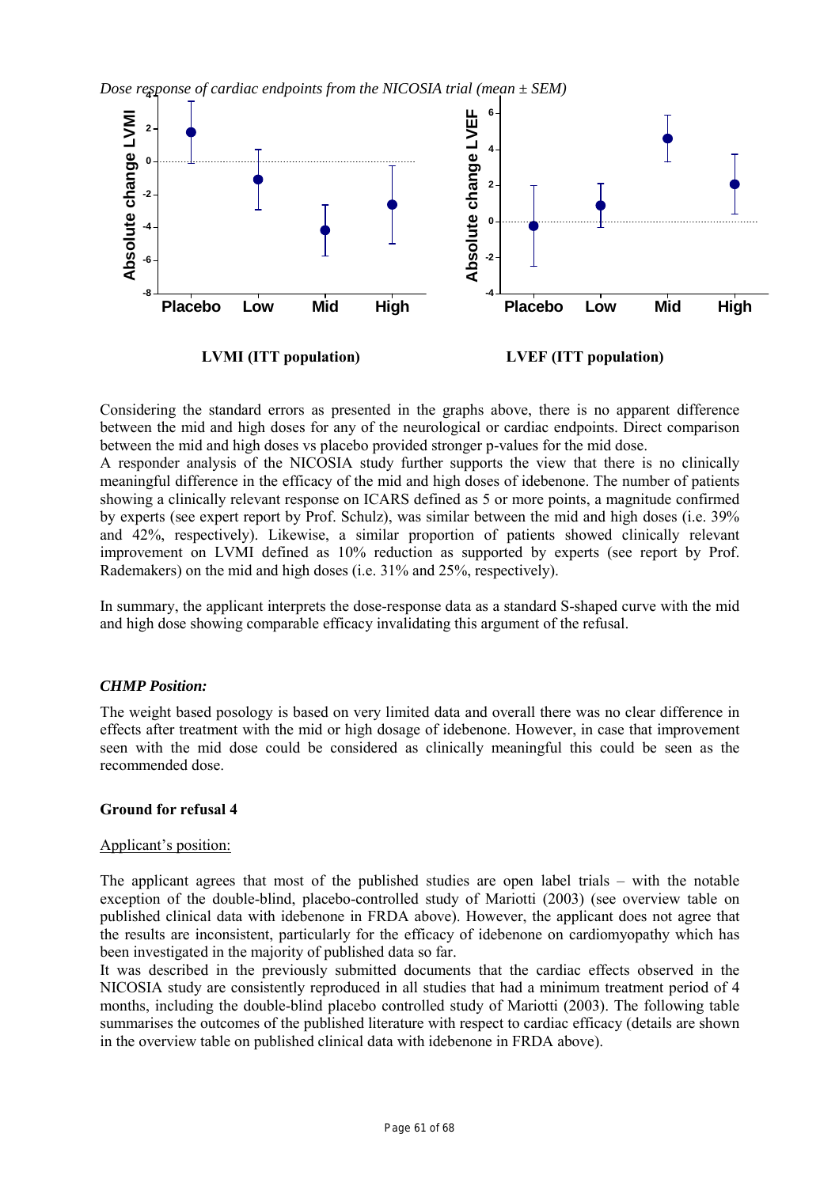*Dose response of cardiac endpoints from the NICOSIA trial (mean ± SEM)*

**LVMI (ITT population)**

**LVEF (ITT population)**

Considering the standard errors as presented in the graphs above, there is no apparent difference between the mid and high doses for any of the neurological or cardiac endpoints. Direct comparison between the mid and high doses vs placebo provided stronger p-values for the mid dose.

A responder analysis of the NICOSIA study further supports the view that there is no clinically meaningful difference in the efficacy of the mid and high doses of idebenone. The number of patients showing a clinically relevant response on ICARS defined as 5 or more points, a magnitude confirmed by experts (see expert report by Prof. Schulz), was similar between the mid and high doses (i.e. 39% and 42%, respectively). Likewise, a similar proportion of patients showed clinically relevant improvement on LVMI defined as 10% reduction as supported by experts (see report by Prof. Rademakers) on the mid and high doses (i.e. 31% and 25%, respectively).

In summary, the applicant interprets the dose-response data as a standard S-shaped curve with the mid and high dose showing comparable efficacy invalidating this argument of the refusal.

***CHMP Position:***

The weight based posology is based on very limited data and overall there was no clear difference in effects after treatment with the mid or high dosage of idebenone. However, in case that improvement seen with the mid dose could be considered as clinically meaningful this could be seen as the recommended dose.

**Ground for refusal 4**

Applicant's position:

The applicant agrees that most of the published studies are open label trials – with the notable exception of the double-blind, placebo-controlled study of Mariotti (2003) (see overview table on published clinical data with idebenone in FRDA above). However, the applicant does not agree that the results are inconsistent, particularly for the efficacy of idebenone on cardiomyopathy which has been investigated in the majority of published data so far.

It was described in the previously submitted documents that the cardiac effects observed in the NICOSIA study are consistently reproduced in all studies that had a minimum treatment period of 4 months, including the double-blind placebo controlled study of Mariotti (2003). The following table summarises the outcomes of the published literature with respect to cardiac efficacy (details are shown in the overview table on published clinical data with idebenone in FRDA above).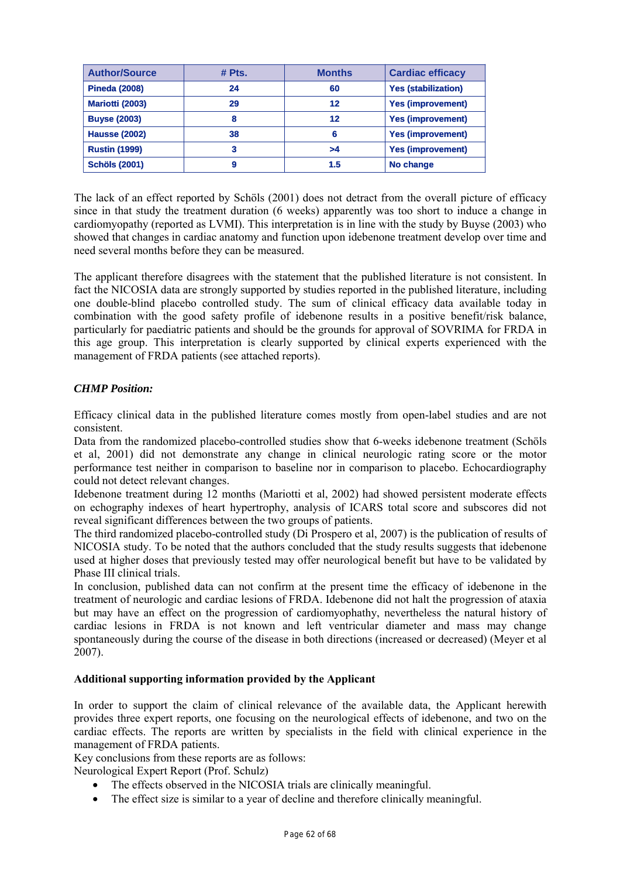| Author/Source | # Pts. | Months | Cardiac efficacy |
|---|---|---|---|
| **Pineda (2008)** | **24** | **60** | **Yes (stabilization)** |
| **Mariotti (2003)** | **29** | **12** | **Yes (improvement)** |
| **Buyse (2003)** | **8** | **12** | **Yes (improvement)** |
| **Hausse (2002)** | **38** | **6** | **Yes (improvement)** |
| **Rustin (1999)** | **3** | **>4** | **Yes (improvement)** |
| **Schöls (2001)** | **9** | **1.5** | **No change** |

The lack of an effect reported by Schöls (2001) does not detract from the overall picture of efficacy since in that study the treatment duration (6 weeks) apparently was too short to induce a change in cardiomyopathy (reported as LVMI). This interpretation is in line with the study by Buyse (2003) who showed that changes in cardiac anatomy and function upon idebenone treatment develop over time and need several months before they can be measured.

The applicant therefore disagrees with the statement that the published literature is not consistent. In fact the NICOSIA data are strongly supported by studies reported in the published literature, including one double-blind placebo controlled study. The sum of clinical efficacy data available today in combination with the good safety profile of idebenone results in a positive benefit/risk balance, particularly for paediatric patients and should be the grounds for approval of SOVRIMA for FRDA in this age group. This interpretation is clearly supported by clinical experts experienced with the management of FRDA patients (see attached reports).

***CHMP Position:***

Efficacy clinical data in the published literature comes mostly from open-label studies and are not consistent.
Data from the randomized placebo-controlled studies show that 6-weeks idebenone treatment (Schöls et al, 2001) did not demonstrate any change in clinical neurologic rating score or the motor performance test neither in comparison to baseline nor in comparison to placebo. Echocardiography could not detect relevant changes.
Idebenone treatment during 12 months (Mariotti et al, 2002) had showed persistent moderate effects on echography indexes of heart hypertrophy, analysis of ICARS total score and subscores did not reveal significant differences between the two groups of patients.
The third randomized placebo-controlled study (Di Prospero et al, 2007) is the publication of results of NICOSIA study. To be noted that the authors concluded that the study results suggests that idebenone used at higher doses that previously tested may offer neurological benefit but have to be validated by Phase III clinical trials.
In conclusion, published data can not confirm at the present time the efficacy of idebenone in the treatment of neurologic and cardiac lesions of FRDA. Idebenone did not halt the progression of ataxia but may have an effect on the progression of cardiomyophathy, nevertheless the natural history of cardiac lesions in FRDA is not known and left ventricular diameter and mass may change spontaneously during the course of the disease in both directions (increased or decreased) (Meyer et al 2007).

**Additional supporting information provided by the Applicant**

In order to support the claim of clinical relevance of the available data, the Applicant herewith provides three expert reports, one focusing on the neurological effects of idebenone, and two on the cardiac effects. The reports are written by specialists in the field with clinical experience in the management of FRDA patients.
Key conclusions from these reports are as follows:
Neurological Expert Report (Prof. Schulz)

- The effects observed in the NICOSIA trials are clinically meaningful.
- The effect size is similar to a year of decline and therefore clinically meaningful.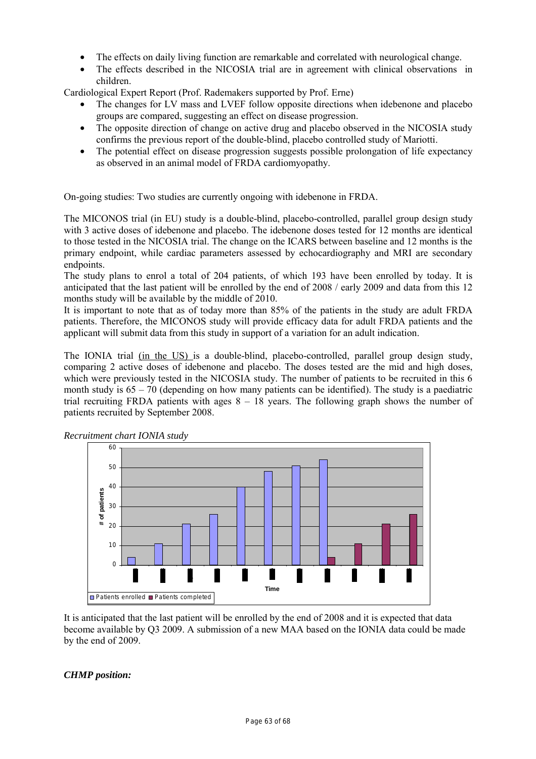- The effects on daily living function are remarkable and correlated with neurological change.
- The effects described in the NICOSIA trial are in agreement with clinical observations in children.

Cardiological Expert Report (Prof. Rademakers supported by Prof. Erne)

- The changes for LV mass and LVEF follow opposite directions when idebenone and placebo groups are compared, suggesting an effect on disease progression.
- The opposite direction of change on active drug and placebo observed in the NICOSIA study confirms the previous report of the double-blind, placebo controlled study of Mariotti.
- The potential effect on disease progression suggests possible prolongation of life expectancy as observed in an animal model of FRDA cardiomyopathy.

On-going studies: Two studies are currently ongoing with idebenone in FRDA.

The MICONOS trial (in EU) study is a double-blind, placebo-controlled, parallel group design study with 3 active doses of idebenone and placebo. The idebenone doses tested for 12 months are identical to those tested in the NICOSIA trial. The change on the ICARS between baseline and 12 months is the primary endpoint, while cardiac parameters assessed by echocardiography and MRI are secondary endpoints.

The study plans to enrol a total of 204 patients, of which 193 have been enrolled by today. It is anticipated that the last patient will be enrolled by the end of 2008 / early 2009 and data from this 12 months study will be available by the middle of 2010.

It is important to note that as of today more than 85% of the patients in the study are adult FRDA patients. Therefore, the MICONOS study will provide efficacy data for adult FRDA patients and the applicant will submit data from this study in support of a variation for an adult indication.

The IONIA trial (in the US) is a double-blind, placebo-controlled, parallel group design study, comparing 2 active doses of idebenone and placebo. The doses tested are the mid and high doses, which were previously tested in the NICOSIA study. The number of patients to be recruited in this 6 month study is 65 – 70 (depending on how many patients can be identified). The study is a paediatric trial recruiting FRDA patients with ages 8 – 18 years. The following graph shows the number of patients recruited by September 2008.

*Recruitment chart IONIA study*

| Time point | Patients enrolled | Patients completed |
|---|---|---|
| 1 | 4 | |
| 2 | 11 | |
| 3 | 21 | |
| 4 | 26 | |
| 5 | 40 | |
| 6 | 48 | |
| 7 | 51 | |
| 8 | 54 | 4 |
| 9 | | 11 |
| 10 | | 21 |
| 11 | | 26 |

It is anticipated that the last patient will be enrolled by the end of 2008 and it is expected that data become available by Q3 2009. A submission of a new MAA based on the IONIA data could be made by the end of 2009.

***CHMP position:***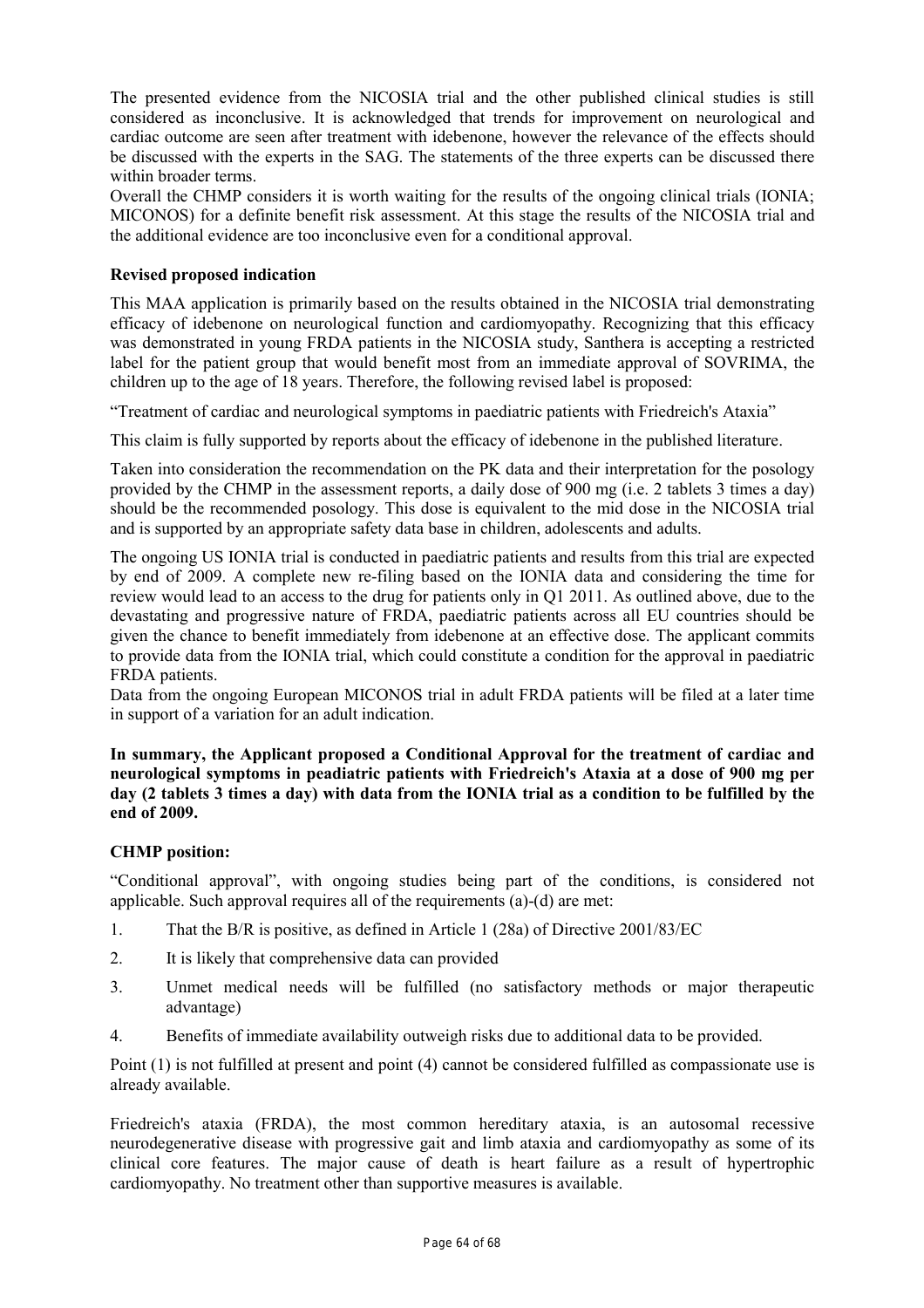The presented evidence from the NICOSIA trial and the other published clinical studies is still considered as inconclusive. It is acknowledged that trends for improvement on neurological and cardiac outcome are seen after treatment with idebenone, however the relevance of the effects should be discussed with the experts in the SAG. The statements of the three experts can be discussed there within broader terms.

Overall the CHMP considers it is worth waiting for the results of the ongoing clinical trials (IONIA; MICONOS) for a definite benefit risk assessment. At this stage the results of the NICOSIA trial and the additional evidence are too inconclusive even for a conditional approval.

**Revised proposed indication**

This MAA application is primarily based on the results obtained in the NICOSIA trial demonstrating efficacy of idebenone on neurological function and cardiomyopathy. Recognizing that this efficacy was demonstrated in young FRDA patients in the NICOSIA study, Santhera is accepting a restricted label for the patient group that would benefit most from an immediate approval of SOVRIMA, the children up to the age of 18 years. Therefore, the following revised label is proposed:

"Treatment of cardiac and neurological symptoms in paediatric patients with Friedreich's Ataxia"

This claim is fully supported by reports about the efficacy of idebenone in the published literature.

Taken into consideration the recommendation on the PK data and their interpretation for the posology provided by the CHMP in the assessment reports, a daily dose of 900 mg (i.e. 2 tablets 3 times a day) should be the recommended posology. This dose is equivalent to the mid dose in the NICOSIA trial and is supported by an appropriate safety data base in children, adolescents and adults.

The ongoing US IONIA trial is conducted in paediatric patients and results from this trial are expected by end of 2009. A complete new re-filing based on the IONIA data and considering the time for review would lead to an access to the drug for patients only in Q1 2011. As outlined above, due to the devastating and progressive nature of FRDA, paediatric patients across all EU countries should be given the chance to benefit immediately from idebenone at an effective dose. The applicant commits to provide data from the IONIA trial, which could constitute a condition for the approval in paediatric FRDA patients.

Data from the ongoing European MICONOS trial in adult FRDA patients will be filed at a later time in support of a variation for an adult indication.

**In summary, the Applicant proposed a Conditional Approval for the treatment of cardiac and neurological symptoms in peadiatric patients with Friedreich's Ataxia at a dose of 900 mg per day (2 tablets 3 times a day) with data from the IONIA trial as a condition to be fulfilled by the end of 2009.**

**CHMP position:**

"Conditional approval", with ongoing studies being part of the conditions, is considered not applicable. Such approval requires all of the requirements (a)-(d) are met:

1. That the B/R is positive, as defined in Article 1 (28a) of Directive 2001/83/EC
2. It is likely that comprehensive data can provided
3. Unmet medical needs will be fulfilled (no satisfactory methods or major therapeutic advantage)
4. Benefits of immediate availability outweigh risks due to additional data to be provided.

Point (1) is not fulfilled at present and point (4) cannot be considered fulfilled as compassionate use is already available.

Friedreich's ataxia (FRDA), the most common hereditary ataxia, is an autosomal recessive neurodegenerative disease with progressive gait and limb ataxia and cardiomyopathy as some of its clinical core features. The major cause of death is heart failure as a result of hypertrophic cardiomyopathy. No treatment other than supportive measures is available.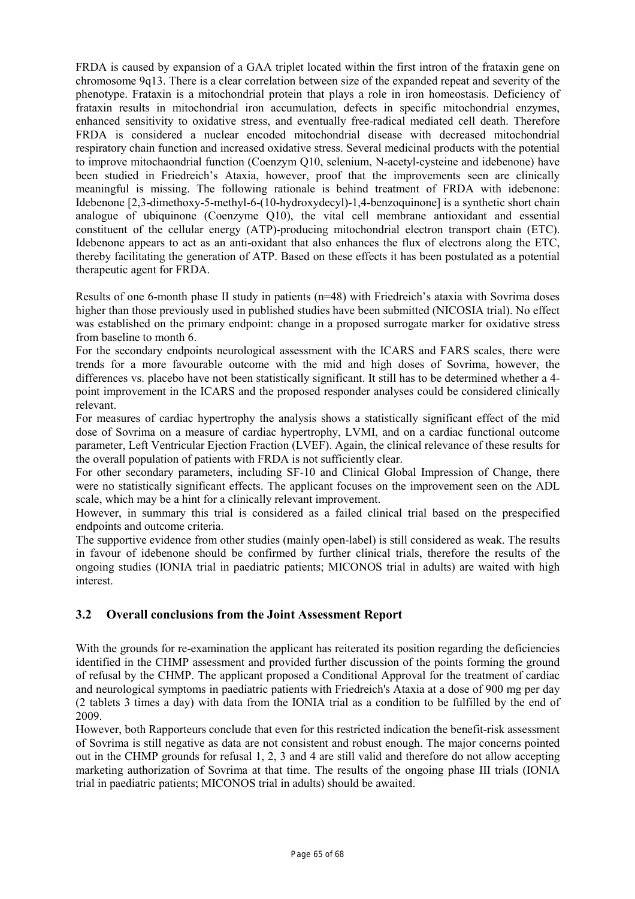FRDA is caused by expansion of a GAA triplet located within the first intron of the frataxin gene on chromosome 9q13. There is a clear correlation between size of the expanded repeat and severity of the phenotype. Frataxin is a mitochondrial protein that plays a role in iron homeostasis. Deficiency of frataxin results in mitochondrial iron accumulation, defects in specific mitochondrial enzymes, enhanced sensitivity to oxidative stress, and eventually free-radical mediated cell death. Therefore FRDA is considered a nuclear encoded mitochondrial disease with decreased mitochondrial respiratory chain function and increased oxidative stress. Several medicinal products with the potential to improve mitochaondrial function (Coenzym Q10, selenium, N-acetyl-cysteine and idebenone) have been studied in Friedreich's Ataxia, however, proof that the improvements seen are clinically meaningful is missing. The following rationale is behind treatment of FRDA with idebenone: Idebenone [2,3-dimethoxy-5-methyl-6-(10-hydroxydecyl)-1,4-benzoquinone] is a synthetic short chain analogue of ubiquinone (Coenzyme Q10), the vital cell membrane antioxidant and essential constituent of the cellular energy (ATP)-producing mitochondrial electron transport chain (ETC). Idebenone appears to act as an anti-oxidant that also enhances the flux of electrons along the ETC, thereby facilitating the generation of ATP. Based on these effects it has been postulated as a potential therapeutic agent for FRDA.

Results of one 6-month phase II study in patients (n=48) with Friedreich's ataxia with Sovrima doses higher than those previously used in published studies have been submitted (NICOSIA trial). No effect was established on the primary endpoint: change in a proposed surrogate marker for oxidative stress from baseline to month 6.
For the secondary endpoints neurological assessment with the ICARS and FARS scales, there were trends for a more favourable outcome with the mid and high doses of Sovrima, however, the differences vs. placebo have not been statistically significant. It still has to be determined whether a 4-point improvement in the ICARS and the proposed responder analyses could be considered clinically relevant.
For measures of cardiac hypertrophy the analysis shows a statistically significant effect of the mid dose of Sovrima on a measure of cardiac hypertrophy, LVMI, and on a cardiac functional outcome parameter, Left Ventricular Ejection Fraction (LVEF). Again, the clinical relevance of these results for the overall population of patients with FRDA is not sufficiently clear.
For other secondary parameters, including SF-10 and Clinical Global Impression of Change, there were no statistically significant effects. The applicant focuses on the improvement seen on the ADL scale, which may be a hint for a clinically relevant improvement.
However, in summary this trial is considered as a failed clinical trial based on the prespecified endpoints and outcome criteria.
The supportive evidence from other studies (mainly open-label) is still considered as weak. The results in favour of idebenone should be confirmed by further clinical trials, therefore the results of the ongoing studies (IONIA trial in paediatric patients; MICONOS trial in adults) are waited with high interest.

## 3.2 Overall conclusions from the Joint Assessment Report

With the grounds for re-examination the applicant has reiterated its position regarding the deficiencies identified in the CHMP assessment and provided further discussion of the points forming the ground of refusal by the CHMP. The applicant proposed a Conditional Approval for the treatment of cardiac and neurological symptoms in paediatric patients with Friedreich's Ataxia at a dose of 900 mg per day (2 tablets 3 times a day) with data from the IONIA trial as a condition to be fulfilled by the end of 2009.
However, both Rapporteurs conclude that even for this restricted indication the benefit-risk assessment of Sovrima is still negative as data are not consistent and robust enough. The major concerns pointed out in the CHMP grounds for refusal 1, 2, 3 and 4 are still valid and therefore do not allow accepting marketing authorization of Sovrima at that time. The results of the ongoing phase III trials (IONIA trial in paediatric patients; MICONOS trial in adults) should be awaited.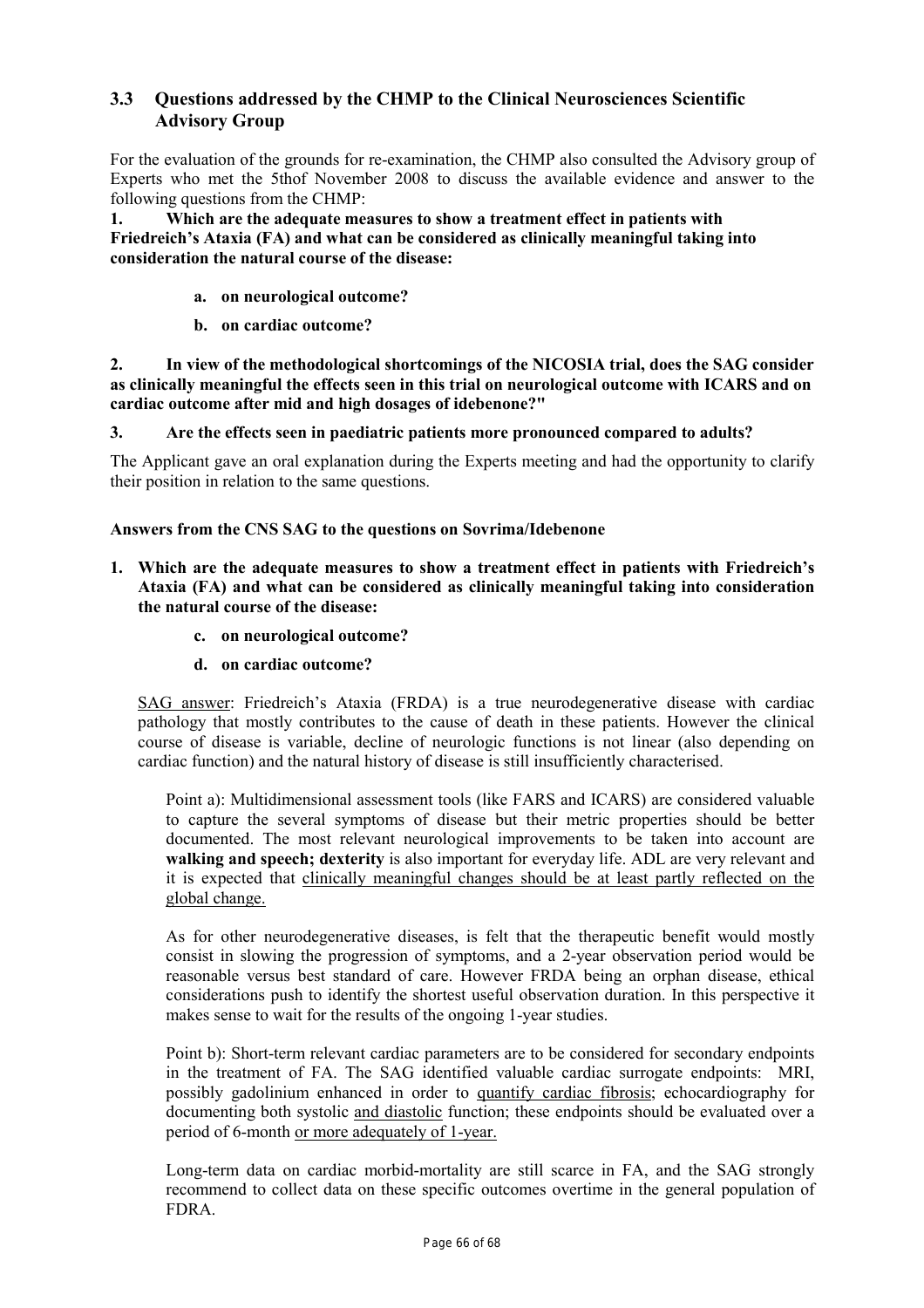## 3.3 Questions addressed by the CHMP to the Clinical Neurosciences Scientific Advisory Group

For the evaluation of the grounds for re-examination, the CHMP also consulted the Advisory group of Experts who met the 5thof November 2008 to discuss the available evidence and answer to the following questions from the CHMP:

**1. Which are the adequate measures to show a treatment effect in patients with Friedreich's Ataxia (FA) and what can be considered as clinically meaningful taking into consideration the natural course of the disease:**

- **a. on neurological outcome?**
- **b. on cardiac outcome?**

**2. In view of the methodological shortcomings of the NICOSIA trial, does the SAG consider as clinically meaningful the effects seen in this trial on neurological outcome with ICARS and on cardiac outcome after mid and high dosages of idebenone?"**

**3. Are the effects seen in paediatric patients more pronounced compared to adults?**

The Applicant gave an oral explanation during the Experts meeting and had the opportunity to clarify their position in relation to the same questions.

**Answers from the CNS SAG to the questions on Sovrima/Idebenone**

**1. Which are the adequate measures to show a treatment effect in patients with Friedreich's Ataxia (FA) and what can be considered as clinically meaningful taking into consideration the natural course of the disease:**

- **c. on neurological outcome?**
- **d. on cardiac outcome?**

SAG answer: Friedreich's Ataxia (FRDA) is a true neurodegenerative disease with cardiac pathology that mostly contributes to the cause of death in these patients. However the clinical course of disease is variable, decline of neurologic functions is not linear (also depending on cardiac function) and the natural history of disease is still insufficiently characterised.

Point a): Multidimensional assessment tools (like FARS and ICARS) are considered valuable to capture the several symptoms of disease but their metric properties should be better documented. The most relevant neurological improvements to be taken into account are **walking and speech; dexterity** is also important for everyday life. ADL are very relevant and it is expected that clinically meaningful changes should be at least partly reflected on the global change.

As for other neurodegenerative diseases, is felt that the therapeutic benefit would mostly consist in slowing the progression of symptoms, and a 2-year observation period would be reasonable versus best standard of care. However FRDA being an orphan disease, ethical considerations push to identify the shortest useful observation duration. In this perspective it makes sense to wait for the results of the ongoing 1-year studies.

Point b): Short-term relevant cardiac parameters are to be considered for secondary endpoints in the treatment of FA. The SAG identified valuable cardiac surrogate endpoints: MRI, possibly gadolinium enhanced in order to quantify cardiac fibrosis; echocardiography for documenting both systolic and diastolic function; these endpoints should be evaluated over a period of 6-month or more adequately of 1-year.

Long-term data on cardiac morbid-mortality are still scarce in FA, and the SAG strongly recommend to collect data on these specific outcomes overtime in the general population of FDRA.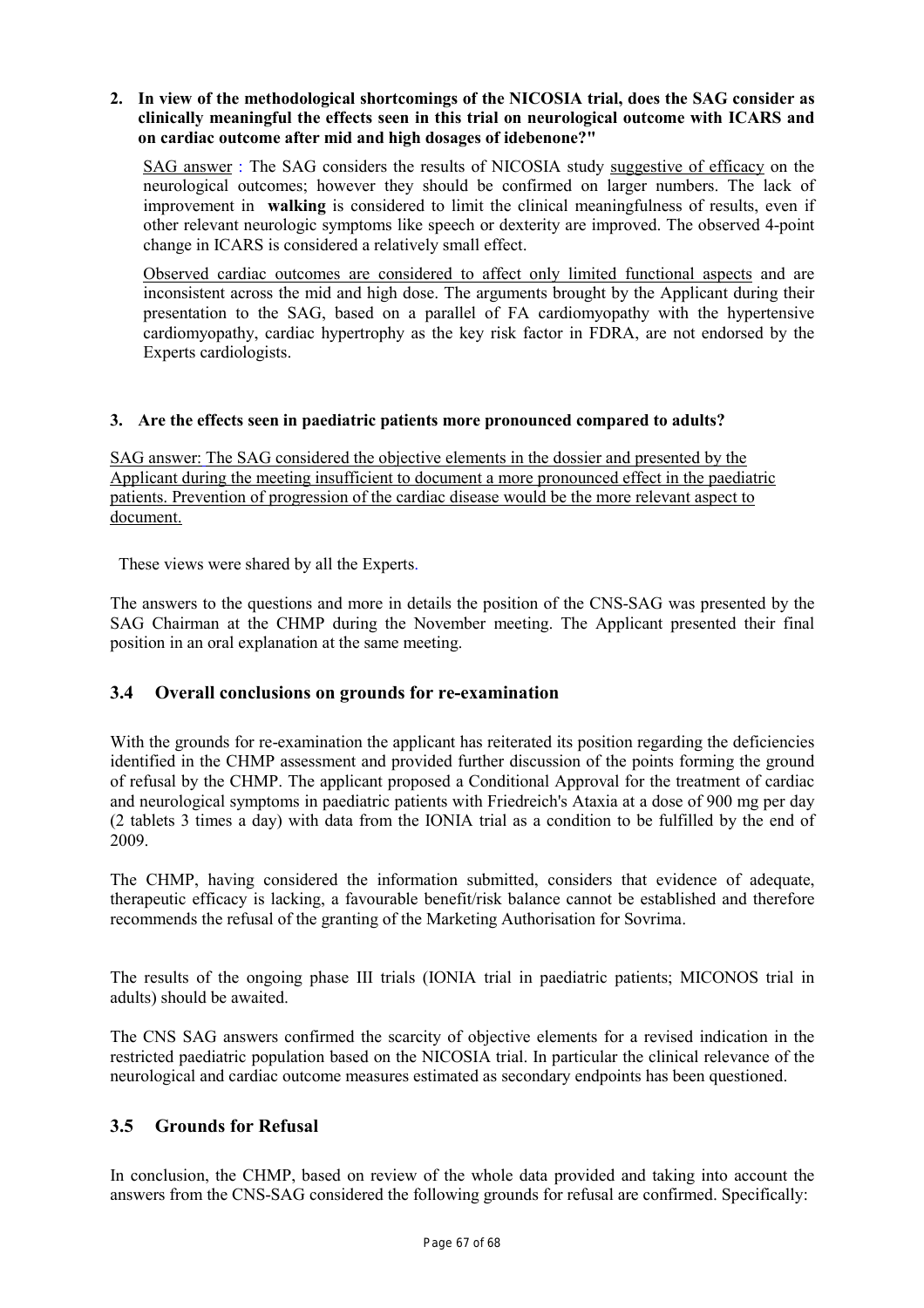**2. In view of the methodological shortcomings of the NICOSIA trial, does the SAG consider as clinically meaningful the effects seen in this trial on neurological outcome with ICARS and on cardiac outcome after mid and high dosages of idebenone?"**

SAG answer : The SAG considers the results of NICOSIA study suggestive of efficacy on the neurological outcomes; however they should be confirmed on larger numbers. The lack of improvement in **walking** is considered to limit the clinical meaningfulness of results, even if other relevant neurologic symptoms like speech or dexterity are improved. The observed 4-point change in ICARS is considered a relatively small effect.

Observed cardiac outcomes are considered to affect only limited functional aspects and are inconsistent across the mid and high dose. The arguments brought by the Applicant during their presentation to the SAG, based on a parallel of FA cardiomyopathy with the hypertensive cardiomyopathy, cardiac hypertrophy as the key risk factor in FDRA, are not endorsed by the Experts cardiologists.

**3. Are the effects seen in paediatric patients more pronounced compared to adults?**

SAG answer: The SAG considered the objective elements in the dossier and presented by the Applicant during the meeting insufficient to document a more pronounced effect in the paediatric patients. Prevention of progression of the cardiac disease would be the more relevant aspect to document.

These views were shared by all the Experts.

The answers to the questions and more in details the position of the CNS-SAG was presented by the SAG Chairman at the CHMP during the November meeting. The Applicant presented their final position in an oral explanation at the same meeting.

## 3.4 Overall conclusions on grounds for re-examination

With the grounds for re-examination the applicant has reiterated its position regarding the deficiencies identified in the CHMP assessment and provided further discussion of the points forming the ground of refusal by the CHMP. The applicant proposed a Conditional Approval for the treatment of cardiac and neurological symptoms in paediatric patients with Friedreich's Ataxia at a dose of 900 mg per day (2 tablets 3 times a day) with data from the IONIA trial as a condition to be fulfilled by the end of 2009.

The CHMP, having considered the information submitted, considers that evidence of adequate, therapeutic efficacy is lacking, a favourable benefit/risk balance cannot be established and therefore recommends the refusal of the granting of the Marketing Authorisation for Sovrima.

The results of the ongoing phase III trials (IONIA trial in paediatric patients; MICONOS trial in adults) should be awaited.

The CNS SAG answers confirmed the scarcity of objective elements for a revised indication in the restricted paediatric population based on the NICOSIA trial. In particular the clinical relevance of the neurological and cardiac outcome measures estimated as secondary endpoints has been questioned.

## 3.5 Grounds for Refusal

In conclusion, the CHMP, based on review of the whole data provided and taking into account the answers from the CNS-SAG considered the following grounds for refusal are confirmed. Specifically: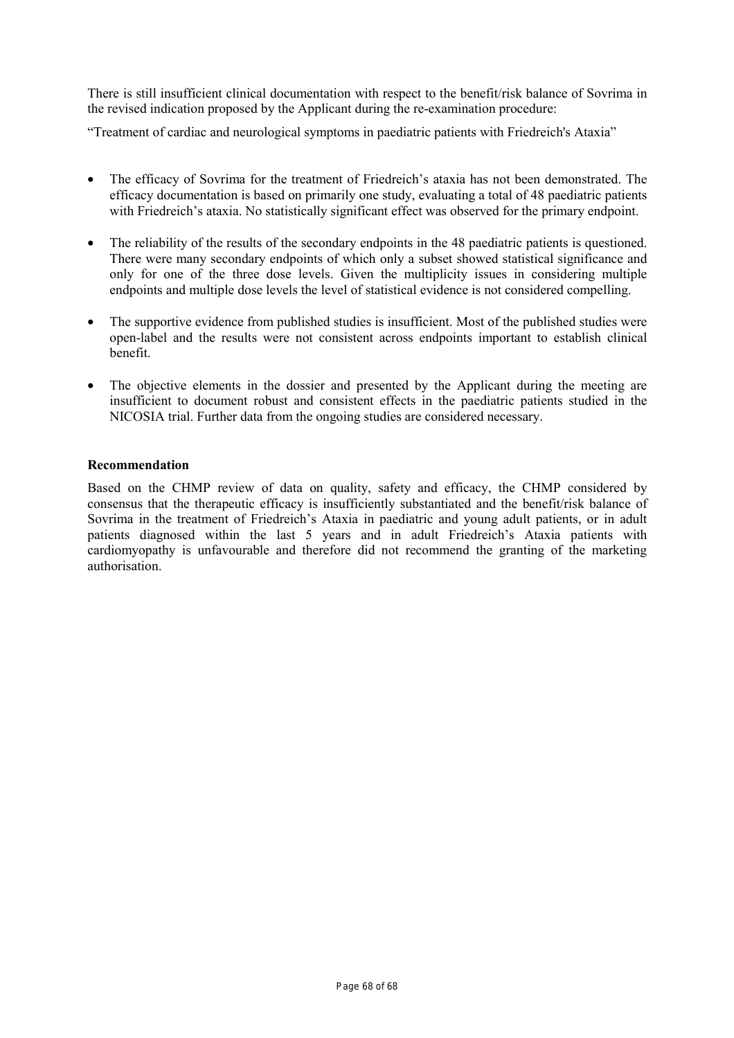There is still insufficient clinical documentation with respect to the benefit/risk balance of Sovrima in the revised indication proposed by the Applicant during the re-examination procedure:

"Treatment of cardiac and neurological symptoms in paediatric patients with Friedreich's Ataxia"

- The efficacy of Sovrima for the treatment of Friedreich's ataxia has not been demonstrated. The efficacy documentation is based on primarily one study, evaluating a total of 48 paediatric patients with Friedreich's ataxia. No statistically significant effect was observed for the primary endpoint.
- The reliability of the results of the secondary endpoints in the 48 paediatric patients is questioned. There were many secondary endpoints of which only a subset showed statistical significance and only for one of the three dose levels. Given the multiplicity issues in considering multiple endpoints and multiple dose levels the level of statistical evidence is not considered compelling.
- The supportive evidence from published studies is insufficient. Most of the published studies were open-label and the results were not consistent across endpoints important to establish clinical benefit.
- The objective elements in the dossier and presented by the Applicant during the meeting are insufficient to document robust and consistent effects in the paediatric patients studied in the NICOSIA trial. Further data from the ongoing studies are considered necessary.

**Recommendation**

Based on the CHMP review of data on quality, safety and efficacy, the CHMP considered by consensus that the therapeutic efficacy is insufficiently substantiated and the benefit/risk balance of Sovrima in the treatment of Friedreich's Ataxia in paediatric and young adult patients, or in adult patients diagnosed within the last 5 years and in adult Friedreich's Ataxia patients with cardiomyopathy is unfavourable and therefore did not recommend the granting of the marketing authorisation.